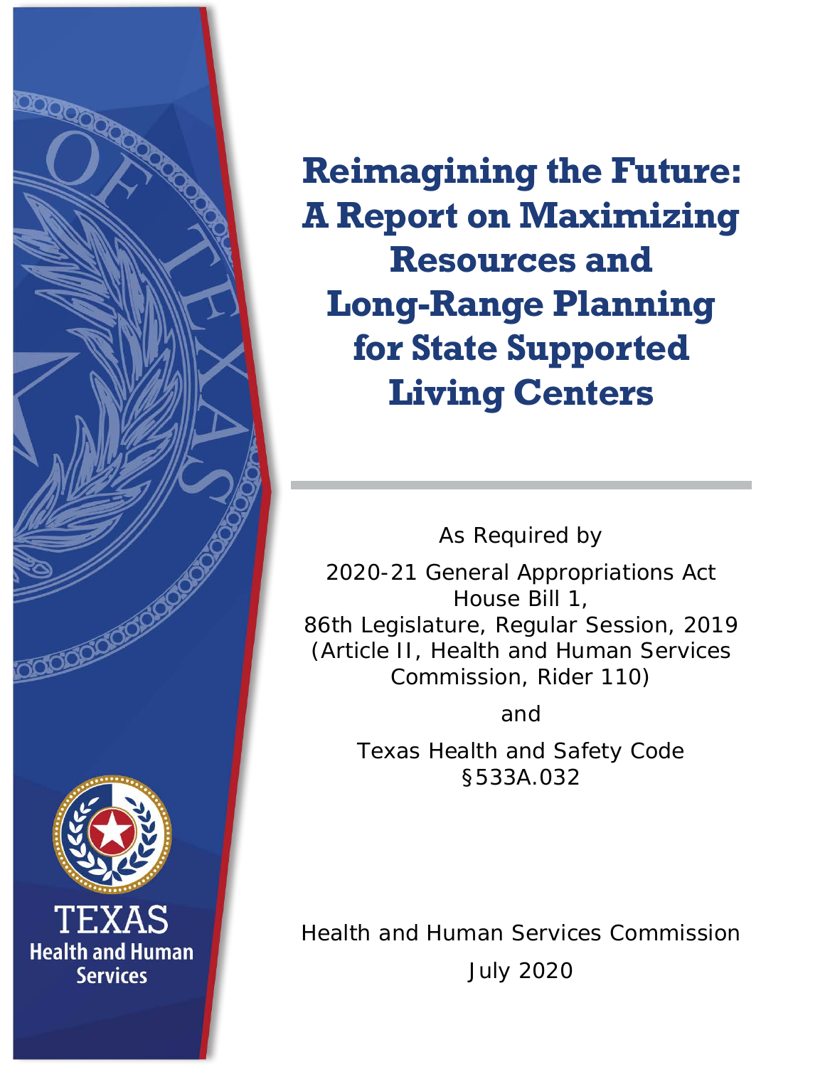# Reimagining the Future: A Report on Maximizing Resources and Long-Range Planning for State Supported Living Centers

As Required by

2020-21 General Appropriations Act
House Bill 1,
86th Legislature, Regular Session, 2019
(Article II, Health and Human Services Commission, Rider 110)

and

Texas Health and Safety Code
§533A.032

Health and Human Services Commission

July 2020

TEXAS
Health and Human Services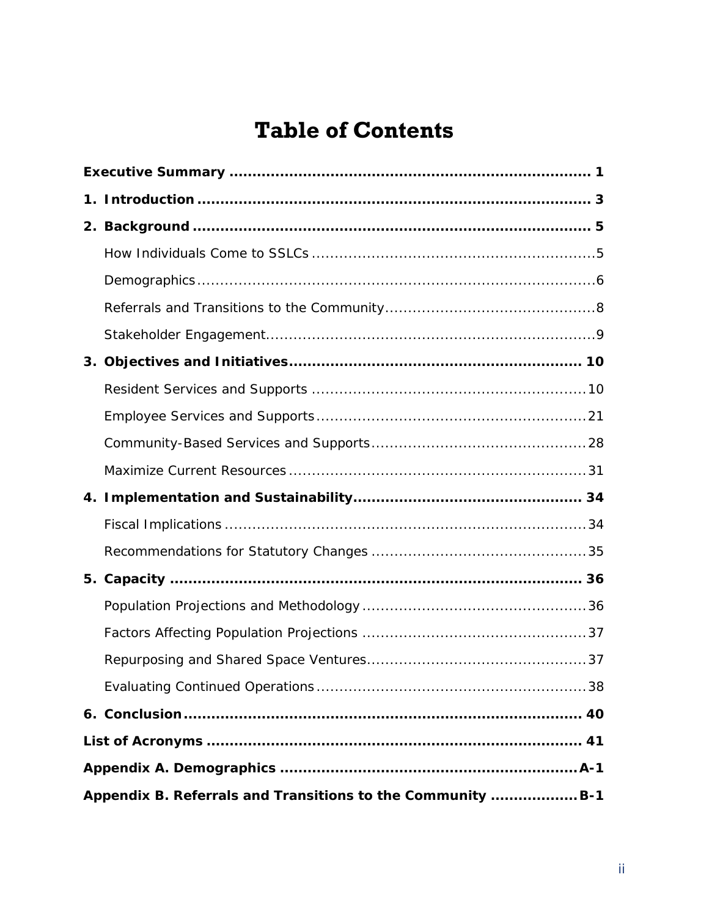# Table of Contents

**Executive Summary** ..... **1**

**1. Introduction** ..... **3**

**2. Background** ..... **5**

- How Individuals Come to SSLCs ..... 5
- Demographics ..... 6
- Referrals and Transitions to the Community ..... 8
- Stakeholder Engagement ..... 9

**3. Objectives and Initiatives** ..... **10**

- Resident Services and Supports ..... 10
- Employee Services and Supports ..... 21
- Community-Based Services and Supports ..... 28
- Maximize Current Resources ..... 31

**4. Implementation and Sustainability** ..... **34**

- Fiscal Implications ..... 34
- Recommendations for Statutory Changes ..... 35

**5. Capacity** ..... **36**

- Population Projections and Methodology ..... 36
- Factors Affecting Population Projections ..... 37
- Repurposing and Shared Space Ventures ..... 37
- Evaluating Continued Operations ..... 38

**6. Conclusion** ..... **40**

**List of Acronyms** ..... **41**

**Appendix A. Demographics** ..... **A-1**

**Appendix B. Referrals and Transitions to the Community** ..... **B-1**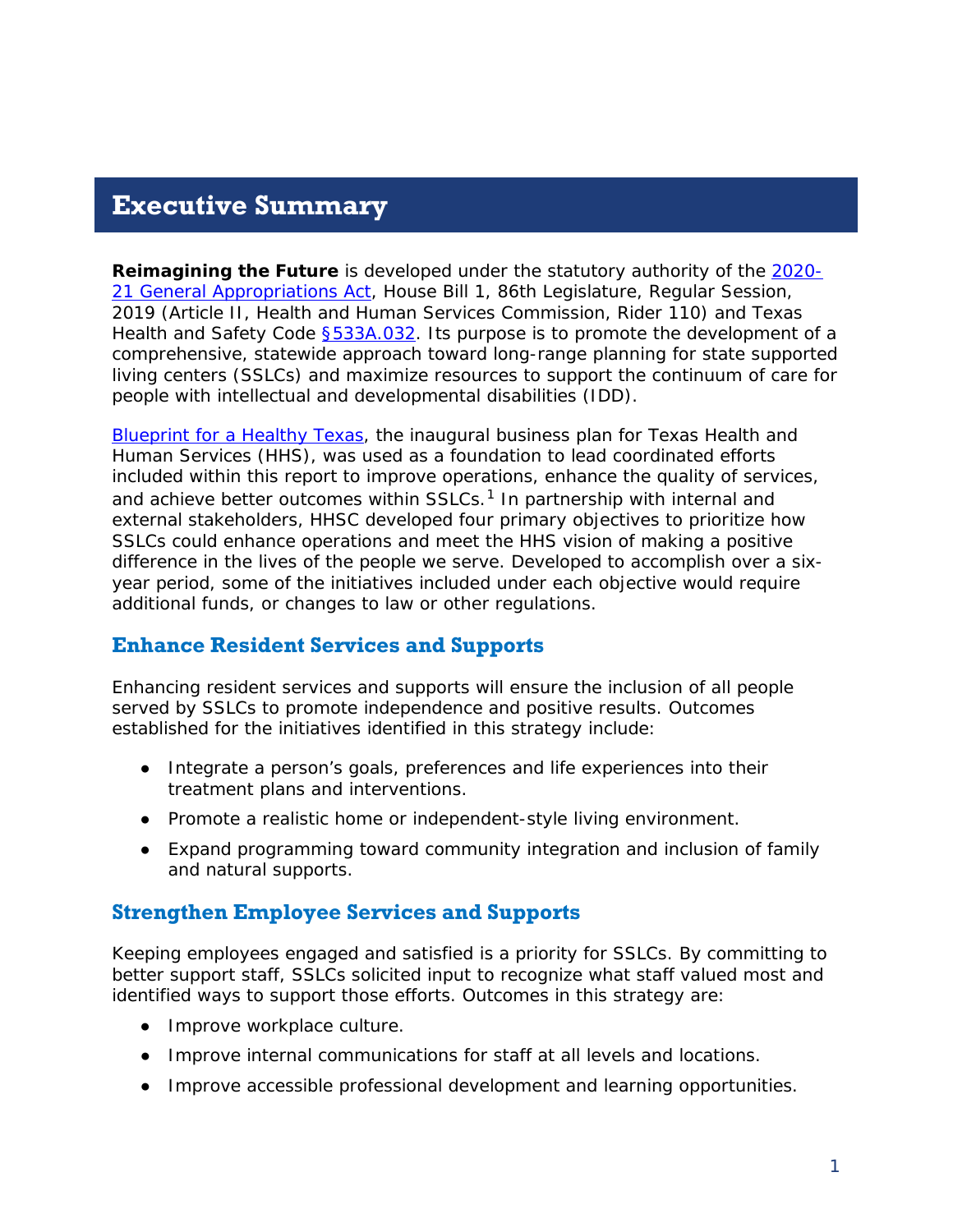# Executive Summary

**Reimagining the Future** is developed under the statutory authority of the 2020-21 General Appropriations Act, House Bill 1, 86th Legislature, Regular Session, 2019 (Article II, Health and Human Services Commission, Rider 110) and Texas Health and Safety Code §533A.032. Its purpose is to promote the development of a comprehensive, statewide approach toward long-range planning for state supported living centers (SSLCs) and maximize resources to support the continuum of care for people with intellectual and developmental disabilities (IDD).

Blueprint for a Healthy Texas, the inaugural business plan for Texas Health and Human Services (HHS), was used as a foundation to lead coordinated efforts included within this report to improve operations, enhance the quality of services, and achieve better outcomes within SSLCs.[1] In partnership with internal and external stakeholders, HHSC developed four primary objectives to prioritize how SSLCs could enhance operations and meet the HHS vision of making a positive difference in the lives of the people we serve. Developed to accomplish over a six-year period, some of the initiatives included under each objective would require additional funds, or changes to law or other regulations.

## Enhance Resident Services and Supports

Enhancing resident services and supports will ensure the inclusion of all people served by SSLCs to promote independence and positive results. Outcomes established for the initiatives identified in this strategy include:

- Integrate a person's goals, preferences and life experiences into their treatment plans and interventions.
- Promote a realistic home or independent-style living environment.
- Expand programming toward community integration and inclusion of family and natural supports.

## Strengthen Employee Services and Supports

Keeping employees engaged and satisfied is a priority for SSLCs. By committing to better support staff, SSLCs solicited input to recognize what staff valued most and identified ways to support those efforts. Outcomes in this strategy are:

- Improve workplace culture.
- Improve internal communications for staff at all levels and locations.
- Improve accessible professional development and learning opportunities.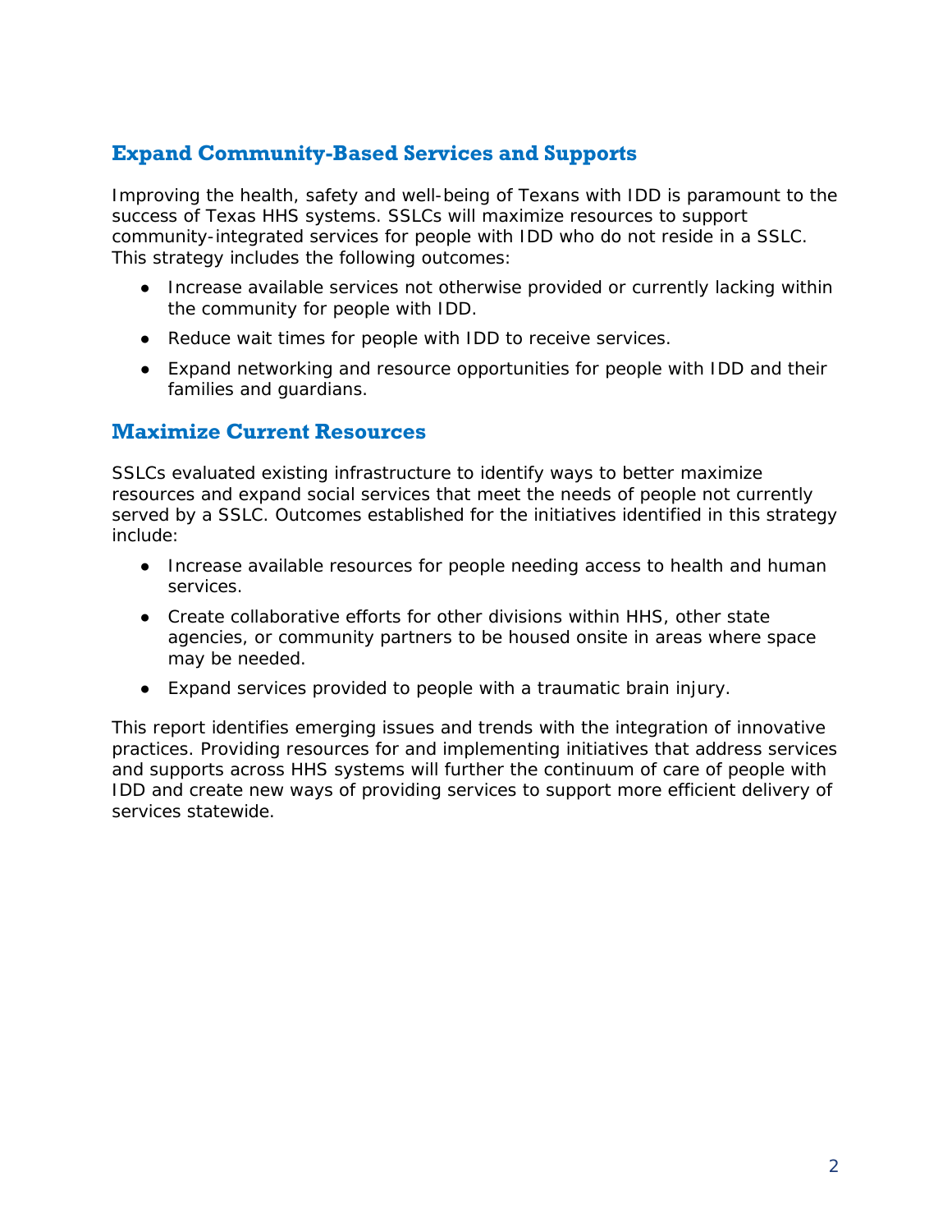## Expand Community-Based Services and Supports

Improving the health, safety and well-being of Texans with IDD is paramount to the success of Texas HHS systems. SSLCs will maximize resources to support community-integrated services for people with IDD who do not reside in a SSLC. This strategy includes the following outcomes:

- Increase available services not otherwise provided or currently lacking within the community for people with IDD.
- Reduce wait times for people with IDD to receive services.
- Expand networking and resource opportunities for people with IDD and their families and guardians.

## Maximize Current Resources

SSLCs evaluated existing infrastructure to identify ways to better maximize resources and expand social services that meet the needs of people not currently served by a SSLC. Outcomes established for the initiatives identified in this strategy include:

- Increase available resources for people needing access to health and human services.
- Create collaborative efforts for other divisions within HHS, other state agencies, or community partners to be housed onsite in areas where space may be needed.
- Expand services provided to people with a traumatic brain injury.

This report identifies emerging issues and trends with the integration of innovative practices. Providing resources for and implementing initiatives that address services and supports across HHS systems will further the continuum of care of people with IDD and create new ways of providing services to support more efficient delivery of services statewide.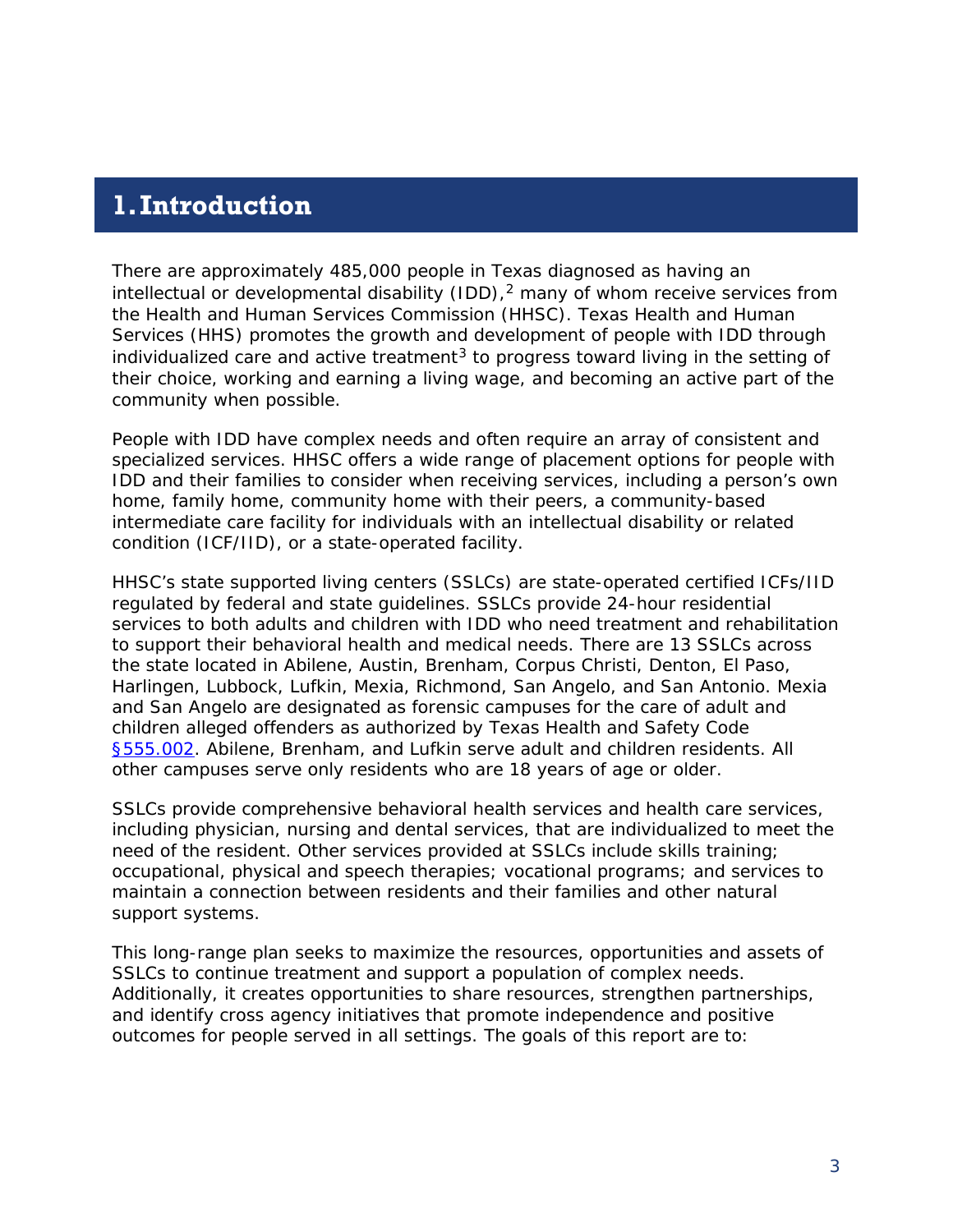# 1. Introduction

There are approximately 485,000 people in Texas diagnosed as having an intellectual or developmental disability (IDD),[2] many of whom receive services from the Health and Human Services Commission (HHSC). Texas Health and Human Services (HHS) promotes the growth and development of people with IDD through individualized care and active treatment[3] to progress toward living in the setting of their choice, working and earning a living wage, and becoming an active part of the community when possible.

People with IDD have complex needs and often require an array of consistent and specialized services. HHSC offers a wide range of placement options for people with IDD and their families to consider when receiving services, including a person's own home, family home, community home with their peers, a community-based intermediate care facility for individuals with an intellectual disability or related condition (ICF/IID), or a state-operated facility.

HHSC's state supported living centers (SSLCs) are state-operated certified ICFs/IID regulated by federal and state guidelines. SSLCs provide 24-hour residential services to both adults and children with IDD who need treatment and rehabilitation to support their behavioral health and medical needs. There are 13 SSLCs across the state located in Abilene, Austin, Brenham, Corpus Christi, Denton, El Paso, Harlingen, Lubbock, Lufkin, Mexia, Richmond, San Angelo, and San Antonio. Mexia and San Angelo are designated as forensic campuses for the care of adult and children alleged offenders as authorized by Texas Health and Safety Code §555.002. Abilene, Brenham, and Lufkin serve adult and children residents. All other campuses serve only residents who are 18 years of age or older.

SSLCs provide comprehensive behavioral health services and health care services, including physician, nursing and dental services, that are individualized to meet the need of the resident. Other services provided at SSLCs include skills training; occupational, physical and speech therapies; vocational programs; and services to maintain a connection between residents and their families and other natural support systems.

This long-range plan seeks to maximize the resources, opportunities and assets of SSLCs to continue treatment and support a population of complex needs. Additionally, it creates opportunities to share resources, strengthen partnerships, and identify cross agency initiatives that promote independence and positive outcomes for people served in all settings. The goals of this report are to: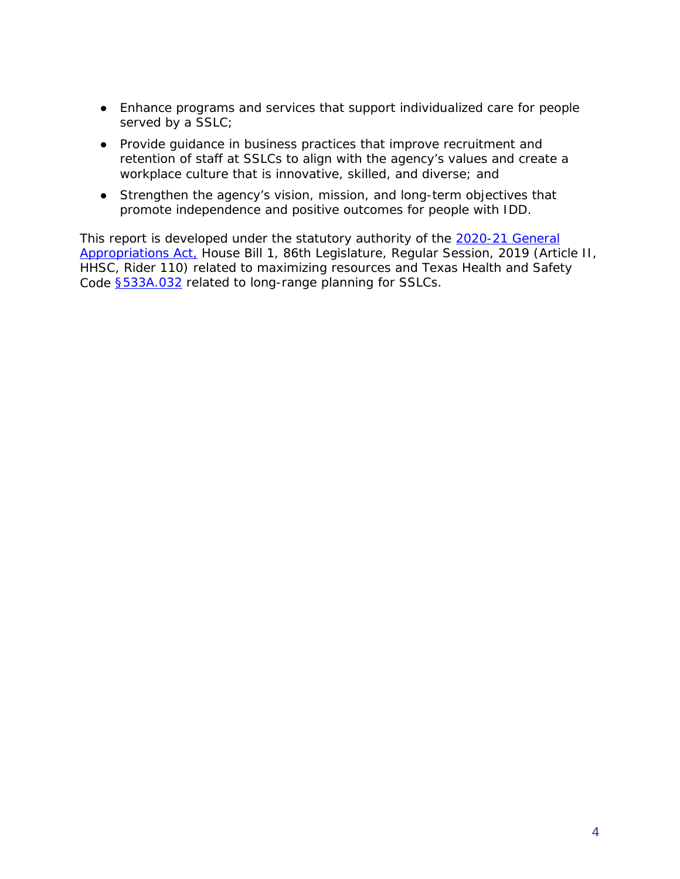- Enhance programs and services that support individualized care for people served by a SSLC;
- Provide guidance in business practices that improve recruitment and retention of staff at SSLCs to align with the agency's values and create a workplace culture that is innovative, skilled, and diverse; and
- Strengthen the agency's vision, mission, and long-term objectives that promote independence and positive outcomes for people with IDD.

This report is developed under the statutory authority of the 2020-21 General Appropriations Act, House Bill 1, 86th Legislature, Regular Session, 2019 (Article II, HHSC, Rider 110) related to maximizing resources and Texas Health and Safety Code §533A.032 related to long-range planning for SSLCs.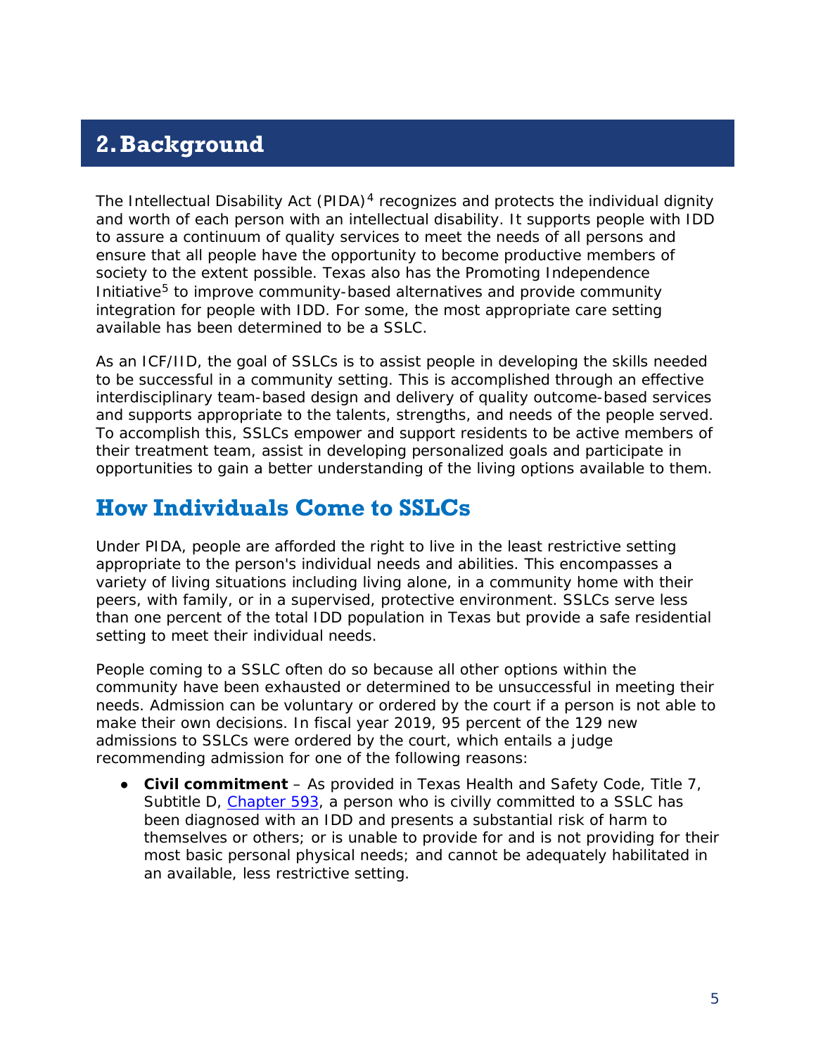# 2. Background

The Intellectual Disability Act (PIDA)[4] recognizes and protects the individual dignity and worth of each person with an intellectual disability. It supports people with IDD to assure a continuum of quality services to meet the needs of all persons and ensure that all people have the opportunity to become productive members of society to the extent possible. Texas also has the Promoting Independence Initiative[5] to improve community-based alternatives and provide community integration for people with IDD. For some, the most appropriate care setting available has been determined to be a SSLC.

As an ICF/IID, the goal of SSLCs is to assist people in developing the skills needed to be successful in a community setting. This is accomplished through an effective interdisciplinary team-based design and delivery of quality outcome-based services and supports appropriate to the talents, strengths, and needs of the people served. To accomplish this, SSLCs empower and support residents to be active members of their treatment team, assist in developing personalized goals and participate in opportunities to gain a better understanding of the living options available to them.

## How Individuals Come to SSLCs

Under PIDA, people are afforded the right to live in the least restrictive setting appropriate to the person's individual needs and abilities. This encompasses a variety of living situations including living alone, in a community home with their peers, with family, or in a supervised, protective environment. SSLCs serve less than one percent of the total IDD population in Texas but provide a safe residential setting to meet their individual needs.

People coming to a SSLC often do so because all other options within the community have been exhausted or determined to be unsuccessful in meeting their needs. Admission can be voluntary or ordered by the court if a person is not able to make their own decisions. In fiscal year 2019, 95 percent of the 129 new admissions to SSLCs were ordered by the court, which entails a judge recommending admission for one of the following reasons:

- **Civil commitment** – As provided in Texas Health and Safety Code, Title 7, Subtitle D, Chapter 593, a person who is civilly committed to a SSLC has been diagnosed with an IDD and presents a substantial risk of harm to themselves or others; or is unable to provide for and is not providing for their most basic personal physical needs; and cannot be adequately habilitated in an available, less restrictive setting.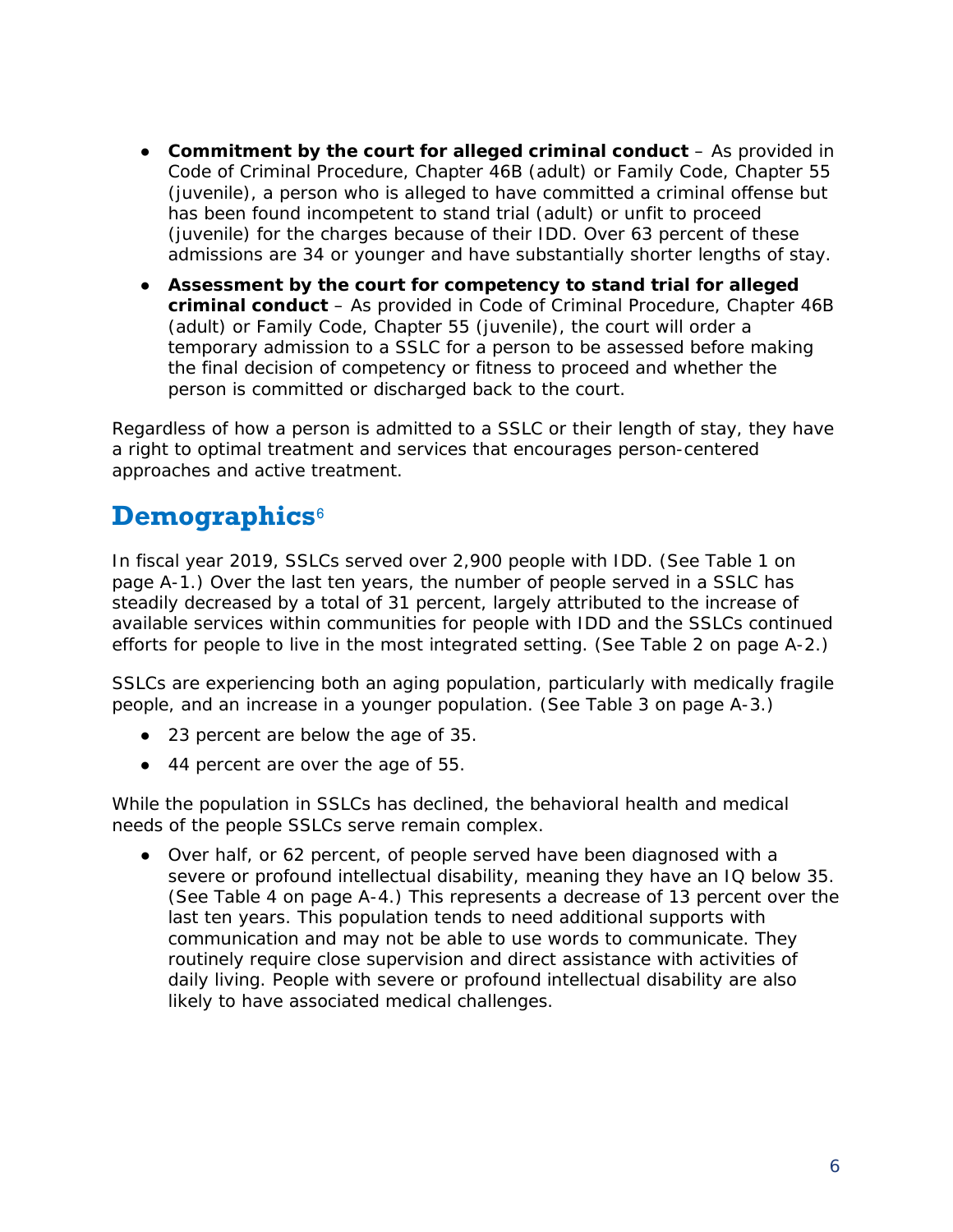- **Commitment by the court for alleged criminal conduct** – As provided in Code of Criminal Procedure, Chapter 46B (adult) or Family Code, Chapter 55 (juvenile), a person who is alleged to have committed a criminal offense but has been found incompetent to stand trial (adult) or unfit to proceed (juvenile) for the charges because of their IDD. Over 63 percent of these admissions are 34 or younger and have substantially shorter lengths of stay.
- **Assessment by the court for competency to stand trial for alleged criminal conduct** – As provided in Code of Criminal Procedure, Chapter 46B (adult) or Family Code, Chapter 55 (juvenile), the court will order a temporary admission to a SSLC for a person to be assessed before making the final decision of competency or fitness to proceed and whether the person is committed or discharged back to the court.

Regardless of how a person is admitted to a SSLC or their length of stay, they have a right to optimal treatment and services that encourages person-centered approaches and active treatment.

## Demographics[6]

In fiscal year 2019, SSLCs served over 2,900 people with IDD. (See Table 1 on page A-1.) Over the last ten years, the number of people served in a SSLC has steadily decreased by a total of 31 percent, largely attributed to the increase of available services within communities for people with IDD and the SSLCs continued efforts for people to live in the most integrated setting. (See Table 2 on page A-2.)

SSLCs are experiencing both an aging population, particularly with medically fragile people, and an increase in a younger population. (See Table 3 on page A-3.)

- 23 percent are below the age of 35.
- 44 percent are over the age of 55.

While the population in SSLCs has declined, the behavioral health and medical needs of the people SSLCs serve remain complex.

- Over half, or 62 percent, of people served have been diagnosed with a severe or profound intellectual disability, meaning they have an IQ below 35. (See Table 4 on page A-4.) This represents a decrease of 13 percent over the last ten years. This population tends to need additional supports with communication and may not be able to use words to communicate. They routinely require close supervision and direct assistance with activities of daily living. People with severe or profound intellectual disability are also likely to have associated medical challenges.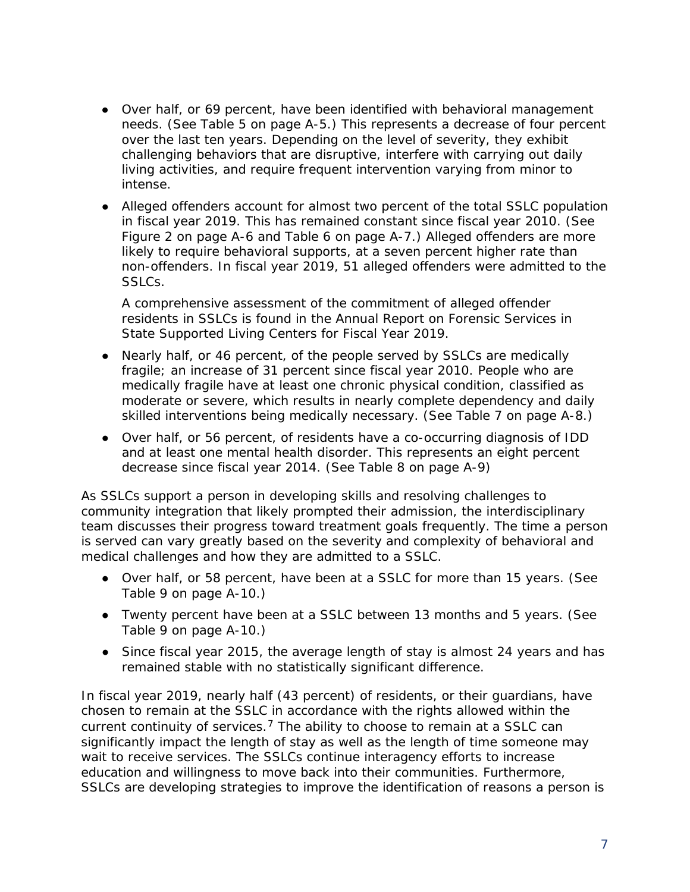- Over half, or 69 percent, have been identified with behavioral management needs. (See Table 5 on page A-5.) This represents a decrease of four percent over the last ten years. Depending on the level of severity, they exhibit challenging behaviors that are disruptive, interfere with carrying out daily living activities, and require frequent intervention varying from minor to intense.
- Alleged offenders account for almost two percent of the total SSLC population in fiscal year 2019. This has remained constant since fiscal year 2010. (See Figure 2 on page A-6 and Table 6 on page A-7.) Alleged offenders are more likely to require behavioral supports, at a seven percent higher rate than non-offenders. In fiscal year 2019, 51 alleged offenders were admitted to the SSLCs.

  A comprehensive assessment of the commitment of alleged offender residents in SSLCs is found in the Annual Report on Forensic Services in State Supported Living Centers for Fiscal Year 2019.
- Nearly half, or 46 percent, of the people served by SSLCs are medically fragile; an increase of 31 percent since fiscal year 2010. People who are medically fragile have at least one chronic physical condition, classified as moderate or severe, which results in nearly complete dependency and daily skilled interventions being medically necessary. (See Table 7 on page A-8.)
- Over half, or 56 percent, of residents have a co-occurring diagnosis of IDD and at least one mental health disorder. This represents an eight percent decrease since fiscal year 2014. (See Table 8 on page A-9)

As SSLCs support a person in developing skills and resolving challenges to community integration that likely prompted their admission, the interdisciplinary team discusses their progress toward treatment goals frequently. The time a person is served can vary greatly based on the severity and complexity of behavioral and medical challenges and how they are admitted to a SSLC.

- Over half, or 58 percent, have been at a SSLC for more than 15 years. (See Table 9 on page A-10.)
- Twenty percent have been at a SSLC between 13 months and 5 years. (See Table 9 on page A-10.)
- Since fiscal year 2015, the average length of stay is almost 24 years and has remained stable with no statistically significant difference.

In fiscal year 2019, nearly half (43 percent) of residents, or their guardians, have chosen to remain at the SSLC in accordance with the rights allowed within the current continuity of services.[7] The ability to choose to remain at a SSLC can significantly impact the length of stay as well as the length of time someone may wait to receive services. The SSLCs continue interagency efforts to increase education and willingness to move back into their communities. Furthermore, SSLCs are developing strategies to improve the identification of reasons a person is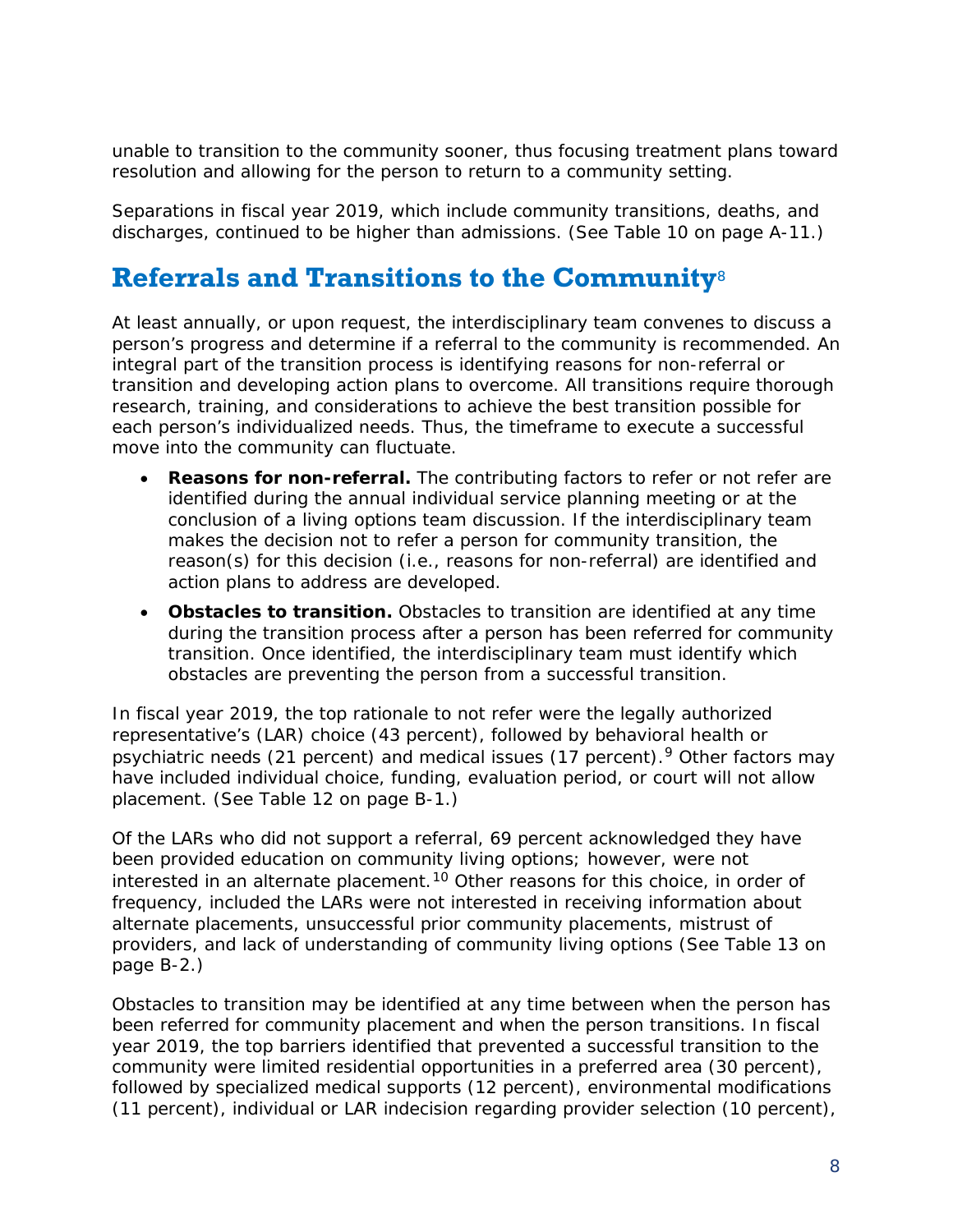unable to transition to the community sooner, thus focusing treatment plans toward resolution and allowing for the person to return to a community setting.

Separations in fiscal year 2019, which include community transitions, deaths, and discharges, continued to be higher than admissions. (See Table 10 on page A-11.)

## Referrals and Transitions to the Community[8]

At least annually, or upon request, the interdisciplinary team convenes to discuss a person's progress and determine if a referral to the community is recommended. An integral part of the transition process is identifying reasons for non-referral or transition and developing action plans to overcome. All transitions require thorough research, training, and considerations to achieve the best transition possible for each person's individualized needs. Thus, the timeframe to execute a successful move into the community can fluctuate.

- **Reasons for non-referral.** The contributing factors to refer or not refer are identified during the annual individual service planning meeting or at the conclusion of a living options team discussion. If the interdisciplinary team makes the decision not to refer a person for community transition, the reason(s) for this decision (i.e., reasons for non-referral) are identified and action plans to address are developed.
- **Obstacles to transition.** Obstacles to transition are identified at any time during the transition process after a person has been referred for community transition. Once identified, the interdisciplinary team must identify which obstacles are preventing the person from a successful transition.

In fiscal year 2019, the top rationale to not refer were the legally authorized representative's (LAR) choice (43 percent), followed by behavioral health or psychiatric needs (21 percent) and medical issues (17 percent).[9] Other factors may have included individual choice, funding, evaluation period, or court will not allow placement. (See Table 12 on page B-1.)

Of the LARs who did not support a referral, 69 percent acknowledged they have been provided education on community living options; however, were not interested in an alternate placement.[10] Other reasons for this choice, in order of frequency, included the LARs were not interested in receiving information about alternate placements, unsuccessful prior community placements, mistrust of providers, and lack of understanding of community living options (See Table 13 on page B-2.)

Obstacles to transition may be identified at any time between when the person has been referred for community placement and when the person transitions. In fiscal year 2019, the top barriers identified that prevented a successful transition to the community were limited residential opportunities in a preferred area (30 percent), followed by specialized medical supports (12 percent), environmental modifications (11 percent), individual or LAR indecision regarding provider selection (10 percent),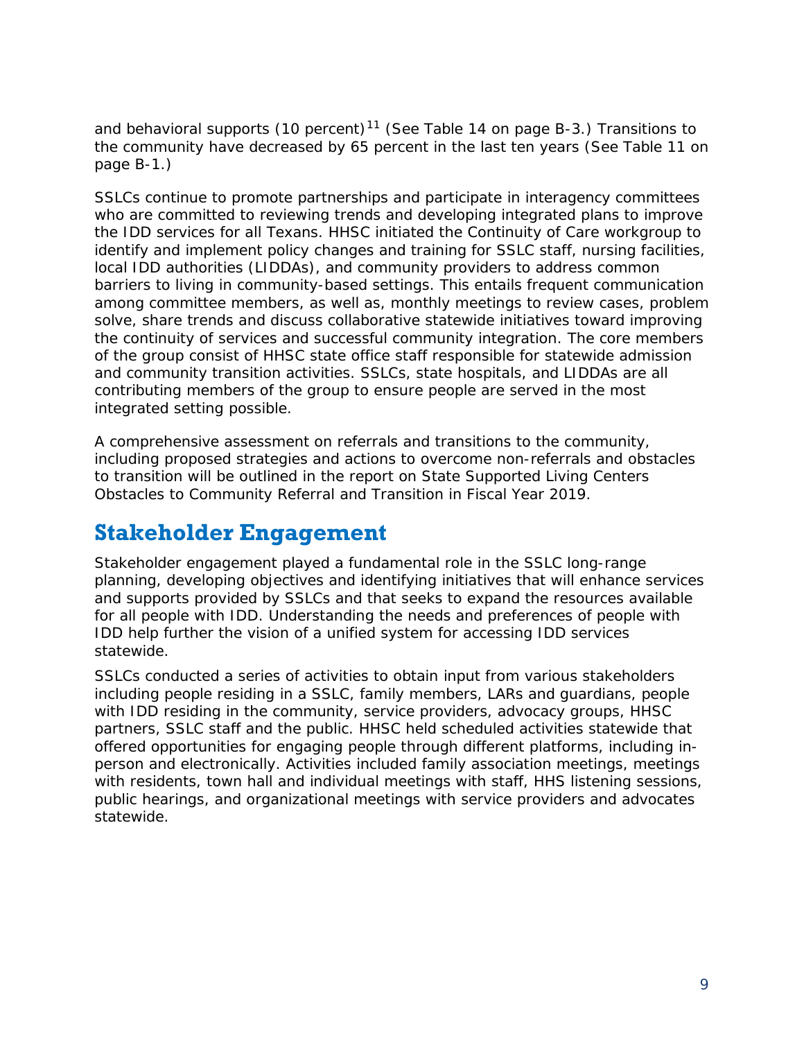and behavioral supports (10 percent)[11] (See Table 14 on page B-3.) Transitions to the community have decreased by 65 percent in the last ten years (See Table 11 on page B-1.)

SSLCs continue to promote partnerships and participate in interagency committees who are committed to reviewing trends and developing integrated plans to improve the IDD services for all Texans. HHSC initiated the Continuity of Care workgroup to identify and implement policy changes and training for SSLC staff, nursing facilities, local IDD authorities (LIDDAs), and community providers to address common barriers to living in community-based settings. This entails frequent communication among committee members, as well as, monthly meetings to review cases, problem solve, share trends and discuss collaborative statewide initiatives toward improving the continuity of services and successful community integration. The core members of the group consist of HHSC state office staff responsible for statewide admission and community transition activities. SSLCs, state hospitals, and LIDDAs are all contributing members of the group to ensure people are served in the most integrated setting possible.

A comprehensive assessment on referrals and transitions to the community, including proposed strategies and actions to overcome non-referrals and obstacles to transition will be outlined in the report on State Supported Living Centers Obstacles to Community Referral and Transition in Fiscal Year 2019.

## Stakeholder Engagement

Stakeholder engagement played a fundamental role in the SSLC long-range planning, developing objectives and identifying initiatives that will enhance services and supports provided by SSLCs and that seeks to expand the resources available for all people with IDD. Understanding the needs and preferences of people with IDD help further the vision of a unified system for accessing IDD services statewide.

SSLCs conducted a series of activities to obtain input from various stakeholders including people residing in a SSLC, family members, LARs and guardians, people with IDD residing in the community, service providers, advocacy groups, HHSC partners, SSLC staff and the public. HHSC held scheduled activities statewide that offered opportunities for engaging people through different platforms, including in-person and electronically. Activities included family association meetings, meetings with residents, town hall and individual meetings with staff, HHS listening sessions, public hearings, and organizational meetings with service providers and advocates statewide.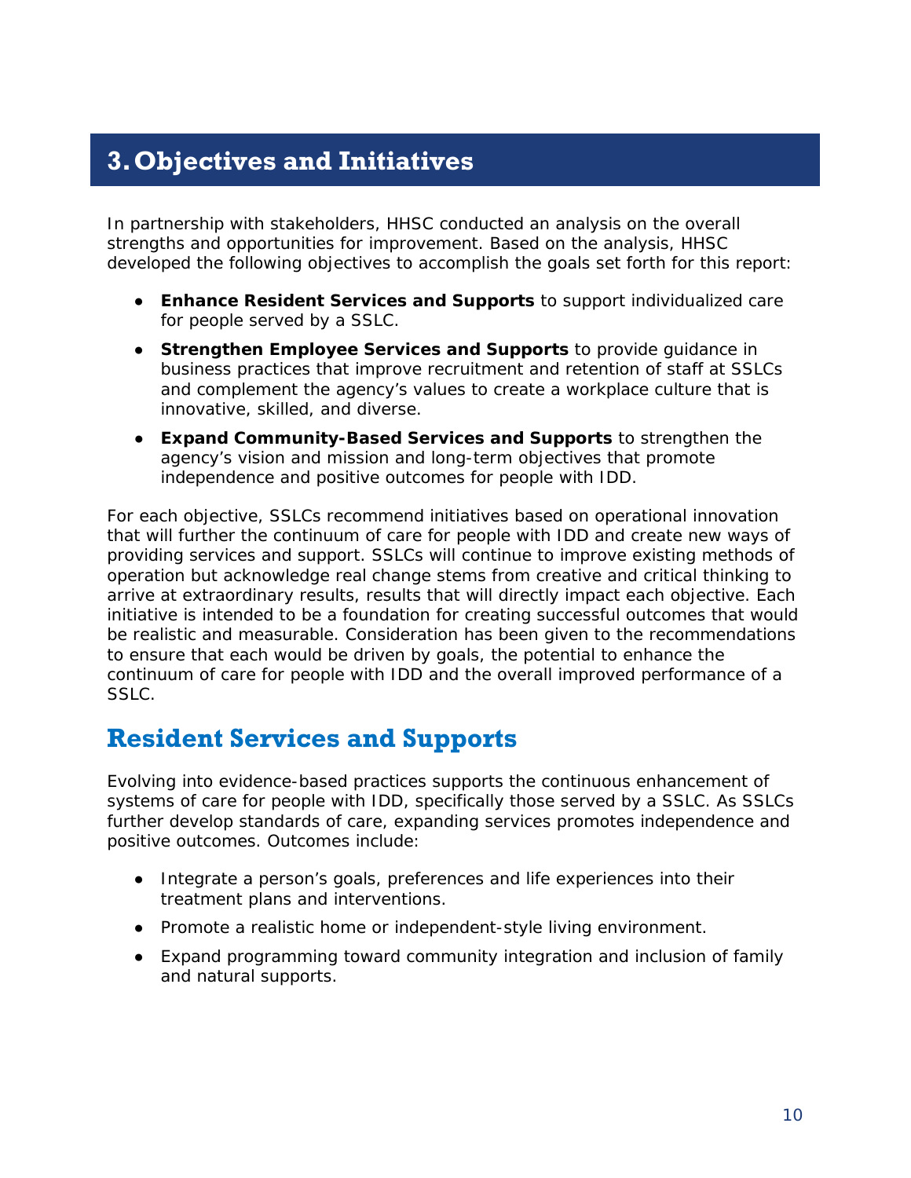# 3. Objectives and Initiatives

In partnership with stakeholders, HHSC conducted an analysis on the overall strengths and opportunities for improvement. Based on the analysis, HHSC developed the following objectives to accomplish the goals set forth for this report:

- **Enhance Resident Services and Supports** to support individualized care for people served by a SSLC.
- **Strengthen Employee Services and Supports** to provide guidance in business practices that improve recruitment and retention of staff at SSLCs and complement the agency's values to create a workplace culture that is innovative, skilled, and diverse.
- **Expand Community-Based Services and Supports** to strengthen the agency's vision and mission and long-term objectives that promote independence and positive outcomes for people with IDD.

For each objective, SSLCs recommend initiatives based on operational innovation that will further the continuum of care for people with IDD and create new ways of providing services and support. SSLCs will continue to improve existing methods of operation but acknowledge real change stems from creative and critical thinking to arrive at extraordinary results, results that will directly impact each objective. Each initiative is intended to be a foundation for creating successful outcomes that would be realistic and measurable. Consideration has been given to the recommendations to ensure that each would be driven by goals, the potential to enhance the continuum of care for people with IDD and the overall improved performance of a SSLC.

## Resident Services and Supports

Evolving into evidence-based practices supports the continuous enhancement of systems of care for people with IDD, specifically those served by a SSLC. As SSLCs further develop standards of care, expanding services promotes independence and positive outcomes. Outcomes include:

- Integrate a person's goals, preferences and life experiences into their treatment plans and interventions.
- Promote a realistic home or independent-style living environment.
- Expand programming toward community integration and inclusion of family and natural supports.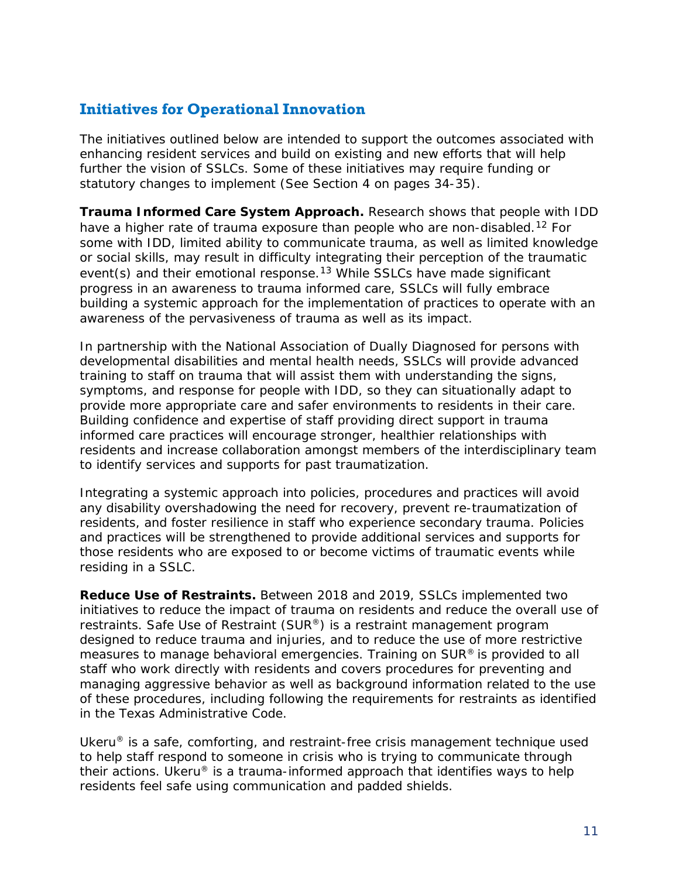## Initiatives for Operational Innovation

The initiatives outlined below are intended to support the outcomes associated with enhancing resident services and build on existing and new efforts that will help further the vision of SSLCs. Some of these initiatives may require funding or statutory changes to implement (See Section 4 on pages 34-35).

**Trauma Informed Care System Approach.** Research shows that people with IDD have a higher rate of trauma exposure than people who are non-disabled.[12] For some with IDD, limited ability to communicate trauma, as well as limited knowledge or social skills, may result in difficulty integrating their perception of the traumatic event(s) and their emotional response.[13] While SSLCs have made significant progress in an awareness to trauma informed care, SSLCs will fully embrace building a systemic approach for the implementation of practices to operate with an awareness of the pervasiveness of trauma as well as its impact.

In partnership with the National Association of Dually Diagnosed for persons with developmental disabilities and mental health needs, SSLCs will provide advanced training to staff on trauma that will assist them with understanding the signs, symptoms, and response for people with IDD, so they can situationally adapt to provide more appropriate care and safer environments to residents in their care. Building confidence and expertise of staff providing direct support in trauma informed care practices will encourage stronger, healthier relationships with residents and increase collaboration amongst members of the interdisciplinary team to identify services and supports for past traumatization.

Integrating a systemic approach into policies, procedures and practices will avoid any disability overshadowing the need for recovery, prevent re-traumatization of residents, and foster resilience in staff who experience secondary trauma. Policies and practices will be strengthened to provide additional services and supports for those residents who are exposed to or become victims of traumatic events while residing in a SSLC.

**Reduce Use of Restraints.** Between 2018 and 2019, SSLCs implemented two initiatives to reduce the impact of trauma on residents and reduce the overall use of restraints. Safe Use of Restraint (SUR®) is a restraint management program designed to reduce trauma and injuries, and to reduce the use of more restrictive measures to manage behavioral emergencies. Training on SUR® is provided to all staff who work directly with residents and covers procedures for preventing and managing aggressive behavior as well as background information related to the use of these procedures, including following the requirements for restraints as identified in the Texas Administrative Code.

Ukeru® is a safe, comforting, and restraint-free crisis management technique used to help staff respond to someone in crisis who is trying to communicate through their actions. Ukeru® is a trauma-informed approach that identifies ways to help residents feel safe using communication and padded shields.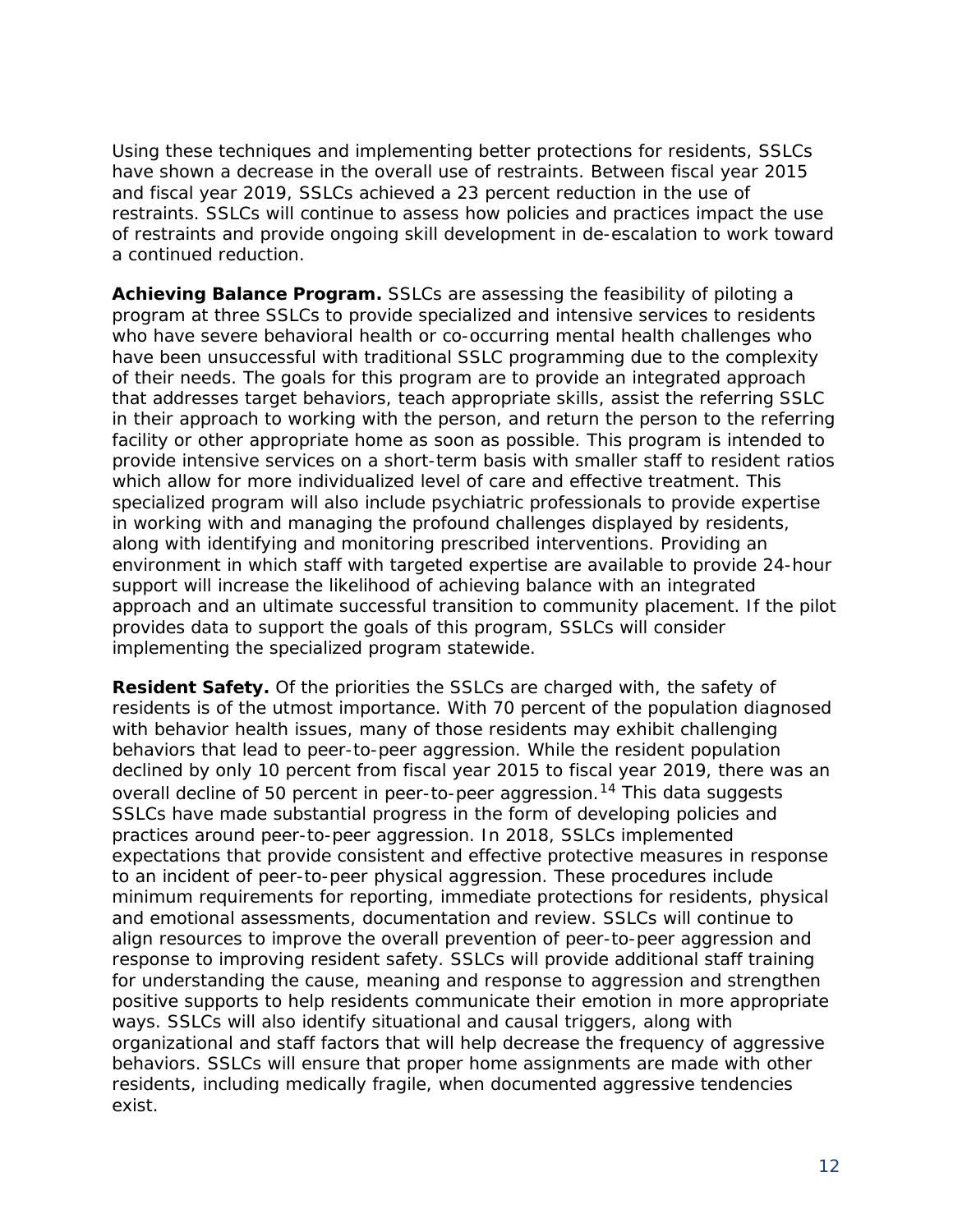Using these techniques and implementing better protections for residents, SSLCs have shown a decrease in the overall use of restraints. Between fiscal year 2015 and fiscal year 2019, SSLCs achieved a 23 percent reduction in the use of restraints. SSLCs will continue to assess how policies and practices impact the use of restraints and provide ongoing skill development in de-escalation to work toward a continued reduction.

**Achieving Balance Program.** SSLCs are assessing the feasibility of piloting a program at three SSLCs to provide specialized and intensive services to residents who have severe behavioral health or co-occurring mental health challenges who have been unsuccessful with traditional SSLC programming due to the complexity of their needs. The goals for this program are to provide an integrated approach that addresses target behaviors, teach appropriate skills, assist the referring SSLC in their approach to working with the person, and return the person to the referring facility or other appropriate home as soon as possible. This program is intended to provide intensive services on a short-term basis with smaller staff to resident ratios which allow for more individualized level of care and effective treatment. This specialized program will also include psychiatric professionals to provide expertise in working with and managing the profound challenges displayed by residents, along with identifying and monitoring prescribed interventions. Providing an environment in which staff with targeted expertise are available to provide 24-hour support will increase the likelihood of achieving balance with an integrated approach and an ultimate successful transition to community placement. If the pilot provides data to support the goals of this program, SSLCs will consider implementing the specialized program statewide.

**Resident Safety.** Of the priorities the SSLCs are charged with, the safety of residents is of the utmost importance. With 70 percent of the population diagnosed with behavior health issues, many of those residents may exhibit challenging behaviors that lead to peer-to-peer aggression. While the resident population declined by only 10 percent from fiscal year 2015 to fiscal year 2019, there was an overall decline of 50 percent in peer-to-peer aggression.[14] This data suggests SSLCs have made substantial progress in the form of developing policies and practices around peer-to-peer aggression. In 2018, SSLCs implemented expectations that provide consistent and effective protective measures in response to an incident of peer-to-peer physical aggression. These procedures include minimum requirements for reporting, immediate protections for residents, physical and emotional assessments, documentation and review. SSLCs will continue to align resources to improve the overall prevention of peer-to-peer aggression and response to improving resident safety. SSLCs will provide additional staff training for understanding the cause, meaning and response to aggression and strengthen positive supports to help residents communicate their emotion in more appropriate ways. SSLCs will also identify situational and causal triggers, along with organizational and staff factors that will help decrease the frequency of aggressive behaviors. SSLCs will ensure that proper home assignments are made with other residents, including medically fragile, when documented aggressive tendencies exist.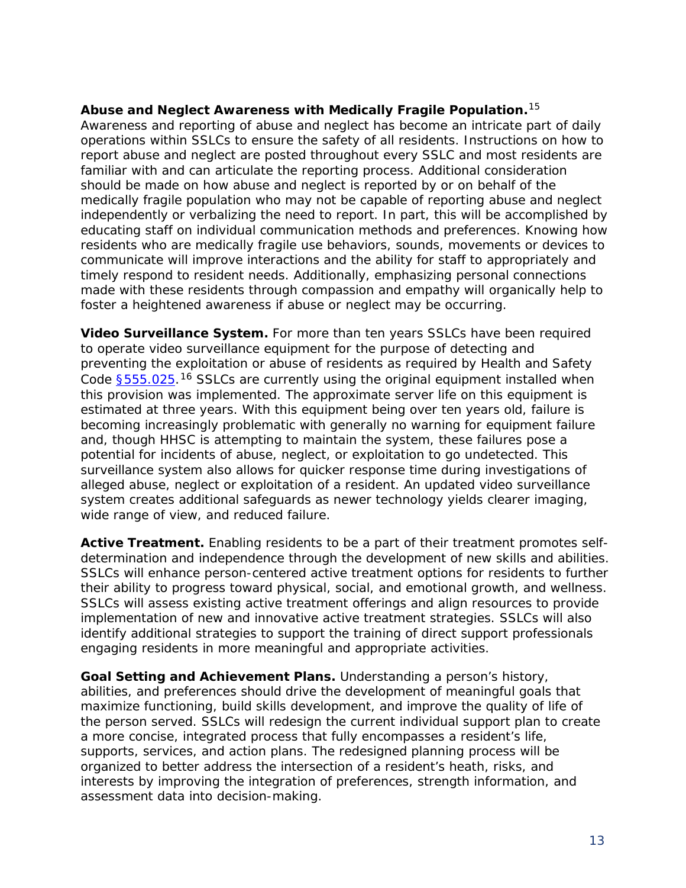**Abuse and Neglect Awareness with Medically Fragile Population.**[15] Awareness and reporting of abuse and neglect has become an intricate part of daily operations within SSLCs to ensure the safety of all residents. Instructions on how to report abuse and neglect are posted throughout every SSLC and most residents are familiar with and can articulate the reporting process. Additional consideration should be made on how abuse and neglect is reported by or on behalf of the medically fragile population who may not be capable of reporting abuse and neglect independently or verbalizing the need to report. In part, this will be accomplished by educating staff on individual communication methods and preferences. Knowing how residents who are medically fragile use behaviors, sounds, movements or devices to communicate will improve interactions and the ability for staff to appropriately and timely respond to resident needs. Additionally, emphasizing personal connections made with these residents through compassion and empathy will organically help to foster a heightened awareness if abuse or neglect may be occurring.

**Video Surveillance System.** For more than ten years SSLCs have been required to operate video surveillance equipment for the purpose of detecting and preventing the exploitation or abuse of residents as required by Health and Safety Code §555.025.[16] SSLCs are currently using the original equipment installed when this provision was implemented. The approximate server life on this equipment is estimated at three years. With this equipment being over ten years old, failure is becoming increasingly problematic with generally no warning for equipment failure and, though HHSC is attempting to maintain the system, these failures pose a potential for incidents of abuse, neglect, or exploitation to go undetected. This surveillance system also allows for quicker response time during investigations of alleged abuse, neglect or exploitation of a resident. An updated video surveillance system creates additional safeguards as newer technology yields clearer imaging, wide range of view, and reduced failure.

**Active Treatment.** Enabling residents to be a part of their treatment promotes self-determination and independence through the development of new skills and abilities. SSLCs will enhance person-centered active treatment options for residents to further their ability to progress toward physical, social, and emotional growth, and wellness. SSLCs will assess existing active treatment offerings and align resources to provide implementation of new and innovative active treatment strategies. SSLCs will also identify additional strategies to support the training of direct support professionals engaging residents in more meaningful and appropriate activities.

**Goal Setting and Achievement Plans.** Understanding a person's history, abilities, and preferences should drive the development of meaningful goals that maximize functioning, build skills development, and improve the quality of life of the person served. SSLCs will redesign the current individual support plan to create a more concise, integrated process that fully encompasses a resident's life, supports, services, and action plans. The redesigned planning process will be organized to better address the intersection of a resident's heath, risks, and interests by improving the integration of preferences, strength information, and assessment data into decision-making.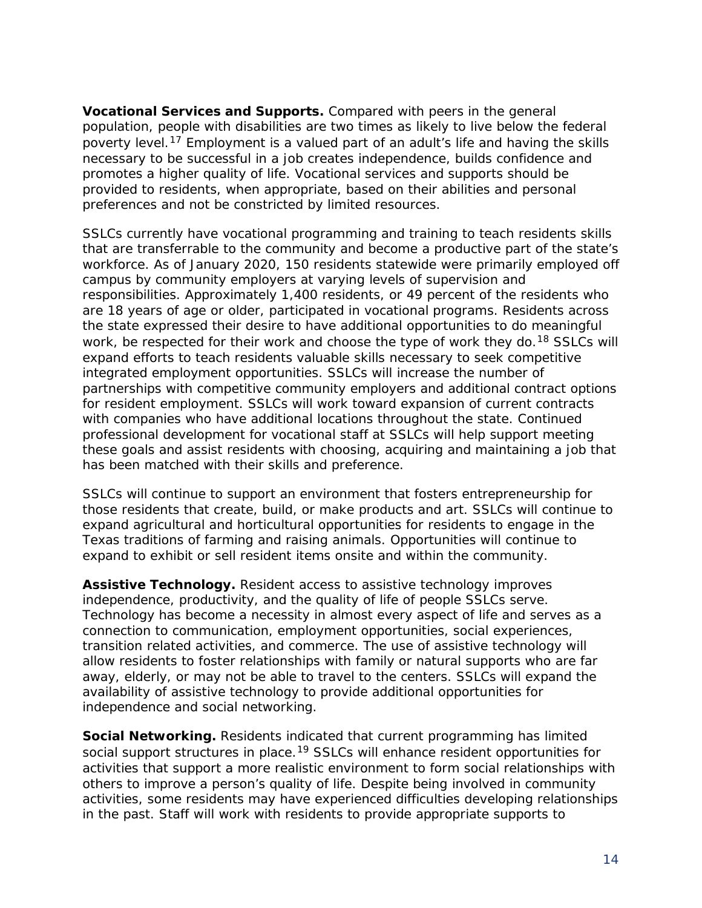**Vocational Services and Supports.** Compared with peers in the general population, people with disabilities are two times as likely to live below the federal poverty level.[17] Employment is a valued part of an adult's life and having the skills necessary to be successful in a job creates independence, builds confidence and promotes a higher quality of life. Vocational services and supports should be provided to residents, when appropriate, based on their abilities and personal preferences and not be constricted by limited resources.

SSLCs currently have vocational programming and training to teach residents skills that are transferrable to the community and become a productive part of the state's workforce. As of January 2020, 150 residents statewide were primarily employed off campus by community employers at varying levels of supervision and responsibilities. Approximately 1,400 residents, or 49 percent of the residents who are 18 years of age or older, participated in vocational programs. Residents across the state expressed their desire to have additional opportunities to do meaningful work, be respected for their work and choose the type of work they do.[18] SSLCs will expand efforts to teach residents valuable skills necessary to seek competitive integrated employment opportunities. SSLCs will increase the number of partnerships with competitive community employers and additional contract options for resident employment. SSLCs will work toward expansion of current contracts with companies who have additional locations throughout the state. Continued professional development for vocational staff at SSLCs will help support meeting these goals and assist residents with choosing, acquiring and maintaining a job that has been matched with their skills and preference.

SSLCs will continue to support an environment that fosters entrepreneurship for those residents that create, build, or make products and art. SSLCs will continue to expand agricultural and horticultural opportunities for residents to engage in the Texas traditions of farming and raising animals. Opportunities will continue to expand to exhibit or sell resident items onsite and within the community.

**Assistive Technology.** Resident access to assistive technology improves independence, productivity, and the quality of life of people SSLCs serve. Technology has become a necessity in almost every aspect of life and serves as a connection to communication, employment opportunities, social experiences, transition related activities, and commerce. The use of assistive technology will allow residents to foster relationships with family or natural supports who are far away, elderly, or may not be able to travel to the centers. SSLCs will expand the availability of assistive technology to provide additional opportunities for independence and social networking.

**Social Networking.** Residents indicated that current programming has limited social support structures in place.[19] SSLCs will enhance resident opportunities for activities that support a more realistic environment to form social relationships with others to improve a person's quality of life. Despite being involved in community activities, some residents may have experienced difficulties developing relationships in the past. Staff will work with residents to provide appropriate supports to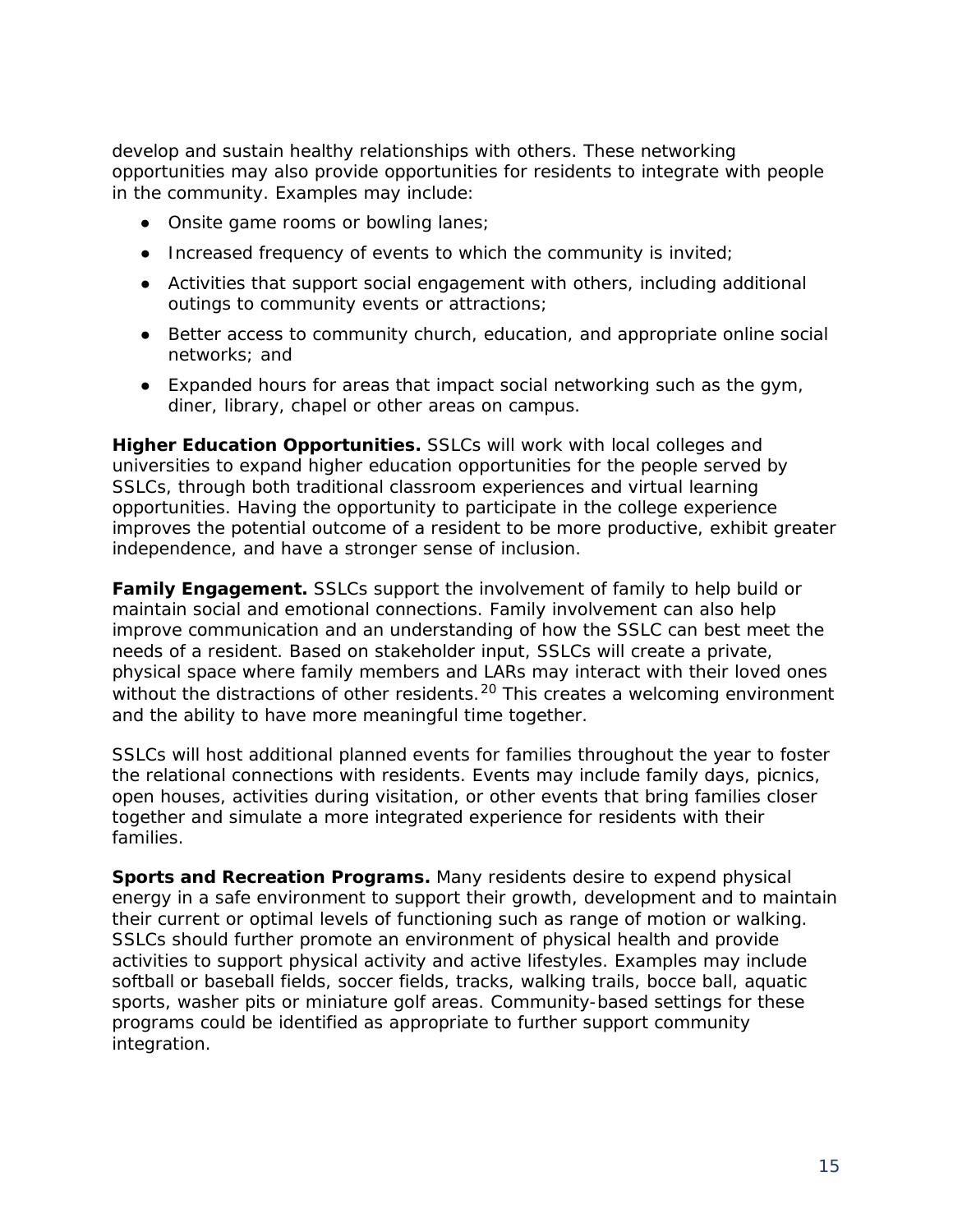develop and sustain healthy relationships with others. These networking opportunities may also provide opportunities for residents to integrate with people in the community. Examples may include:

- Onsite game rooms or bowling lanes;
- Increased frequency of events to which the community is invited;
- Activities that support social engagement with others, including additional outings to community events or attractions;
- Better access to community church, education, and appropriate online social networks; and
- Expanded hours for areas that impact social networking such as the gym, diner, library, chapel or other areas on campus.

**Higher Education Opportunities.** SSLCs will work with local colleges and universities to expand higher education opportunities for the people served by SSLCs, through both traditional classroom experiences and virtual learning opportunities. Having the opportunity to participate in the college experience improves the potential outcome of a resident to be more productive, exhibit greater independence, and have a stronger sense of inclusion.

**Family Engagement.** SSLCs support the involvement of family to help build or maintain social and emotional connections. Family involvement can also help improve communication and an understanding of how the SSLC can best meet the needs of a resident. Based on stakeholder input, SSLCs will create a private, physical space where family members and LARs may interact with their loved ones without the distractions of other residents.[20] This creates a welcoming environment and the ability to have more meaningful time together.

SSLCs will host additional planned events for families throughout the year to foster the relational connections with residents. Events may include family days, picnics, open houses, activities during visitation, or other events that bring families closer together and simulate a more integrated experience for residents with their families.

**Sports and Recreation Programs.** Many residents desire to expend physical energy in a safe environment to support their growth, development and to maintain their current or optimal levels of functioning such as range of motion or walking. SSLCs should further promote an environment of physical health and provide activities to support physical activity and active lifestyles. Examples may include softball or baseball fields, soccer fields, tracks, walking trails, bocce ball, aquatic sports, washer pits or miniature golf areas. Community-based settings for these programs could be identified as appropriate to further support community integration.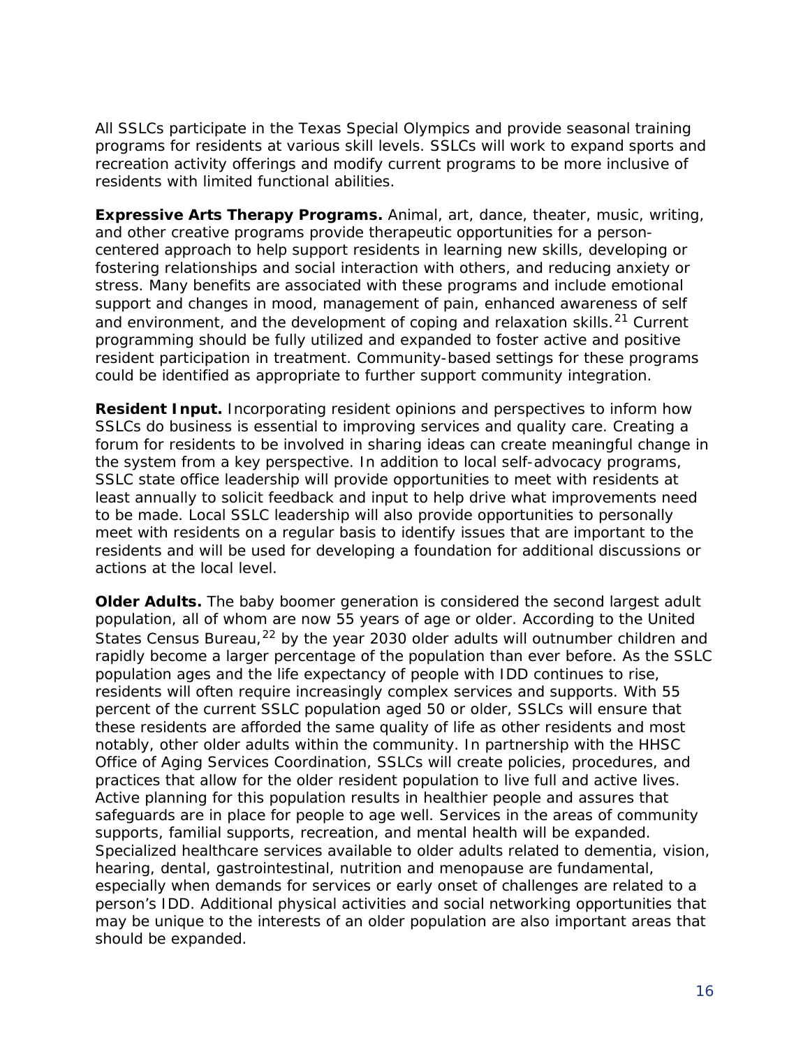All SSLCs participate in the Texas Special Olympics and provide seasonal training programs for residents at various skill levels. SSLCs will work to expand sports and recreation activity offerings and modify current programs to be more inclusive of residents with limited functional abilities.

**Expressive Arts Therapy Programs.** Animal, art, dance, theater, music, writing, and other creative programs provide therapeutic opportunities for a person-centered approach to help support residents in learning new skills, developing or fostering relationships and social interaction with others, and reducing anxiety or stress. Many benefits are associated with these programs and include emotional support and changes in mood, management of pain, enhanced awareness of self and environment, and the development of coping and relaxation skills.[21] Current programming should be fully utilized and expanded to foster active and positive resident participation in treatment. Community-based settings for these programs could be identified as appropriate to further support community integration.

**Resident Input.** Incorporating resident opinions and perspectives to inform how SSLCs do business is essential to improving services and quality care. Creating a forum for residents to be involved in sharing ideas can create meaningful change in the system from a key perspective. In addition to local self-advocacy programs, SSLC state office leadership will provide opportunities to meet with residents at least annually to solicit feedback and input to help drive what improvements need to be made. Local SSLC leadership will also provide opportunities to personally meet with residents on a regular basis to identify issues that are important to the residents and will be used for developing a foundation for additional discussions or actions at the local level.

**Older Adults.** The baby boomer generation is considered the second largest adult population, all of whom are now 55 years of age or older. According to the United States Census Bureau,[22] by the year 2030 older adults will outnumber children and rapidly become a larger percentage of the population than ever before. As the SSLC population ages and the life expectancy of people with IDD continues to rise, residents will often require increasingly complex services and supports. With 55 percent of the current SSLC population aged 50 or older, SSLCs will ensure that these residents are afforded the same quality of life as other residents and most notably, other older adults within the community. In partnership with the HHSC Office of Aging Services Coordination, SSLCs will create policies, procedures, and practices that allow for the older resident population to live full and active lives. Active planning for this population results in healthier people and assures that safeguards are in place for people to age well. Services in the areas of community supports, familial supports, recreation, and mental health will be expanded. Specialized healthcare services available to older adults related to dementia, vision, hearing, dental, gastrointestinal, nutrition and menopause are fundamental, especially when demands for services or early onset of challenges are related to a person's IDD. Additional physical activities and social networking opportunities that may be unique to the interests of an older population are also important areas that should be expanded.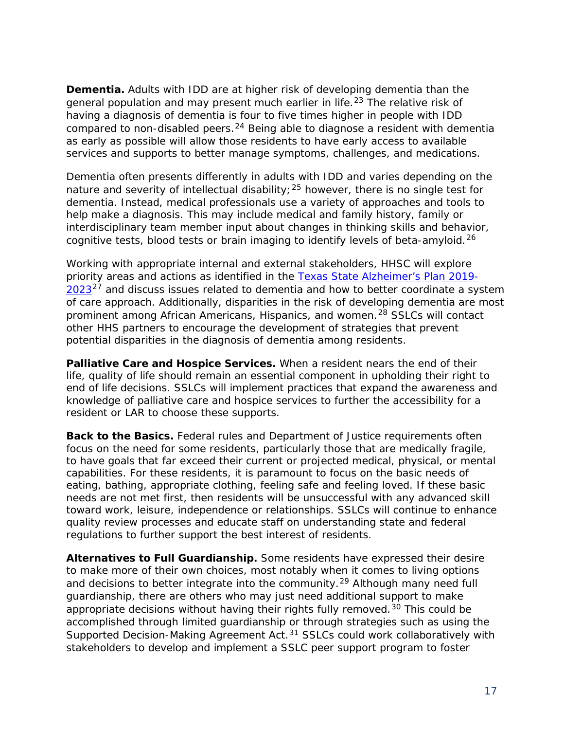**Dementia.** Adults with IDD are at higher risk of developing dementia than the general population and may present much earlier in life.[23] The relative risk of having a diagnosis of dementia is four to five times higher in people with IDD compared to non-disabled peers.[24] Being able to diagnose a resident with dementia as early as possible will allow those residents to have early access to available services and supports to better manage symptoms, challenges, and medications.

Dementia often presents differently in adults with IDD and varies depending on the nature and severity of intellectual disability;[25] however, there is no single test for dementia. Instead, medical professionals use a variety of approaches and tools to help make a diagnosis. This may include medical and family history, family or interdisciplinary team member input about changes in thinking skills and behavior, cognitive tests, blood tests or brain imaging to identify levels of beta-amyloid.[26]

Working with appropriate internal and external stakeholders, HHSC will explore priority areas and actions as identified in the Texas State Alzheimer's Plan 2019-2023[27] and discuss issues related to dementia and how to better coordinate a system of care approach. Additionally, disparities in the risk of developing dementia are most prominent among African Americans, Hispanics, and women.[28] SSLCs will contact other HHS partners to encourage the development of strategies that prevent potential disparities in the diagnosis of dementia among residents.

**Palliative Care and Hospice Services.** When a resident nears the end of their life, quality of life should remain an essential component in upholding their right to end of life decisions. SSLCs will implement practices that expand the awareness and knowledge of palliative care and hospice services to further the accessibility for a resident or LAR to choose these supports.

**Back to the Basics.** Federal rules and Department of Justice requirements often focus on the need for some residents, particularly those that are medically fragile, to have goals that far exceed their current or projected medical, physical, or mental capabilities. For these residents, it is paramount to focus on the basic needs of eating, bathing, appropriate clothing, feeling safe and feeling loved. If these basic needs are not met first, then residents will be unsuccessful with any advanced skill toward work, leisure, independence or relationships. SSLCs will continue to enhance quality review processes and educate staff on understanding state and federal regulations to further support the best interest of residents.

**Alternatives to Full Guardianship.** Some residents have expressed their desire to make more of their own choices, most notably when it comes to living options and decisions to better integrate into the community.[29] Although many need full guardianship, there are others who may just need additional support to make appropriate decisions without having their rights fully removed.[30] This could be accomplished through limited guardianship or through strategies such as using the Supported Decision-Making Agreement Act.[31] SSLCs could work collaboratively with stakeholders to develop and implement a SSLC peer support program to foster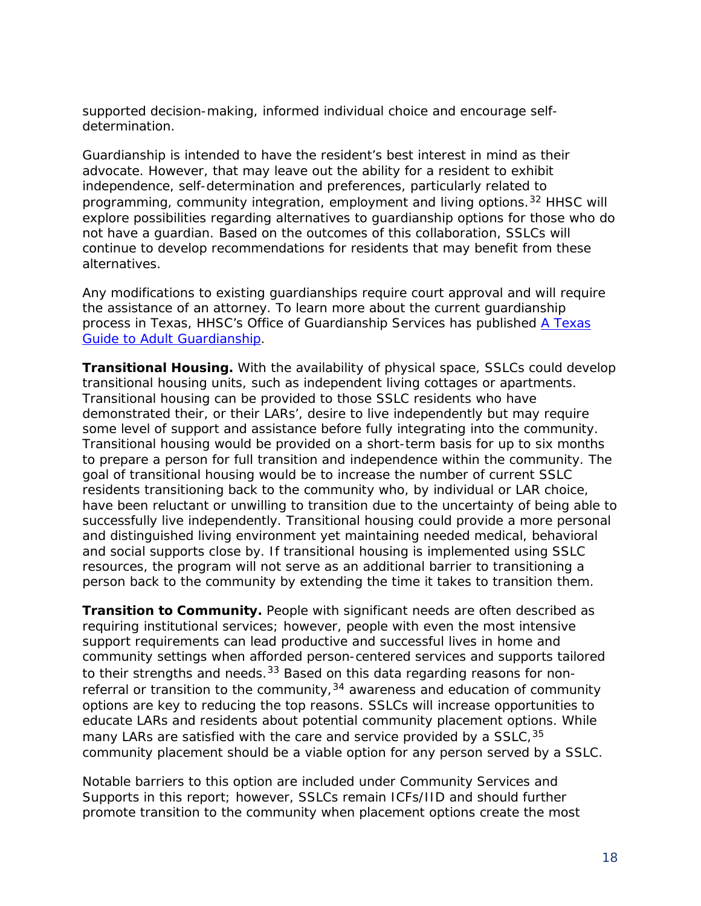supported decision-making, informed individual choice and encourage self-determination.

Guardianship is intended to have the resident's best interest in mind as their advocate. However, that may leave out the ability for a resident to exhibit independence, self-determination and preferences, particularly related to programming, community integration, employment and living options.[32] HHSC will explore possibilities regarding alternatives to guardianship options for those who do not have a guardian. Based on the outcomes of this collaboration, SSLCs will continue to develop recommendations for residents that may benefit from these alternatives.

Any modifications to existing guardianships require court approval and will require the assistance of an attorney. To learn more about the current guardianship process in Texas, HHSC's Office of Guardianship Services has published [A Texas Guide to Adult Guardianship](A Texas Guide to Adult Guardianship).

**Transitional Housing.** With the availability of physical space, SSLCs could develop transitional housing units, such as independent living cottages or apartments. Transitional housing can be provided to those SSLC residents who have demonstrated their, or their LARs', desire to live independently but may require some level of support and assistance before fully integrating into the community. Transitional housing would be provided on a short-term basis for up to six months to prepare a person for full transition and independence within the community. The goal of transitional housing would be to increase the number of current SSLC residents transitioning back to the community who, by individual or LAR choice, have been reluctant or unwilling to transition due to the uncertainty of being able to successfully live independently. Transitional housing could provide a more personal and distinguished living environment yet maintaining needed medical, behavioral and social supports close by. If transitional housing is implemented using SSLC resources, the program will not serve as an additional barrier to transitioning a person back to the community by extending the time it takes to transition them.

**Transition to Community.** People with significant needs are often described as requiring institutional services; however, people with even the most intensive support requirements can lead productive and successful lives in home and community settings when afforded person-centered services and supports tailored to their strengths and needs.[33] Based on this data regarding reasons for non-referral or transition to the community,[34] awareness and education of community options are key to reducing the top reasons. SSLCs will increase opportunities to educate LARs and residents about potential community placement options. While many LARs are satisfied with the care and service provided by a SSLC,[35] community placement should be a viable option for any person served by a SSLC.

Notable barriers to this option are included under Community Services and Supports in this report; however, SSLCs remain ICFs/IID and should further promote transition to the community when placement options create the most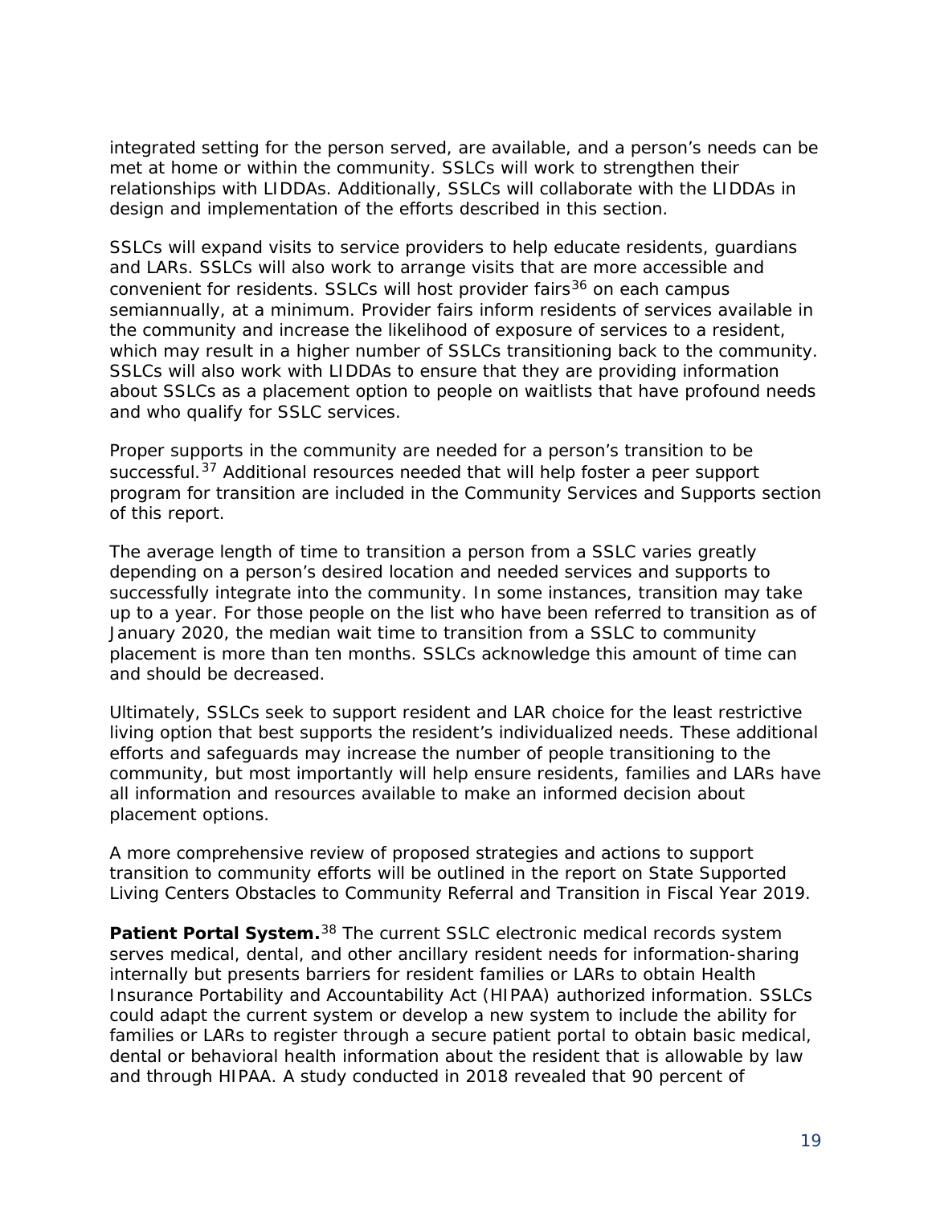integrated setting for the person served, are available, and a person's needs can be met at home or within the community. SSLCs will work to strengthen their relationships with LIDDAs. Additionally, SSLCs will collaborate with the LIDDAs in design and implementation of the efforts described in this section.

SSLCs will expand visits to service providers to help educate residents, guardians and LARs. SSLCs will also work to arrange visits that are more accessible and convenient for residents. SSLCs will host provider fairs[36] on each campus semiannually, at a minimum. Provider fairs inform residents of services available in the community and increase the likelihood of exposure of services to a resident, which may result in a higher number of SSLCs transitioning back to the community. SSLCs will also work with LIDDAs to ensure that they are providing information about SSLCs as a placement option to people on waitlists that have profound needs and who qualify for SSLC services.

Proper supports in the community are needed for a person's transition to be successful.[37] Additional resources needed that will help foster a peer support program for transition are included in the Community Services and Supports section of this report.

The average length of time to transition a person from a SSLC varies greatly depending on a person's desired location and needed services and supports to successfully integrate into the community. In some instances, transition may take up to a year. For those people on the list who have been referred to transition as of January 2020, the median wait time to transition from a SSLC to community placement is more than ten months. SSLCs acknowledge this amount of time can and should be decreased.

Ultimately, SSLCs seek to support resident and LAR choice for the least restrictive living option that best supports the resident's individualized needs. These additional efforts and safeguards may increase the number of people transitioning to the community, but most importantly will help ensure residents, families and LARs have all information and resources available to make an informed decision about placement options.

A more comprehensive review of proposed strategies and actions to support transition to community efforts will be outlined in the report on State Supported Living Centers Obstacles to Community Referral and Transition in Fiscal Year 2019.

**Patient Portal System.**[38] The current SSLC electronic medical records system serves medical, dental, and other ancillary resident needs for information-sharing internally but presents barriers for resident families or LARs to obtain Health Insurance Portability and Accountability Act (HIPAA) authorized information. SSLCs could adapt the current system or develop a new system to include the ability for families or LARs to register through a secure patient portal to obtain basic medical, dental or behavioral health information about the resident that is allowable by law and through HIPAA. A study conducted in 2018 revealed that 90 percent of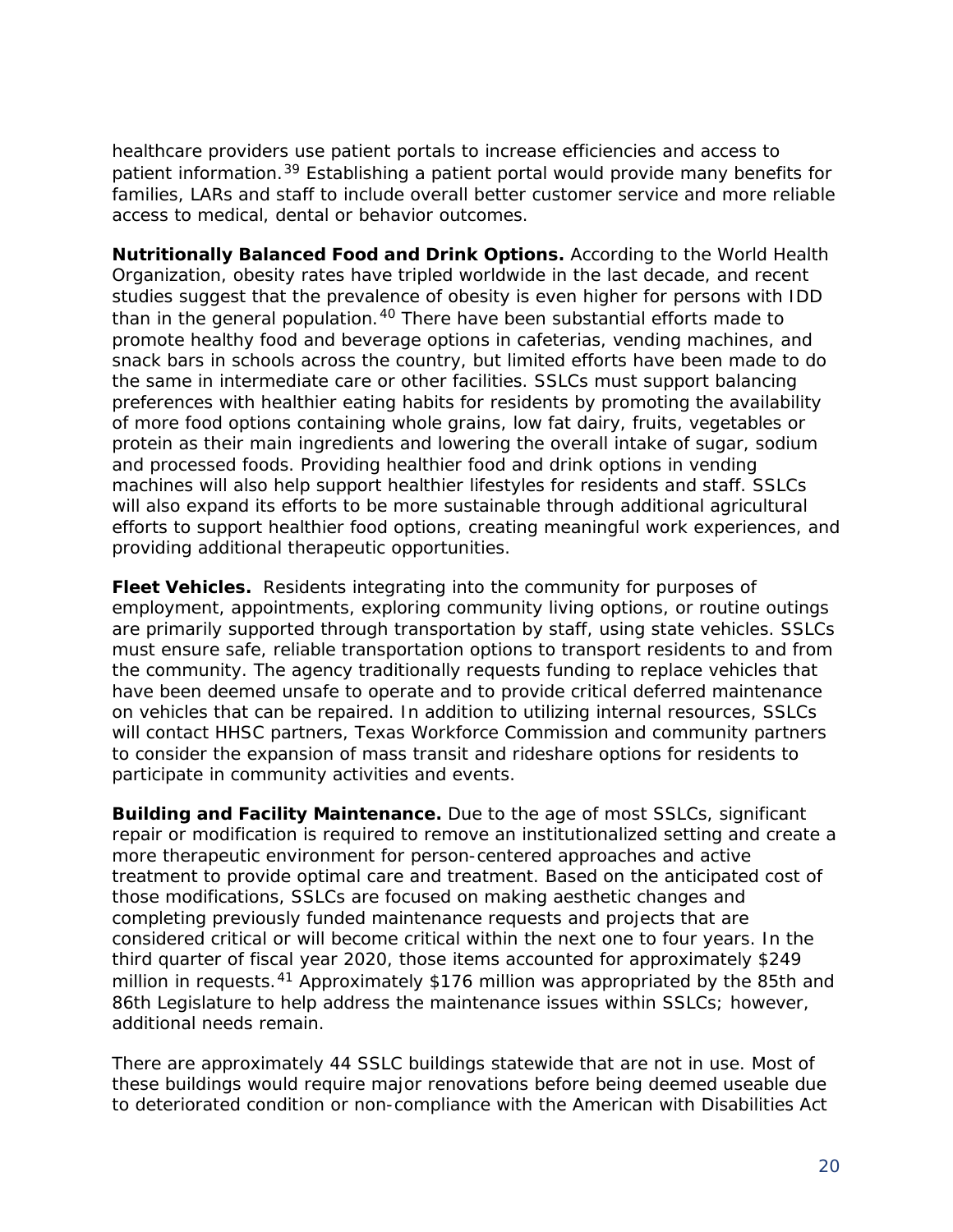healthcare providers use patient portals to increase efficiencies and access to patient information.[39] Establishing a patient portal would provide many benefits for families, LARs and staff to include overall better customer service and more reliable access to medical, dental or behavior outcomes.

**Nutritionally Balanced Food and Drink Options.** According to the World Health Organization, obesity rates have tripled worldwide in the last decade, and recent studies suggest that the prevalence of obesity is even higher for persons with IDD than in the general population.[40] There have been substantial efforts made to promote healthy food and beverage options in cafeterias, vending machines, and snack bars in schools across the country, but limited efforts have been made to do the same in intermediate care or other facilities. SSLCs must support balancing preferences with healthier eating habits for residents by promoting the availability of more food options containing whole grains, low fat dairy, fruits, vegetables or protein as their main ingredients and lowering the overall intake of sugar, sodium and processed foods. Providing healthier food and drink options in vending machines will also help support healthier lifestyles for residents and staff. SSLCs will also expand its efforts to be more sustainable through additional agricultural efforts to support healthier food options, creating meaningful work experiences, and providing additional therapeutic opportunities.

**Fleet Vehicles.** Residents integrating into the community for purposes of employment, appointments, exploring community living options, or routine outings are primarily supported through transportation by staff, using state vehicles. SSLCs must ensure safe, reliable transportation options to transport residents to and from the community. The agency traditionally requests funding to replace vehicles that have been deemed unsafe to operate and to provide critical deferred maintenance on vehicles that can be repaired. In addition to utilizing internal resources, SSLCs will contact HHSC partners, Texas Workforce Commission and community partners to consider the expansion of mass transit and rideshare options for residents to participate in community activities and events.

**Building and Facility Maintenance.** Due to the age of most SSLCs, significant repair or modification is required to remove an institutionalized setting and create a more therapeutic environment for person-centered approaches and active treatment to provide optimal care and treatment. Based on the anticipated cost of those modifications, SSLCs are focused on making aesthetic changes and completing previously funded maintenance requests and projects that are considered critical or will become critical within the next one to four years. In the third quarter of fiscal year 2020, those items accounted for approximately $249 million in requests.[41] Approximately $176 million was appropriated by the 85th and 86th Legislature to help address the maintenance issues within SSLCs; however, additional needs remain.

There are approximately 44 SSLC buildings statewide that are not in use. Most of these buildings would require major renovations before being deemed useable due to deteriorated condition or non-compliance with the American with Disabilities Act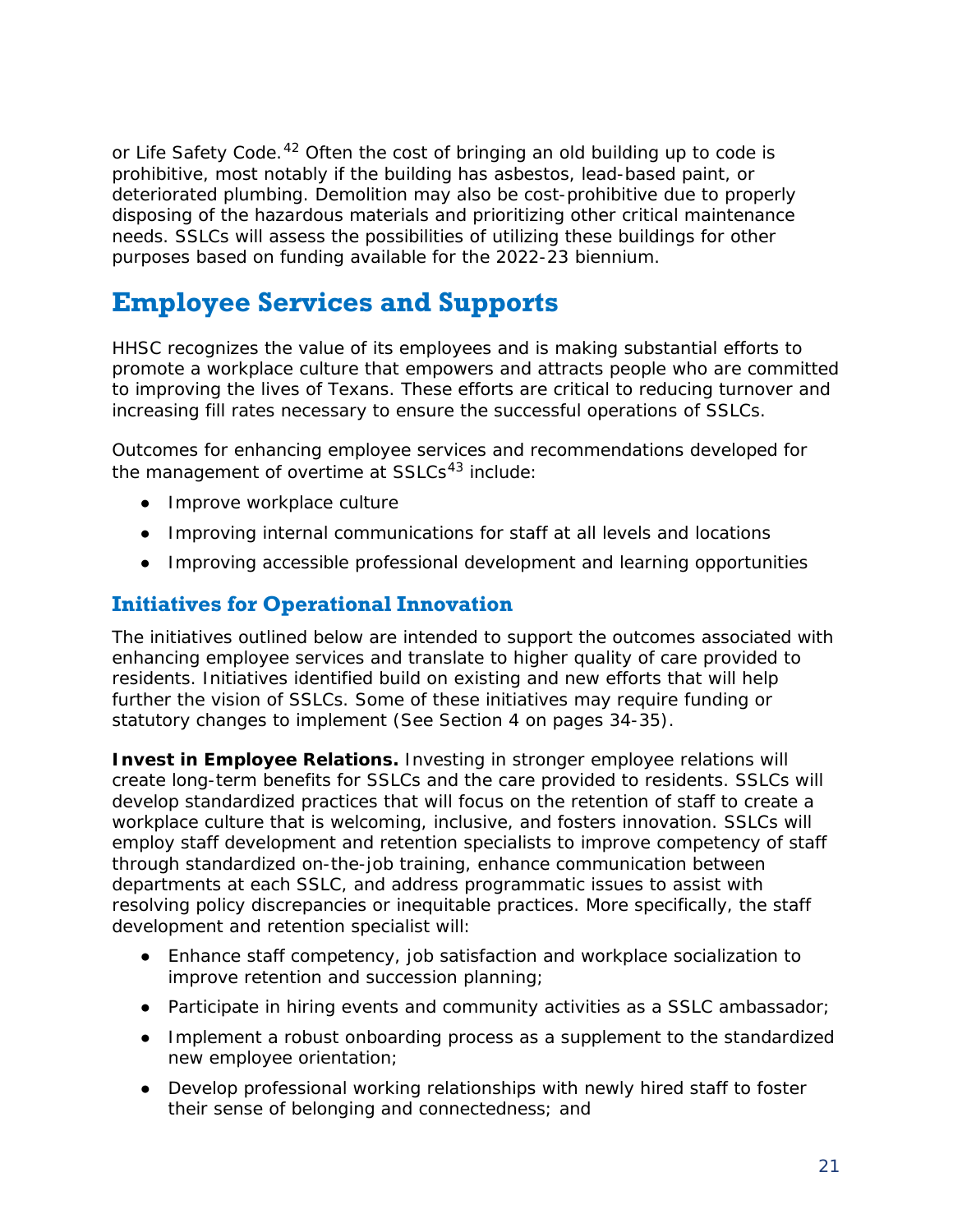or Life Safety Code.[42] Often the cost of bringing an old building up to code is prohibitive, most notably if the building has asbestos, lead-based paint, or deteriorated plumbing. Demolition may also be cost-prohibitive due to properly disposing of the hazardous materials and prioritizing other critical maintenance needs. SSLCs will assess the possibilities of utilizing these buildings for other purposes based on funding available for the 2022-23 biennium.

# Employee Services and Supports

HHSC recognizes the value of its employees and is making substantial efforts to promote a workplace culture that empowers and attracts people who are committed to improving the lives of Texans. These efforts are critical to reducing turnover and increasing fill rates necessary to ensure the successful operations of SSLCs.

Outcomes for enhancing employee services and recommendations developed for the management of overtime at SSLCs[43] include:

- Improve workplace culture
- Improving internal communications for staff at all levels and locations
- Improving accessible professional development and learning opportunities

## Initiatives for Operational Innovation

The initiatives outlined below are intended to support the outcomes associated with enhancing employee services and translate to higher quality of care provided to residents. Initiatives identified build on existing and new efforts that will help further the vision of SSLCs. Some of these initiatives may require funding or statutory changes to implement (See Section 4 on pages 34-35).

**Invest in Employee Relations.** Investing in stronger employee relations will create long-term benefits for SSLCs and the care provided to residents. SSLCs will develop standardized practices that will focus on the retention of staff to create a workplace culture that is welcoming, inclusive, and fosters innovation. SSLCs will employ staff development and retention specialists to improve competency of staff through standardized on-the-job training, enhance communication between departments at each SSLC, and address programmatic issues to assist with resolving policy discrepancies or inequitable practices. More specifically, the staff development and retention specialist will:

- Enhance staff competency, job satisfaction and workplace socialization to improve retention and succession planning;
- Participate in hiring events and community activities as a SSLC ambassador;
- Implement a robust onboarding process as a supplement to the standardized new employee orientation;
- Develop professional working relationships with newly hired staff to foster their sense of belonging and connectedness; and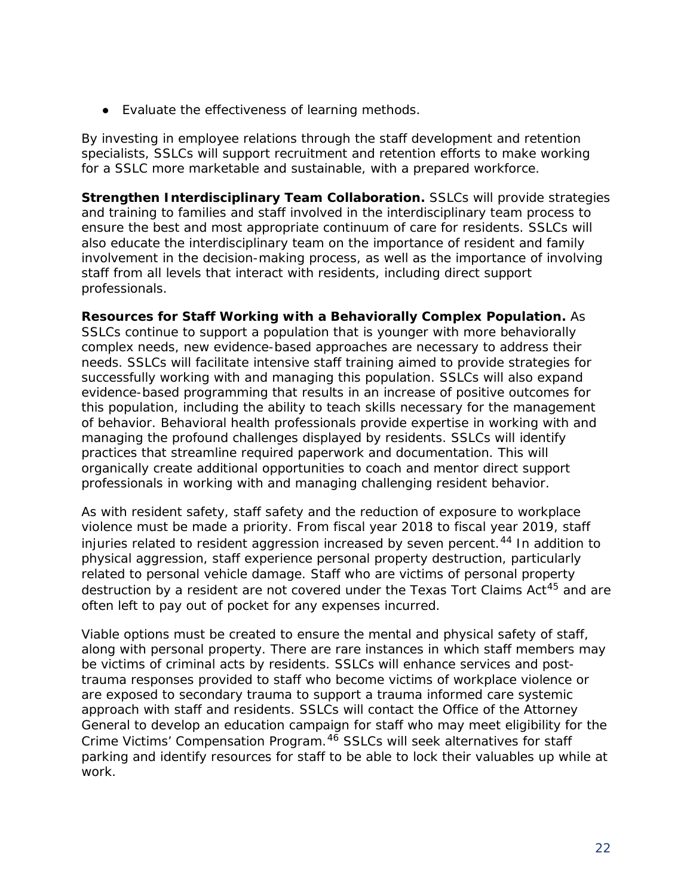- Evaluate the effectiveness of learning methods.

By investing in employee relations through the staff development and retention specialists, SSLCs will support recruitment and retention efforts to make working for a SSLC more marketable and sustainable, with a prepared workforce.

**Strengthen Interdisciplinary Team Collaboration.** SSLCs will provide strategies and training to families and staff involved in the interdisciplinary team process to ensure the best and most appropriate continuum of care for residents. SSLCs will also educate the interdisciplinary team on the importance of resident and family involvement in the decision-making process, as well as the importance of involving staff from all levels that interact with residents, including direct support professionals.

**Resources for Staff Working with a Behaviorally Complex Population.** As SSLCs continue to support a population that is younger with more behaviorally complex needs, new evidence-based approaches are necessary to address their needs. SSLCs will facilitate intensive staff training aimed to provide strategies for successfully working with and managing this population. SSLCs will also expand evidence-based programming that results in an increase of positive outcomes for this population, including the ability to teach skills necessary for the management of behavior. Behavioral health professionals provide expertise in working with and managing the profound challenges displayed by residents. SSLCs will identify practices that streamline required paperwork and documentation. This will organically create additional opportunities to coach and mentor direct support professionals in working with and managing challenging resident behavior.

As with resident safety, staff safety and the reduction of exposure to workplace violence must be made a priority. From fiscal year 2018 to fiscal year 2019, staff injuries related to resident aggression increased by seven percent.[44] In addition to physical aggression, staff experience personal property destruction, particularly related to personal vehicle damage. Staff who are victims of personal property destruction by a resident are not covered under the Texas Tort Claims Act[45] and are often left to pay out of pocket for any expenses incurred.

Viable options must be created to ensure the mental and physical safety of staff, along with personal property. There are rare instances in which staff members may be victims of criminal acts by residents. SSLCs will enhance services and post-trauma responses provided to staff who become victims of workplace violence or are exposed to secondary trauma to support a trauma informed care systemic approach with staff and residents. SSLCs will contact the Office of the Attorney General to develop an education campaign for staff who may meet eligibility for the Crime Victims' Compensation Program.[46] SSLCs will seek alternatives for staff parking and identify resources for staff to be able to lock their valuables up while at work.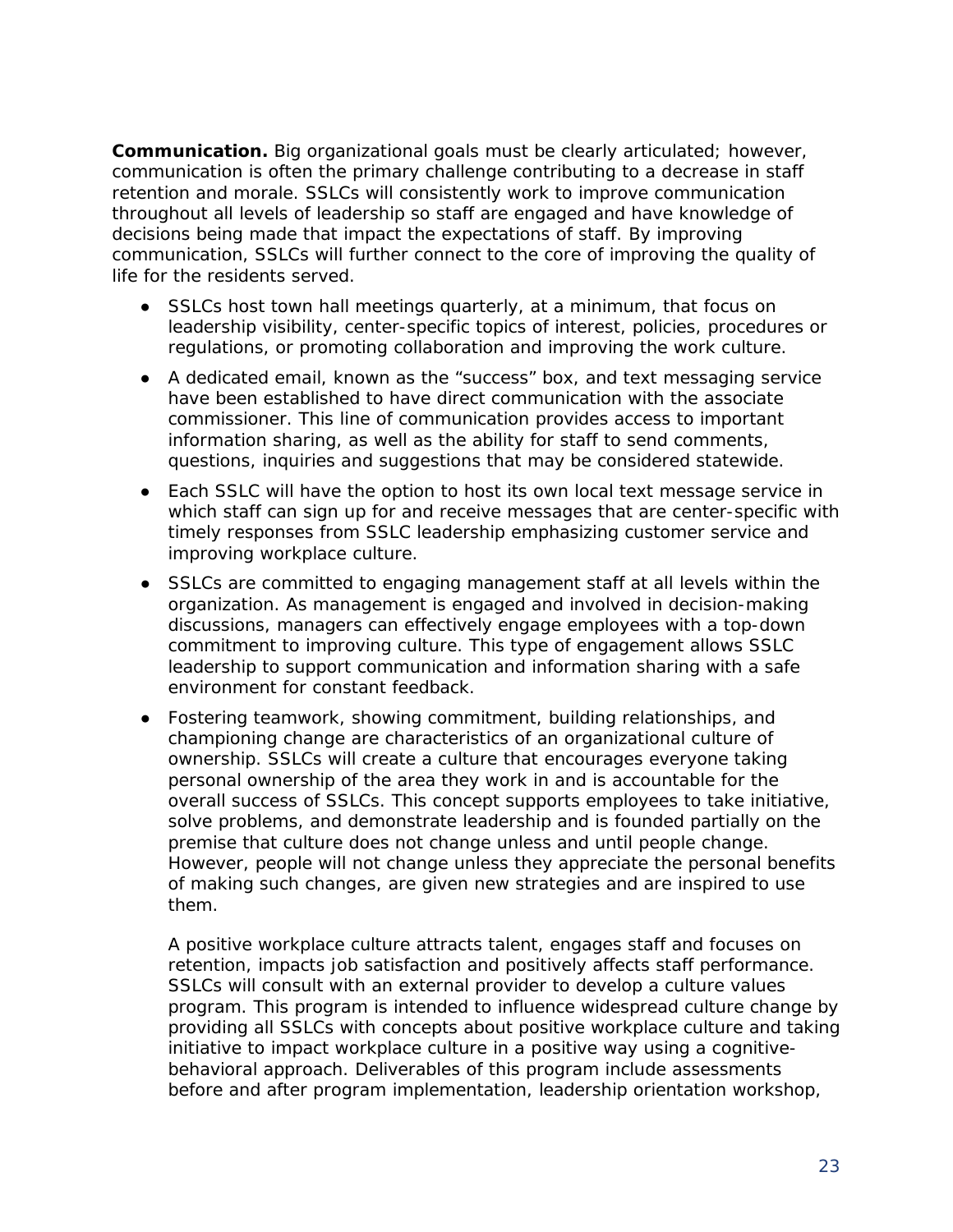**Communication.** Big organizational goals must be clearly articulated; however, communication is often the primary challenge contributing to a decrease in staff retention and morale. SSLCs will consistently work to improve communication throughout all levels of leadership so staff are engaged and have knowledge of decisions being made that impact the expectations of staff. By improving communication, SSLCs will further connect to the core of improving the quality of life for the residents served.

- SSLCs host town hall meetings quarterly, at a minimum, that focus on leadership visibility, center-specific topics of interest, policies, procedures or regulations, or promoting collaboration and improving the work culture.
- A dedicated email, known as the "success" box, and text messaging service have been established to have direct communication with the associate commissioner. This line of communication provides access to important information sharing, as well as the ability for staff to send comments, questions, inquiries and suggestions that may be considered statewide.
- Each SSLC will have the option to host its own local text message service in which staff can sign up for and receive messages that are center-specific with timely responses from SSLC leadership emphasizing customer service and improving workplace culture.
- SSLCs are committed to engaging management staff at all levels within the organization. As management is engaged and involved in decision-making discussions, managers can effectively engage employees with a top-down commitment to improving culture. This type of engagement allows SSLC leadership to support communication and information sharing with a safe environment for constant feedback.
- Fostering teamwork, showing commitment, building relationships, and championing change are characteristics of an organizational culture of ownership. SSLCs will create a culture that encourages everyone taking personal ownership of the area they work in and is accountable for the overall success of SSLCs. This concept supports employees to take initiative, solve problems, and demonstrate leadership and is founded partially on the premise that culture does not change unless and until people change. However, people will not change unless they appreciate the personal benefits of making such changes, are given new strategies and are inspired to use them.

  A positive workplace culture attracts talent, engages staff and focuses on retention, impacts job satisfaction and positively affects staff performance. SSLCs will consult with an external provider to develop a culture values program. This program is intended to influence widespread culture change by providing all SSLCs with concepts about positive workplace culture and taking initiative to impact workplace culture in a positive way using a cognitive-behavioral approach. Deliverables of this program include assessments before and after program implementation, leadership orientation workshop,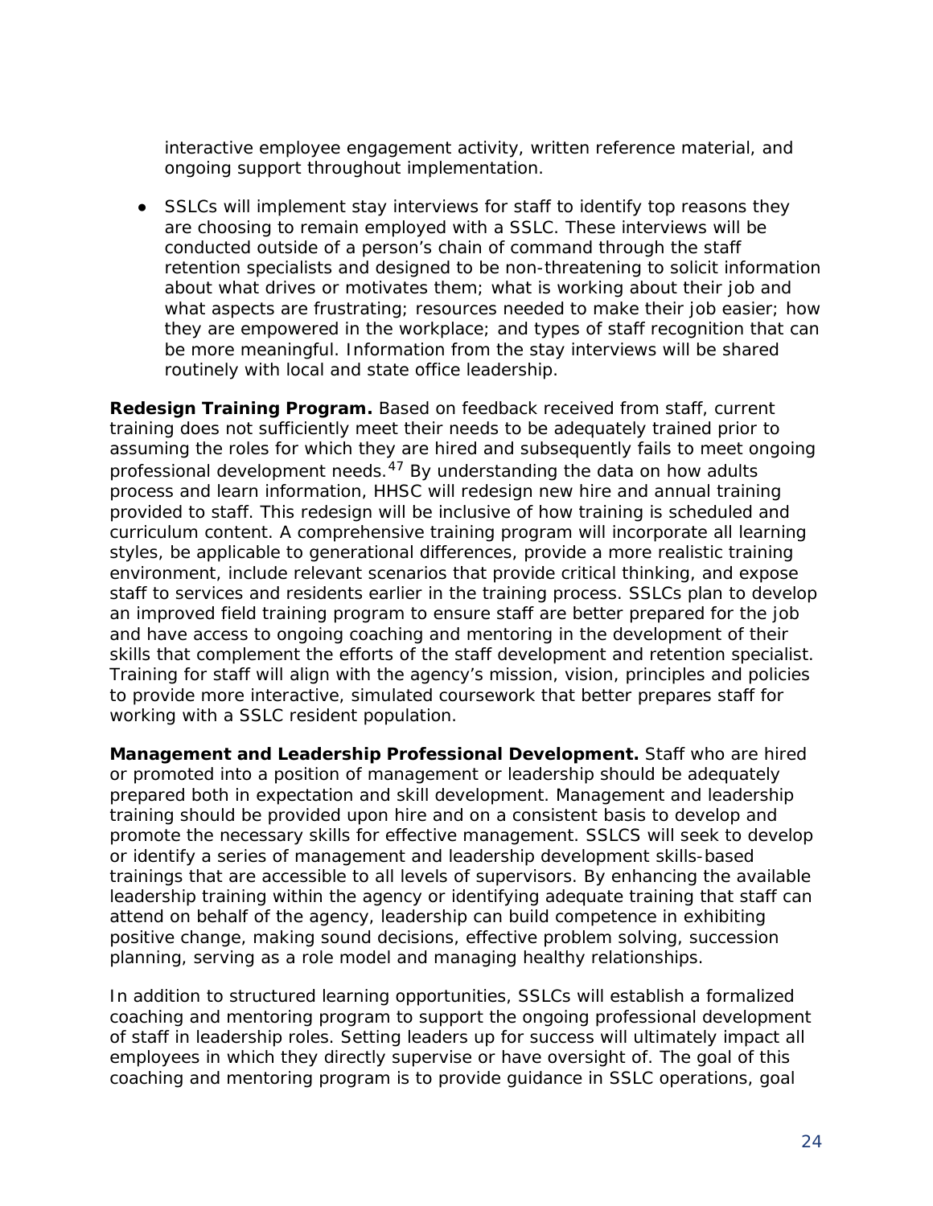interactive employee engagement activity, written reference material, and ongoing support throughout implementation.

- SSLCs will implement stay interviews for staff to identify top reasons they are choosing to remain employed with a SSLC. These interviews will be conducted outside of a person's chain of command through the staff retention specialists and designed to be non-threatening to solicit information about what drives or motivates them; what is working about their job and what aspects are frustrating; resources needed to make their job easier; how they are empowered in the workplace; and types of staff recognition that can be more meaningful. Information from the stay interviews will be shared routinely with local and state office leadership.

**Redesign Training Program.** Based on feedback received from staff, current training does not sufficiently meet their needs to be adequately trained prior to assuming the roles for which they are hired and subsequently fails to meet ongoing professional development needs.[47] By understanding the data on how adults process and learn information, HHSC will redesign new hire and annual training provided to staff. This redesign will be inclusive of how training is scheduled and curriculum content. A comprehensive training program will incorporate all learning styles, be applicable to generational differences, provide a more realistic training environment, include relevant scenarios that provide critical thinking, and expose staff to services and residents earlier in the training process. SSLCs plan to develop an improved field training program to ensure staff are better prepared for the job and have access to ongoing coaching and mentoring in the development of their skills that complement the efforts of the staff development and retention specialist. Training for staff will align with the agency's mission, vision, principles and policies to provide more interactive, simulated coursework that better prepares staff for working with a SSLC resident population.

**Management and Leadership Professional Development.** Staff who are hired or promoted into a position of management or leadership should be adequately prepared both in expectation and skill development. Management and leadership training should be provided upon hire and on a consistent basis to develop and promote the necessary skills for effective management. SSLCS will seek to develop or identify a series of management and leadership development skills-based trainings that are accessible to all levels of supervisors. By enhancing the available leadership training within the agency or identifying adequate training that staff can attend on behalf of the agency, leadership can build competence in exhibiting positive change, making sound decisions, effective problem solving, succession planning, serving as a role model and managing healthy relationships.

In addition to structured learning opportunities, SSLCs will establish a formalized coaching and mentoring program to support the ongoing professional development of staff in leadership roles. Setting leaders up for success will ultimately impact all employees in which they directly supervise or have oversight of. The goal of this coaching and mentoring program is to provide guidance in SSLC operations, goal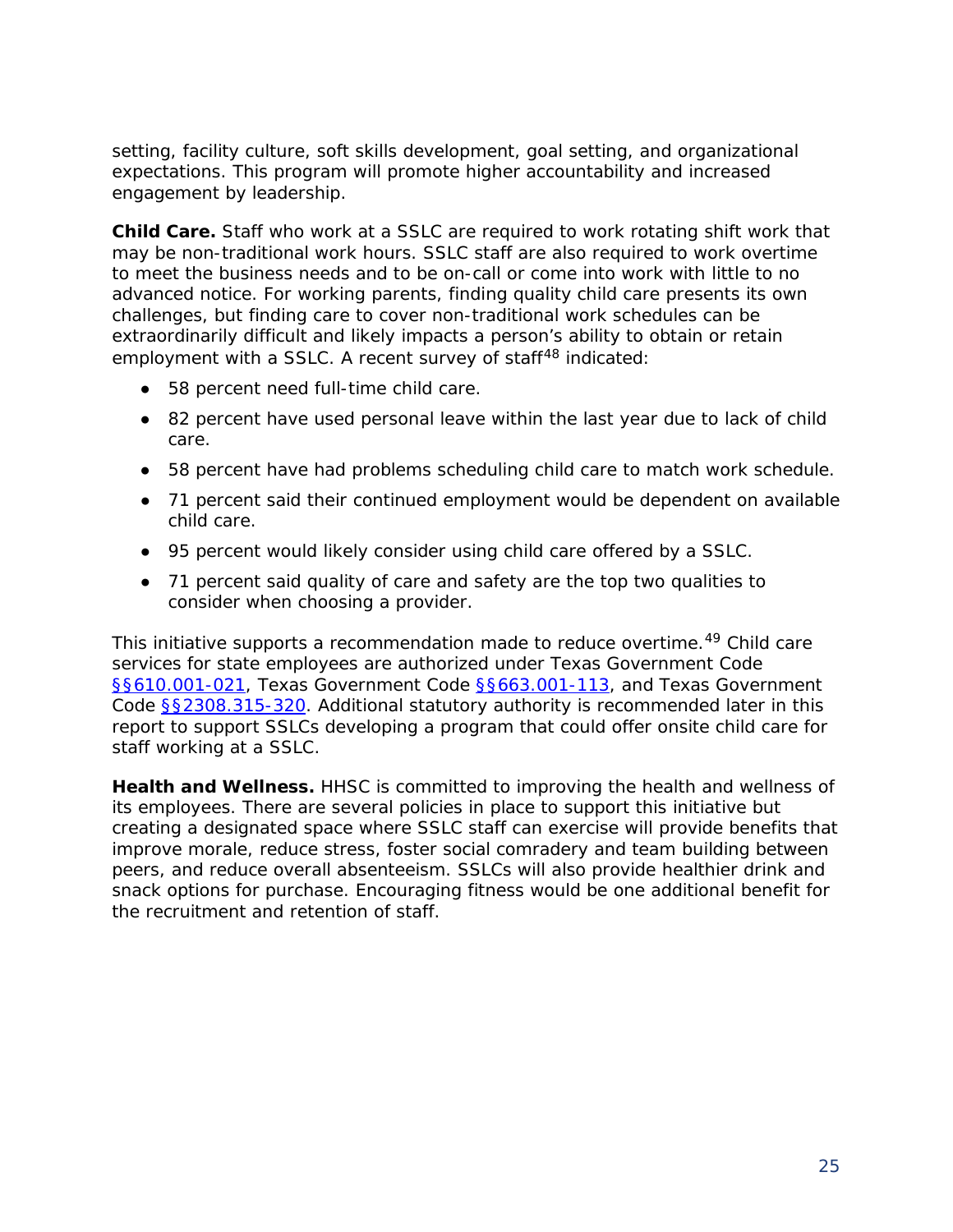setting, facility culture, soft skills development, goal setting, and organizational expectations. This program will promote higher accountability and increased engagement by leadership.

**Child Care.** Staff who work at a SSLC are required to work rotating shift work that may be non-traditional work hours. SSLC staff are also required to work overtime to meet the business needs and to be on-call or come into work with little to no advanced notice. For working parents, finding quality child care presents its own challenges, but finding care to cover non-traditional work schedules can be extraordinarily difficult and likely impacts a person's ability to obtain or retain employment with a SSLC. A recent survey of staff[48] indicated:

- 58 percent need full-time child care.
- 82 percent have used personal leave within the last year due to lack of child care.
- 58 percent have had problems scheduling child care to match work schedule.
- 71 percent said their continued employment would be dependent on available child care.
- 95 percent would likely consider using child care offered by a SSLC.
- 71 percent said quality of care and safety are the top two qualities to consider when choosing a provider.

This initiative supports a recommendation made to reduce overtime.[49] Child care services for state employees are authorized under Texas Government Code §§610.001-021, Texas Government Code §§663.001-113, and Texas Government Code §§2308.315-320. Additional statutory authority is recommended later in this report to support SSLCs developing a program that could offer onsite child care for staff working at a SSLC.

**Health and Wellness.** HHSC is committed to improving the health and wellness of its employees. There are several policies in place to support this initiative but creating a designated space where SSLC staff can exercise will provide benefits that improve morale, reduce stress, foster social comradery and team building between peers, and reduce overall absenteeism. SSLCs will also provide healthier drink and snack options for purchase. Encouraging fitness would be one additional benefit for the recruitment and retention of staff.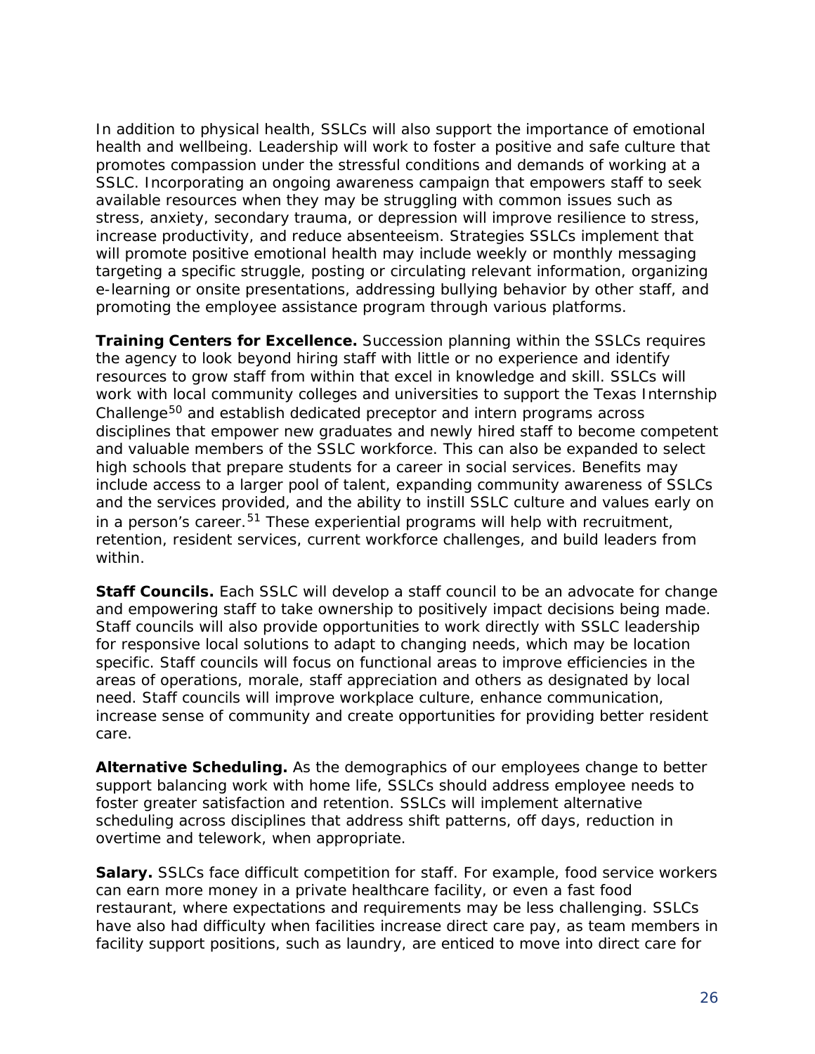In addition to physical health, SSLCs will also support the importance of emotional health and wellbeing. Leadership will work to foster a positive and safe culture that promotes compassion under the stressful conditions and demands of working at a SSLC. Incorporating an ongoing awareness campaign that empowers staff to seek available resources when they may be struggling with common issues such as stress, anxiety, secondary trauma, or depression will improve resilience to stress, increase productivity, and reduce absenteeism. Strategies SSLCs implement that will promote positive emotional health may include weekly or monthly messaging targeting a specific struggle, posting or circulating relevant information, organizing e-learning or onsite presentations, addressing bullying behavior by other staff, and promoting the employee assistance program through various platforms.

**Training Centers for Excellence.** Succession planning within the SSLCs requires the agency to look beyond hiring staff with little or no experience and identify resources to grow staff from within that excel in knowledge and skill. SSLCs will work with local community colleges and universities to support the Texas Internship Challenge[50] and establish dedicated preceptor and intern programs across disciplines that empower new graduates and newly hired staff to become competent and valuable members of the SSLC workforce. This can also be expanded to select high schools that prepare students for a career in social services. Benefits may include access to a larger pool of talent, expanding community awareness of SSLCs and the services provided, and the ability to instill SSLC culture and values early on in a person's career.[51] These experiential programs will help with recruitment, retention, resident services, current workforce challenges, and build leaders from within.

**Staff Councils.** Each SSLC will develop a staff council to be an advocate for change and empowering staff to take ownership to positively impact decisions being made. Staff councils will also provide opportunities to work directly with SSLC leadership for responsive local solutions to adapt to changing needs, which may be location specific. Staff councils will focus on functional areas to improve efficiencies in the areas of operations, morale, staff appreciation and others as designated by local need. Staff councils will improve workplace culture, enhance communication, increase sense of community and create opportunities for providing better resident care.

**Alternative Scheduling.** As the demographics of our employees change to better support balancing work with home life, SSLCs should address employee needs to foster greater satisfaction and retention. SSLCs will implement alternative scheduling across disciplines that address shift patterns, off days, reduction in overtime and telework, when appropriate.

**Salary.** SSLCs face difficult competition for staff. For example, food service workers can earn more money in a private healthcare facility, or even a fast food restaurant, where expectations and requirements may be less challenging. SSLCs have also had difficulty when facilities increase direct care pay, as team members in facility support positions, such as laundry, are enticed to move into direct care for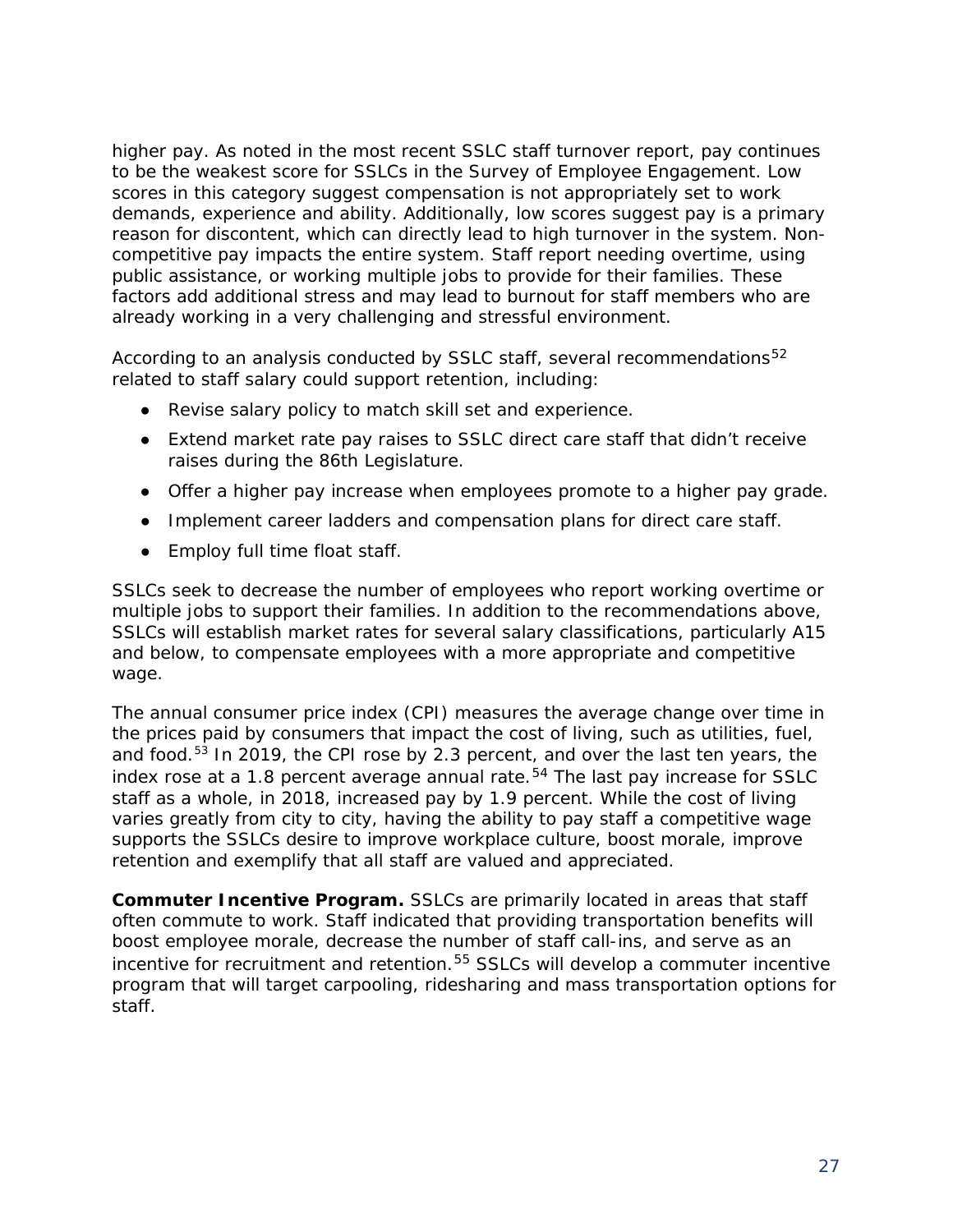higher pay. As noted in the most recent SSLC staff turnover report, pay continues to be the weakest score for SSLCs in the Survey of Employee Engagement. Low scores in this category suggest compensation is not appropriately set to work demands, experience and ability. Additionally, low scores suggest pay is a primary reason for discontent, which can directly lead to high turnover in the system. Non-competitive pay impacts the entire system. Staff report needing overtime, using public assistance, or working multiple jobs to provide for their families. These factors add additional stress and may lead to burnout for staff members who are already working in a very challenging and stressful environment.

According to an analysis conducted by SSLC staff, several recommendations[52] related to staff salary could support retention, including:

- Revise salary policy to match skill set and experience.
- Extend market rate pay raises to SSLC direct care staff that didn't receive raises during the 86th Legislature.
- Offer a higher pay increase when employees promote to a higher pay grade.
- Implement career ladders and compensation plans for direct care staff.
- Employ full time float staff.

SSLCs seek to decrease the number of employees who report working overtime or multiple jobs to support their families. In addition to the recommendations above, SSLCs will establish market rates for several salary classifications, particularly A15 and below, to compensate employees with a more appropriate and competitive wage.

The annual consumer price index (CPI) measures the average change over time in the prices paid by consumers that impact the cost of living, such as utilities, fuel, and food.[53] In 2019, the CPI rose by 2.3 percent, and over the last ten years, the index rose at a 1.8 percent average annual rate.[54] The last pay increase for SSLC staff as a whole, in 2018, increased pay by 1.9 percent. While the cost of living varies greatly from city to city, having the ability to pay staff a competitive wage supports the SSLCs desire to improve workplace culture, boost morale, improve retention and exemplify that all staff are valued and appreciated.

**Commuter Incentive Program.** SSLCs are primarily located in areas that staff often commute to work. Staff indicated that providing transportation benefits will boost employee morale, decrease the number of staff call-ins, and serve as an incentive for recruitment and retention.[55] SSLCs will develop a commuter incentive program that will target carpooling, ridesharing and mass transportation options for staff.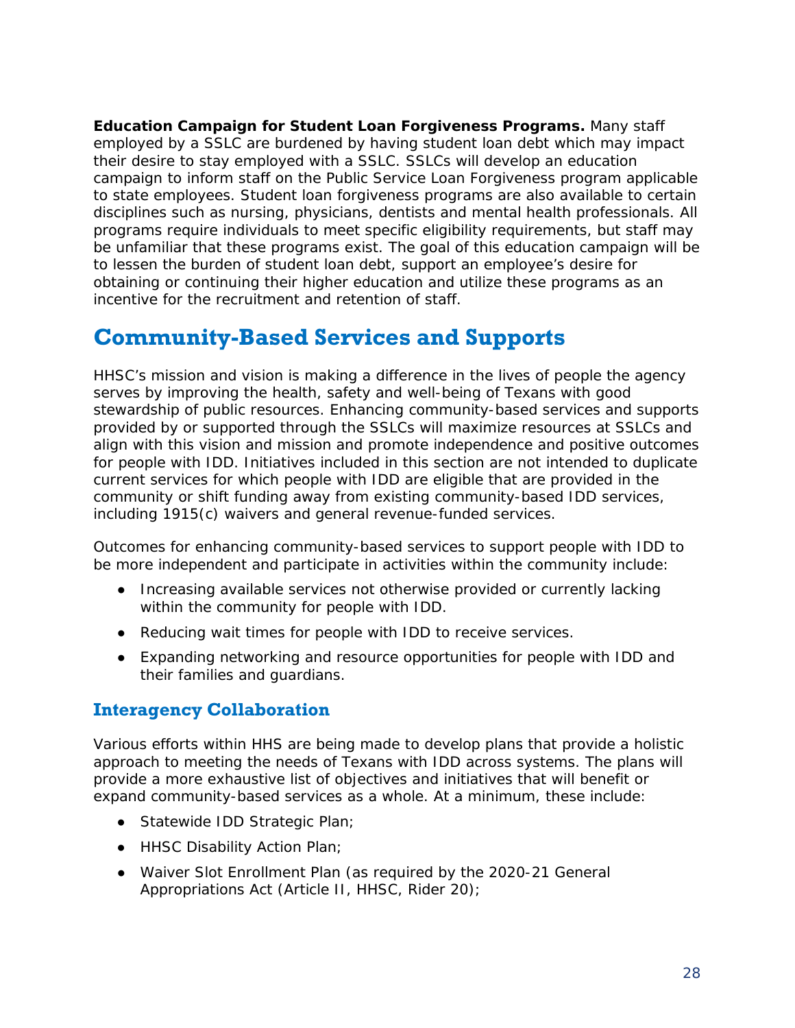**Education Campaign for Student Loan Forgiveness Programs.** Many staff employed by a SSLC are burdened by having student loan debt which may impact their desire to stay employed with a SSLC. SSLCs will develop an education campaign to inform staff on the Public Service Loan Forgiveness program applicable to state employees. Student loan forgiveness programs are also available to certain disciplines such as nursing, physicians, dentists and mental health professionals. All programs require individuals to meet specific eligibility requirements, but staff may be unfamiliar that these programs exist. The goal of this education campaign will be to lessen the burden of student loan debt, support an employee's desire for obtaining or continuing their higher education and utilize these programs as an incentive for the recruitment and retention of staff.

## Community-Based Services and Supports

HHSC's mission and vision is making a difference in the lives of people the agency serves by improving the health, safety and well-being of Texans with good stewardship of public resources. Enhancing community-based services and supports provided by or supported through the SSLCs will maximize resources at SSLCs and align with this vision and mission and promote independence and positive outcomes for people with IDD. Initiatives included in this section are not intended to duplicate current services for which people with IDD are eligible that are provided in the community or shift funding away from existing community-based IDD services, including 1915(c) waivers and general revenue-funded services.

Outcomes for enhancing community-based services to support people with IDD to be more independent and participate in activities within the community include:

- Increasing available services not otherwise provided or currently lacking within the community for people with IDD.
- Reducing wait times for people with IDD to receive services.
- Expanding networking and resource opportunities for people with IDD and their families and guardians.

### Interagency Collaboration

Various efforts within HHS are being made to develop plans that provide a holistic approach to meeting the needs of Texans with IDD across systems. The plans will provide a more exhaustive list of objectives and initiatives that will benefit or expand community-based services as a whole. At a minimum, these include:

- Statewide IDD Strategic Plan;
- HHSC Disability Action Plan;
- Waiver Slot Enrollment Plan (as required by the 2020-21 General Appropriations Act (Article II, HHSC, Rider 20);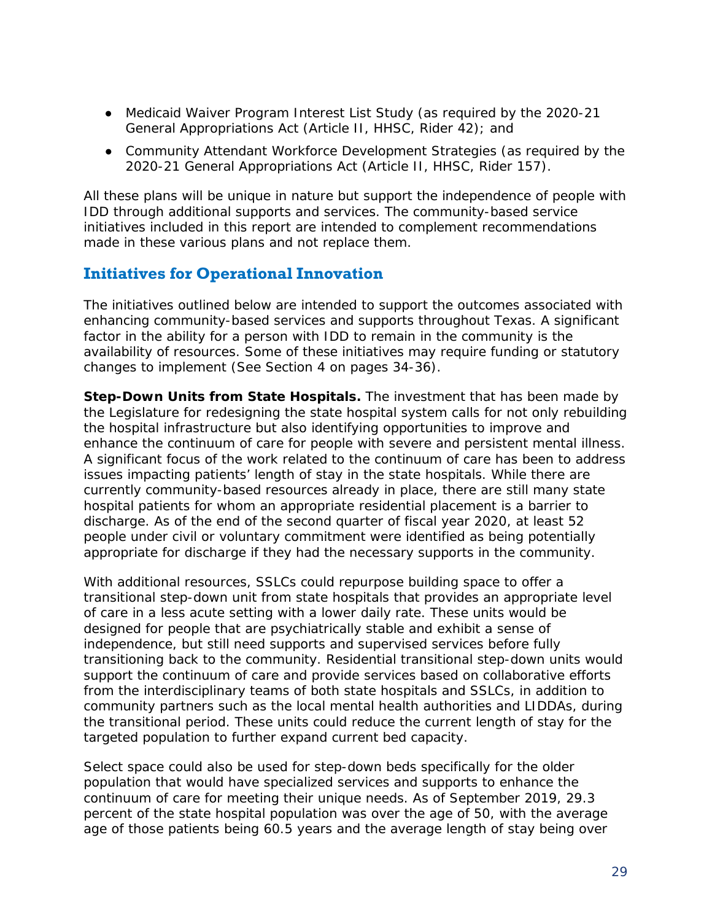- Medicaid Waiver Program Interest List Study (as required by the 2020-21 General Appropriations Act (Article II, HHSC, Rider 42); and
- Community Attendant Workforce Development Strategies (as required by the 2020-21 General Appropriations Act (Article II, HHSC, Rider 157).

All these plans will be unique in nature but support the independence of people with IDD through additional supports and services. The community-based service initiatives included in this report are intended to complement recommendations made in these various plans and not replace them.

## Initiatives for Operational Innovation

The initiatives outlined below are intended to support the outcomes associated with enhancing community-based services and supports throughout Texas. A significant factor in the ability for a person with IDD to remain in the community is the availability of resources. Some of these initiatives may require funding or statutory changes to implement (See Section 4 on pages 34-36).

**Step-Down Units from State Hospitals.** The investment that has been made by the Legislature for redesigning the state hospital system calls for not only rebuilding the hospital infrastructure but also identifying opportunities to improve and enhance the continuum of care for people with severe and persistent mental illness. A significant focus of the work related to the continuum of care has been to address issues impacting patients' length of stay in the state hospitals. While there are currently community-based resources already in place, there are still many state hospital patients for whom an appropriate residential placement is a barrier to discharge. As of the end of the second quarter of fiscal year 2020, at least 52 people under civil or voluntary commitment were identified as being potentially appropriate for discharge if they had the necessary supports in the community.

With additional resources, SSLCs could repurpose building space to offer a transitional step-down unit from state hospitals that provides an appropriate level of care in a less acute setting with a lower daily rate. These units would be designed for people that are psychiatrically stable and exhibit a sense of independence, but still need supports and supervised services before fully transitioning back to the community. Residential transitional step-down units would support the continuum of care and provide services based on collaborative efforts from the interdisciplinary teams of both state hospitals and SSLCs, in addition to community partners such as the local mental health authorities and LIDDAs, during the transitional period. These units could reduce the current length of stay for the targeted population to further expand current bed capacity.

Select space could also be used for step-down beds specifically for the older population that would have specialized services and supports to enhance the continuum of care for meeting their unique needs. As of September 2019, 29.3 percent of the state hospital population was over the age of 50, with the average age of those patients being 60.5 years and the average length of stay being over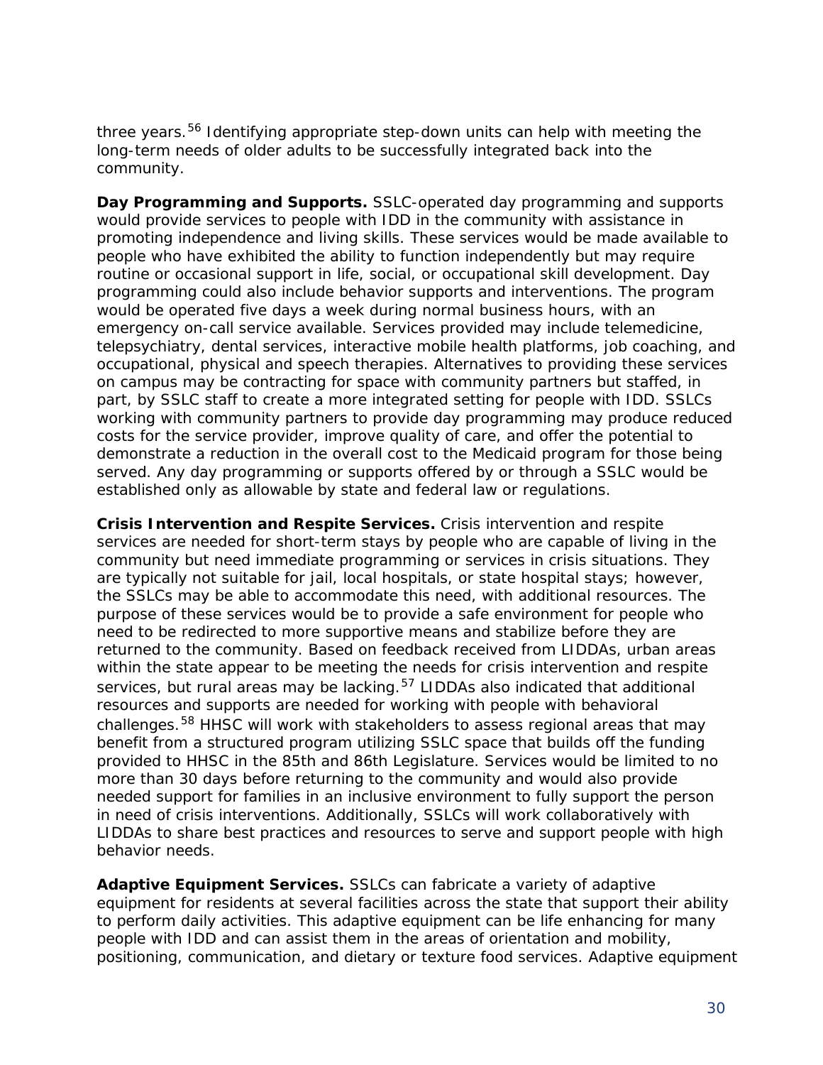three years.[56] Identifying appropriate step-down units can help with meeting the long-term needs of older adults to be successfully integrated back into the community.

**Day Programming and Supports.** SSLC-operated day programming and supports would provide services to people with IDD in the community with assistance in promoting independence and living skills. These services would be made available to people who have exhibited the ability to function independently but may require routine or occasional support in life, social, or occupational skill development. Day programming could also include behavior supports and interventions. The program would be operated five days a week during normal business hours, with an emergency on-call service available. Services provided may include telemedicine, telepsychiatry, dental services, interactive mobile health platforms, job coaching, and occupational, physical and speech therapies. Alternatives to providing these services on campus may be contracting for space with community partners but staffed, in part, by SSLC staff to create a more integrated setting for people with IDD. SSLCs working with community partners to provide day programming may produce reduced costs for the service provider, improve quality of care, and offer the potential to demonstrate a reduction in the overall cost to the Medicaid program for those being served. Any day programming or supports offered by or through a SSLC would be established only as allowable by state and federal law or regulations.

**Crisis Intervention and Respite Services.** Crisis intervention and respite services are needed for short-term stays by people who are capable of living in the community but need immediate programming or services in crisis situations. They are typically not suitable for jail, local hospitals, or state hospital stays; however, the SSLCs may be able to accommodate this need, with additional resources. The purpose of these services would be to provide a safe environment for people who need to be redirected to more supportive means and stabilize before they are returned to the community. Based on feedback received from LIDDAs, urban areas within the state appear to be meeting the needs for crisis intervention and respite services, but rural areas may be lacking.[57] LIDDAs also indicated that additional resources and supports are needed for working with people with behavioral challenges.[58] HHSC will work with stakeholders to assess regional areas that may benefit from a structured program utilizing SSLC space that builds off the funding provided to HHSC in the 85th and 86th Legislature. Services would be limited to no more than 30 days before returning to the community and would also provide needed support for families in an inclusive environment to fully support the person in need of crisis interventions. Additionally, SSLCs will work collaboratively with LIDDAs to share best practices and resources to serve and support people with high behavior needs.

**Adaptive Equipment Services.** SSLCs can fabricate a variety of adaptive equipment for residents at several facilities across the state that support their ability to perform daily activities. This adaptive equipment can be life enhancing for many people with IDD and can assist them in the areas of orientation and mobility, positioning, communication, and dietary or texture food services. Adaptive equipment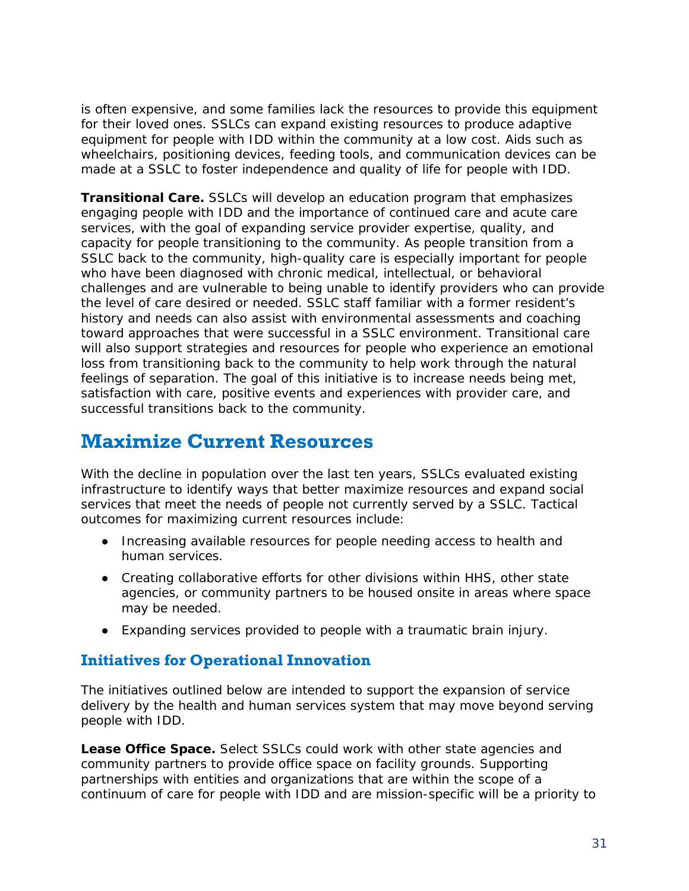is often expensive, and some families lack the resources to provide this equipment for their loved ones. SSLCs can expand existing resources to produce adaptive equipment for people with IDD within the community at a low cost. Aids such as wheelchairs, positioning devices, feeding tools, and communication devices can be made at a SSLC to foster independence and quality of life for people with IDD.

**Transitional Care.** SSLCs will develop an education program that emphasizes engaging people with IDD and the importance of continued care and acute care services, with the goal of expanding service provider expertise, quality, and capacity for people transitioning to the community. As people transition from a SSLC back to the community, high-quality care is especially important for people who have been diagnosed with chronic medical, intellectual, or behavioral challenges and are vulnerable to being unable to identify providers who can provide the level of care desired or needed. SSLC staff familiar with a former resident's history and needs can also assist with environmental assessments and coaching toward approaches that were successful in a SSLC environment. Transitional care will also support strategies and resources for people who experience an emotional loss from transitioning back to the community to help work through the natural feelings of separation. The goal of this initiative is to increase needs being met, satisfaction with care, positive events and experiences with provider care, and successful transitions back to the community.

## Maximize Current Resources

With the decline in population over the last ten years, SSLCs evaluated existing infrastructure to identify ways that better maximize resources and expand social services that meet the needs of people not currently served by a SSLC. Tactical outcomes for maximizing current resources include:

- Increasing available resources for people needing access to health and human services.
- Creating collaborative efforts for other divisions within HHS, other state agencies, or community partners to be housed onsite in areas where space may be needed.
- Expanding services provided to people with a traumatic brain injury.

### Initiatives for Operational Innovation

The initiatives outlined below are intended to support the expansion of service delivery by the health and human services system that may move beyond serving people with IDD.

**Lease Office Space.** Select SSLCs could work with other state agencies and community partners to provide office space on facility grounds. Supporting partnerships with entities and organizations that are within the scope of a continuum of care for people with IDD and are mission-specific will be a priority to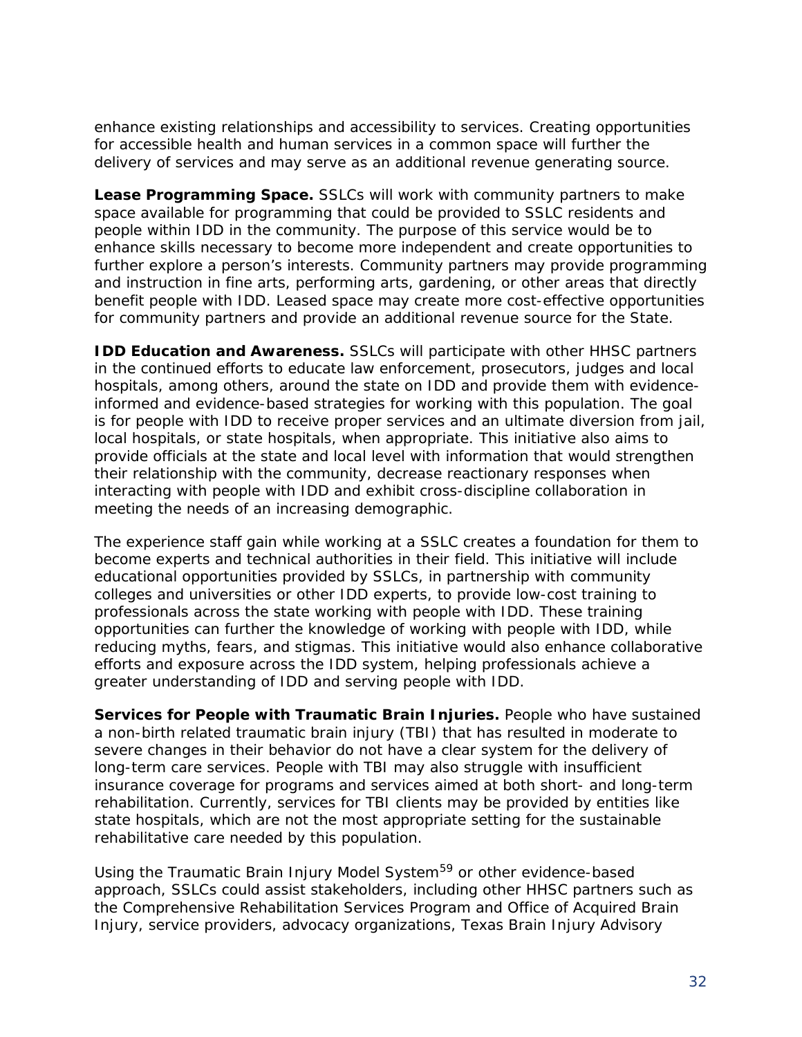enhance existing relationships and accessibility to services. Creating opportunities for accessible health and human services in a common space will further the delivery of services and may serve as an additional revenue generating source.

**Lease Programming Space.** SSLCs will work with community partners to make space available for programming that could be provided to SSLC residents and people within IDD in the community. The purpose of this service would be to enhance skills necessary to become more independent and create opportunities to further explore a person's interests. Community partners may provide programming and instruction in fine arts, performing arts, gardening, or other areas that directly benefit people with IDD. Leased space may create more cost-effective opportunities for community partners and provide an additional revenue source for the State.

**IDD Education and Awareness.** SSLCs will participate with other HHSC partners in the continued efforts to educate law enforcement, prosecutors, judges and local hospitals, among others, around the state on IDD and provide them with evidence-informed and evidence-based strategies for working with this population. The goal is for people with IDD to receive proper services and an ultimate diversion from jail, local hospitals, or state hospitals, when appropriate. This initiative also aims to provide officials at the state and local level with information that would strengthen their relationship with the community, decrease reactionary responses when interacting with people with IDD and exhibit cross-discipline collaboration in meeting the needs of an increasing demographic.

The experience staff gain while working at a SSLC creates a foundation for them to become experts and technical authorities in their field. This initiative will include educational opportunities provided by SSLCs, in partnership with community colleges and universities or other IDD experts, to provide low-cost training to professionals across the state working with people with IDD. These training opportunities can further the knowledge of working with people with IDD, while reducing myths, fears, and stigmas. This initiative would also enhance collaborative efforts and exposure across the IDD system, helping professionals achieve a greater understanding of IDD and serving people with IDD.

**Services for People with Traumatic Brain Injuries.** People who have sustained a non-birth related traumatic brain injury (TBI) that has resulted in moderate to severe changes in their behavior do not have a clear system for the delivery of long-term care services. People with TBI may also struggle with insufficient insurance coverage for programs and services aimed at both short- and long-term rehabilitation. Currently, services for TBI clients may be provided by entities like state hospitals, which are not the most appropriate setting for the sustainable rehabilitative care needed by this population.

Using the Traumatic Brain Injury Model System[59] or other evidence-based approach, SSLCs could assist stakeholders, including other HHSC partners such as the Comprehensive Rehabilitation Services Program and Office of Acquired Brain Injury, service providers, advocacy organizations, Texas Brain Injury Advisory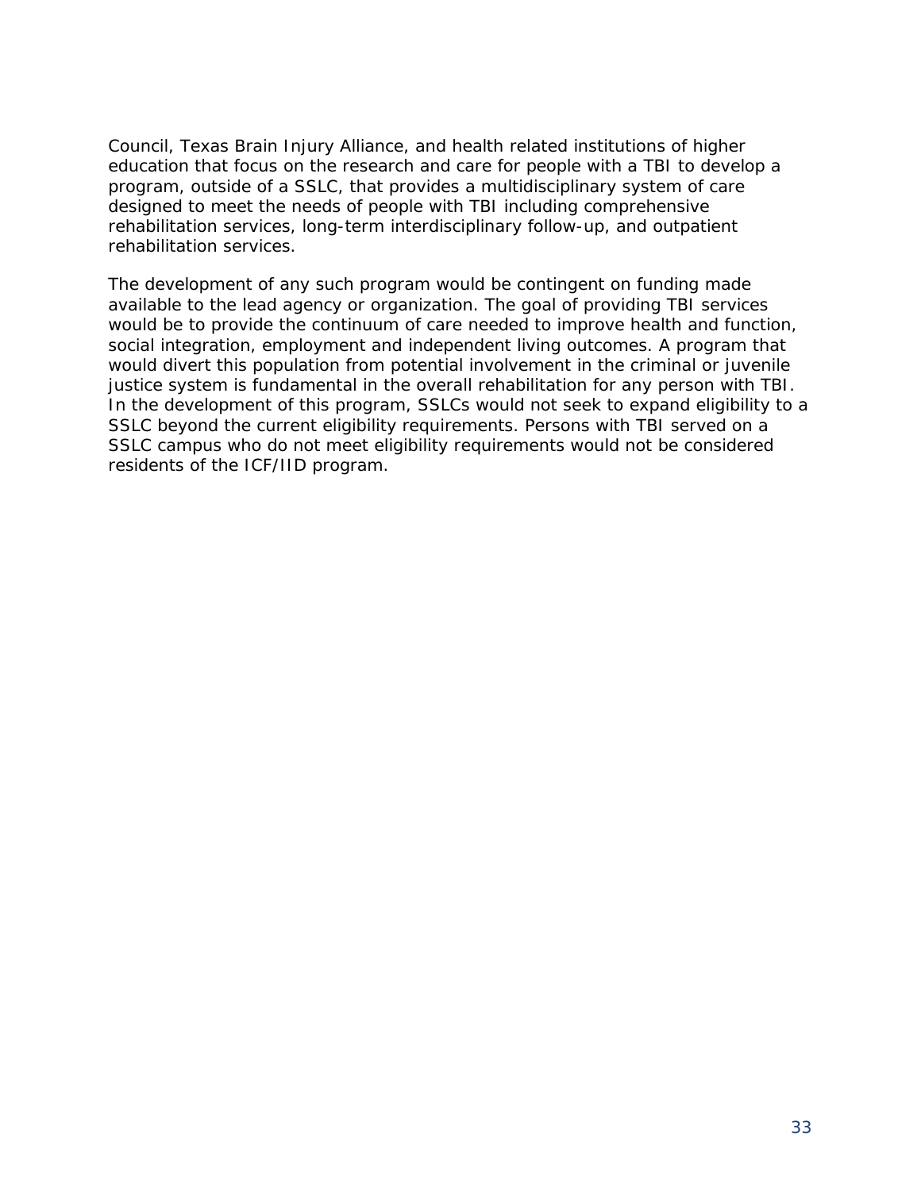Council, Texas Brain Injury Alliance, and health related institutions of higher education that focus on the research and care for people with a TBI to develop a program, outside of a SSLC, that provides a multidisciplinary system of care designed to meet the needs of people with TBI including comprehensive rehabilitation services, long-term interdisciplinary follow-up, and outpatient rehabilitation services.

The development of any such program would be contingent on funding made available to the lead agency or organization. The goal of providing TBI services would be to provide the continuum of care needed to improve health and function, social integration, employment and independent living outcomes. A program that would divert this population from potential involvement in the criminal or juvenile justice system is fundamental in the overall rehabilitation for any person with TBI. In the development of this program, SSLCs would not seek to expand eligibility to a SSLC beyond the current eligibility requirements. Persons with TBI served on a SSLC campus who do not meet eligibility requirements would not be considered residents of the ICF/IID program.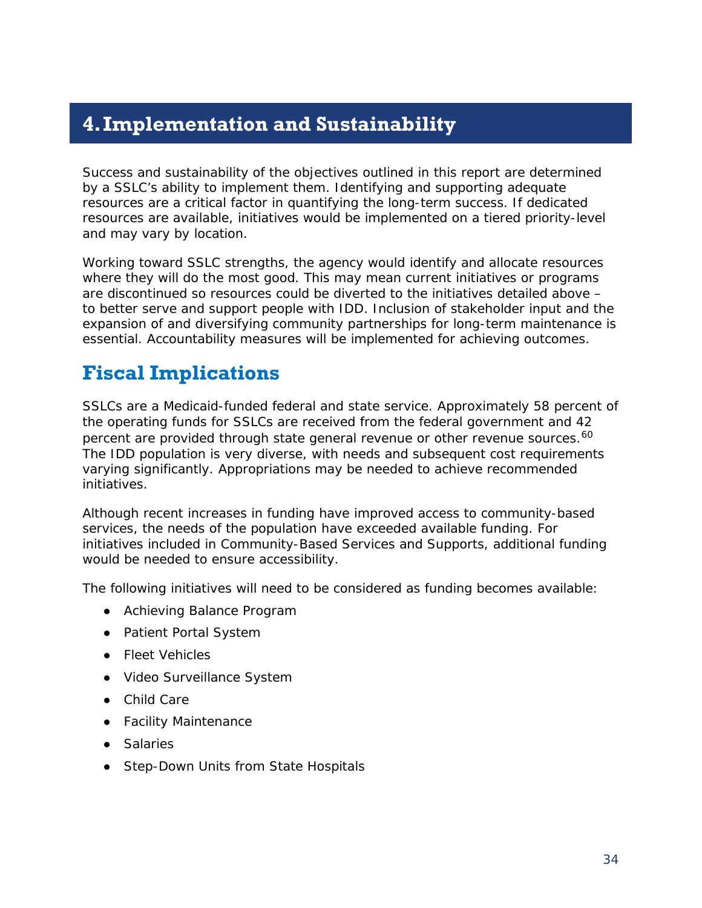# 4. Implementation and Sustainability

Success and sustainability of the objectives outlined in this report are determined by a SSLC's ability to implement them. Identifying and supporting adequate resources are a critical factor in quantifying the long-term success. If dedicated resources are available, initiatives would be implemented on a tiered priority-level and may vary by location.

Working toward SSLC strengths, the agency would identify and allocate resources where they will do the most good. This may mean current initiatives or programs are discontinued so resources could be diverted to the initiatives detailed above – to better serve and support people with IDD. Inclusion of stakeholder input and the expansion of and diversifying community partnerships for long-term maintenance is essential. Accountability measures will be implemented for achieving outcomes.

## Fiscal Implications

SSLCs are a Medicaid-funded federal and state service. Approximately 58 percent of the operating funds for SSLCs are received from the federal government and 42 percent are provided through state general revenue or other revenue sources.[60] The IDD population is very diverse, with needs and subsequent cost requirements varying significantly. Appropriations may be needed to achieve recommended initiatives.

Although recent increases in funding have improved access to community-based services, the needs of the population have exceeded available funding. For initiatives included in Community-Based Services and Supports, additional funding would be needed to ensure accessibility.

The following initiatives will need to be considered as funding becomes available:

- Achieving Balance Program
- Patient Portal System
- Fleet Vehicles
- Video Surveillance System
- Child Care
- Facility Maintenance
- Salaries
- Step-Down Units from State Hospitals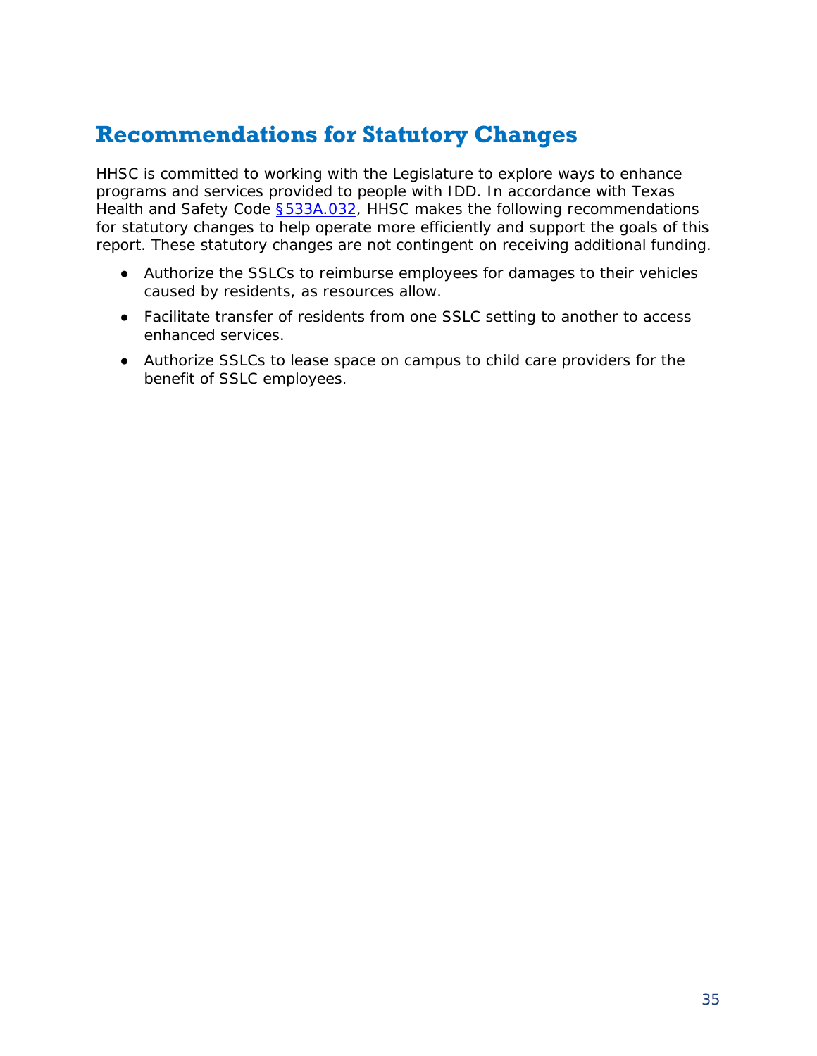# Recommendations for Statutory Changes

HHSC is committed to working with the Legislature to explore ways to enhance programs and services provided to people with IDD. In accordance with Texas Health and Safety Code [§533A.032](), HHSC makes the following recommendations for statutory changes to help operate more efficiently and support the goals of this report. These statutory changes are not contingent on receiving additional funding.

- Authorize the SSLCs to reimburse employees for damages to their vehicles caused by residents, as resources allow.
- Facilitate transfer of residents from one SSLC setting to another to access enhanced services.
- Authorize SSLCs to lease space on campus to child care providers for the benefit of SSLC employees.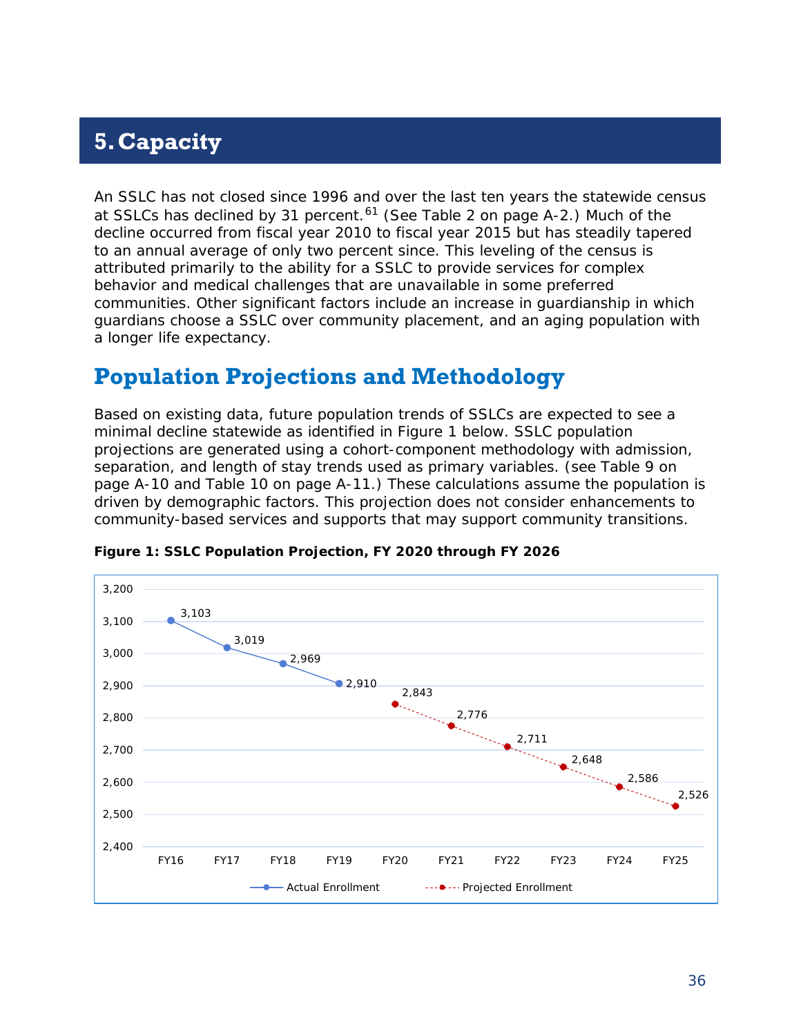# 5. Capacity

An SSLC has not closed since 1996 and over the last ten years the statewide census at SSLCs has declined by 31 percent.[61] (See Table 2 on page A-2.) Much of the decline occurred from fiscal year 2010 to fiscal year 2015 but has steadily tapered to an annual average of only two percent since. This leveling of the census is attributed primarily to the ability for a SSLC to provide services for complex behavior and medical challenges that are unavailable in some preferred communities. Other significant factors include an increase in guardianship in which guardians choose a SSLC over community placement, and an aging population with a longer life expectancy.

## Population Projections and Methodology

Based on existing data, future population trends of SSLCs are expected to see a minimal decline statewide as identified in Figure 1 below. SSLC population projections are generated using a cohort-component methodology with admission, separation, and length of stay trends used as primary variables. (see Table 9 on page A-10 and Table 10 on page A-11.) These calculations assume the population is driven by demographic factors. This projection does not consider enhancements to community-based services and supports that may support community transitions.

**Figure 1: SSLC Population Projection, FY 2020 through FY 2026**

| Fiscal Year | Actual Enrollment | Projected Enrollment |
|---|---|---|
| FY16 | 3,103 | |
| FY17 | 3,019 | |
| FY18 | 2,969 | |
| FY19 | 2,910 | |
| FY20 | | 2,843 |
| FY21 | | 2,776 |
| FY22 | | 2,711 |
| FY23 | | 2,648 |
| FY24 | | 2,586 |
| FY25 | | 2,526 |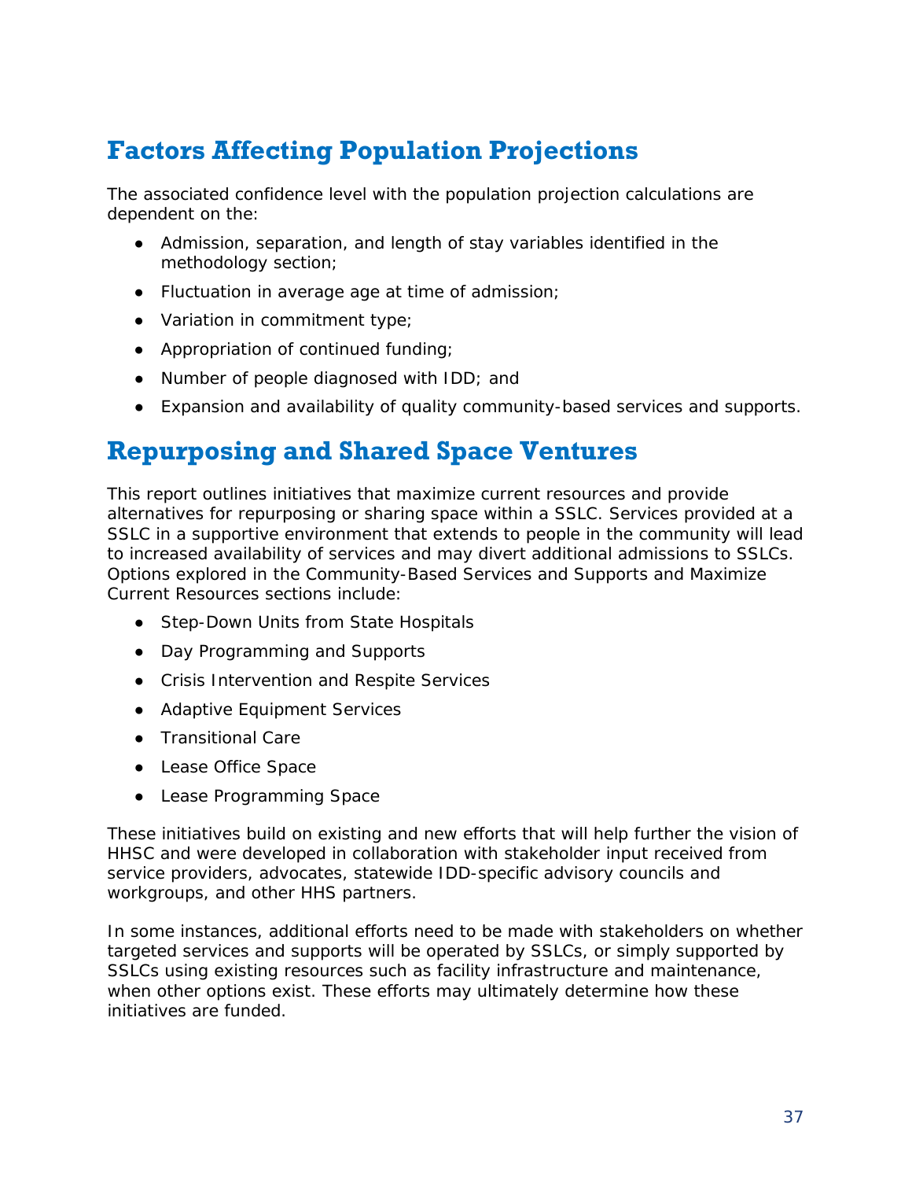## Factors Affecting Population Projections

The associated confidence level with the population projection calculations are dependent on the:

- Admission, separation, and length of stay variables identified in the methodology section;
- Fluctuation in average age at time of admission;
- Variation in commitment type;
- Appropriation of continued funding;
- Number of people diagnosed with IDD; and
- Expansion and availability of quality community-based services and supports.

## Repurposing and Shared Space Ventures

This report outlines initiatives that maximize current resources and provide alternatives for repurposing or sharing space within a SSLC. Services provided at a SSLC in a supportive environment that extends to people in the community will lead to increased availability of services and may divert additional admissions to SSLCs. Options explored in the Community-Based Services and Supports and Maximize Current Resources sections include:

- Step-Down Units from State Hospitals
- Day Programming and Supports
- Crisis Intervention and Respite Services
- Adaptive Equipment Services
- Transitional Care
- Lease Office Space
- Lease Programming Space

These initiatives build on existing and new efforts that will help further the vision of HHSC and were developed in collaboration with stakeholder input received from service providers, advocates, statewide IDD-specific advisory councils and workgroups, and other HHS partners.

In some instances, additional efforts need to be made with stakeholders on whether targeted services and supports will be operated by SSLCs, or simply supported by SSLCs using existing resources such as facility infrastructure and maintenance, when other options exist. These efforts may ultimately determine how these initiatives are funded.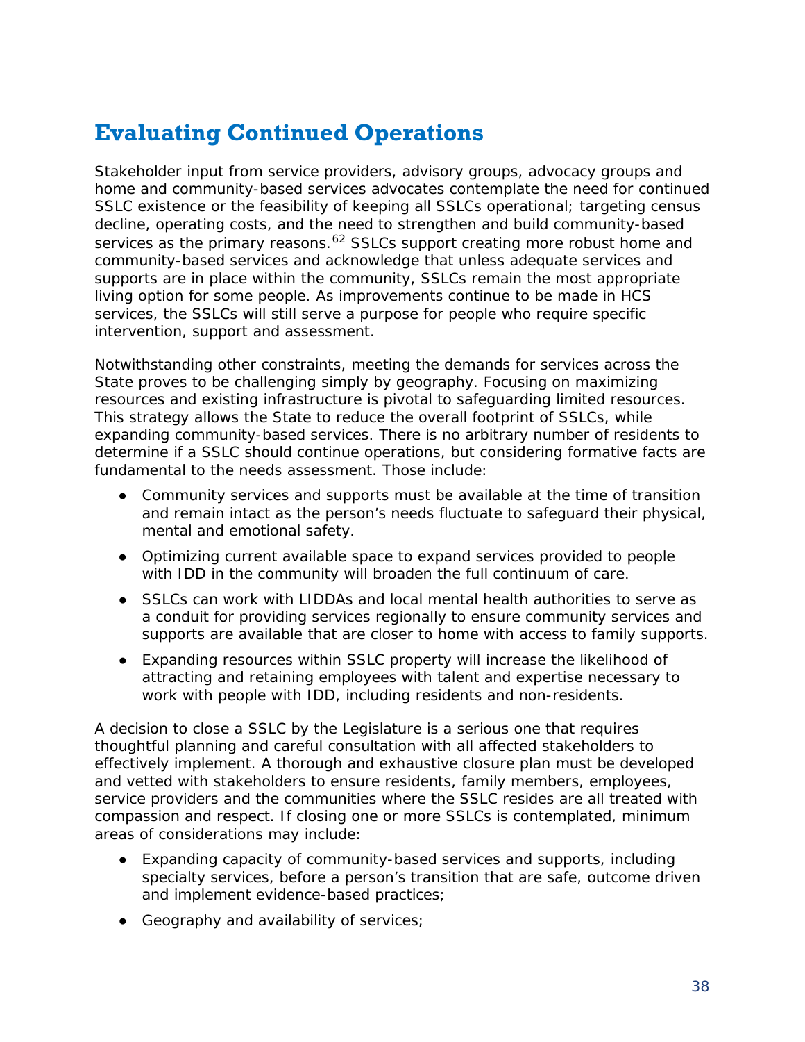## Evaluating Continued Operations

Stakeholder input from service providers, advisory groups, advocacy groups and home and community-based services advocates contemplate the need for continued SSLC existence or the feasibility of keeping all SSLCs operational; targeting census decline, operating costs, and the need to strengthen and build community-based services as the primary reasons.[62] SSLCs support creating more robust home and community-based services and acknowledge that unless adequate services and supports are in place within the community, SSLCs remain the most appropriate living option for some people. As improvements continue to be made in HCS services, the SSLCs will still serve a purpose for people who require specific intervention, support and assessment.

Notwithstanding other constraints, meeting the demands for services across the State proves to be challenging simply by geography. Focusing on maximizing resources and existing infrastructure is pivotal to safeguarding limited resources. This strategy allows the State to reduce the overall footprint of SSLCs, while expanding community-based services. There is no arbitrary number of residents to determine if a SSLC should continue operations, but considering formative facts are fundamental to the needs assessment. Those include:

- Community services and supports must be available at the time of transition and remain intact as the person's needs fluctuate to safeguard their physical, mental and emotional safety.
- Optimizing current available space to expand services provided to people with IDD in the community will broaden the full continuum of care.
- SSLCs can work with LIDDAs and local mental health authorities to serve as a conduit for providing services regionally to ensure community services and supports are available that are closer to home with access to family supports.
- Expanding resources within SSLC property will increase the likelihood of attracting and retaining employees with talent and expertise necessary to work with people with IDD, including residents and non-residents.

A decision to close a SSLC by the Legislature is a serious one that requires thoughtful planning and careful consultation with all affected stakeholders to effectively implement. A thorough and exhaustive closure plan must be developed and vetted with stakeholders to ensure residents, family members, employees, service providers and the communities where the SSLC resides are all treated with compassion and respect. If closing one or more SSLCs is contemplated, minimum areas of considerations may include:

- Expanding capacity of community-based services and supports, including specialty services, before a person's transition that are safe, outcome driven and implement evidence-based practices;
- Geography and availability of services;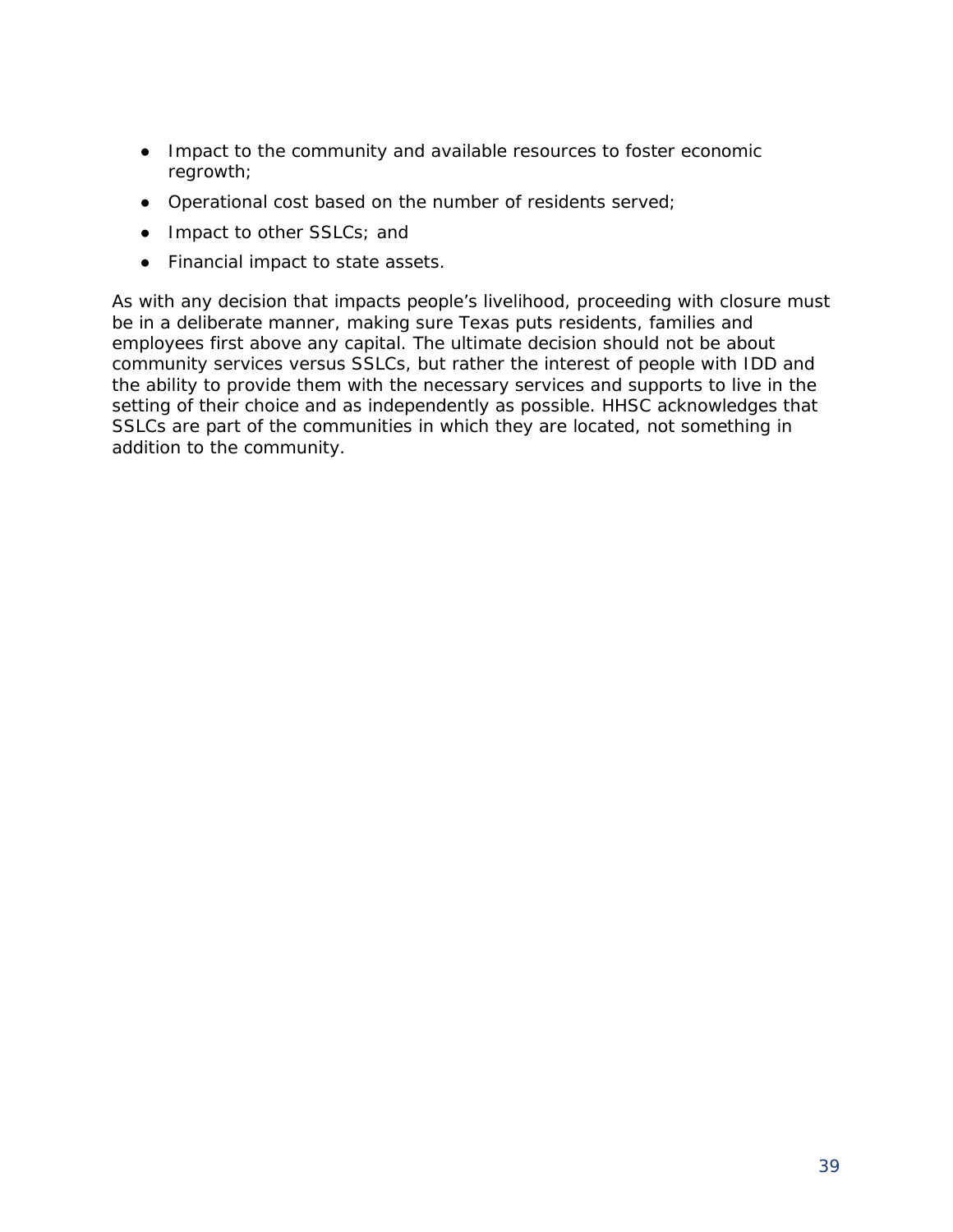- Impact to the community and available resources to foster economic regrowth;
- Operational cost based on the number of residents served;
- Impact to other SSLCs; and
- Financial impact to state assets.

As with any decision that impacts people's livelihood, proceeding with closure must be in a deliberate manner, making sure Texas puts residents, families and employees first above any capital. The ultimate decision should not be about community services versus SSLCs, but rather the interest of people with IDD and the ability to provide them with the necessary services and supports to live in the setting of their choice and as independently as possible. HHSC acknowledges that SSLCs are part of the communities in which they are located, not something in addition to the community.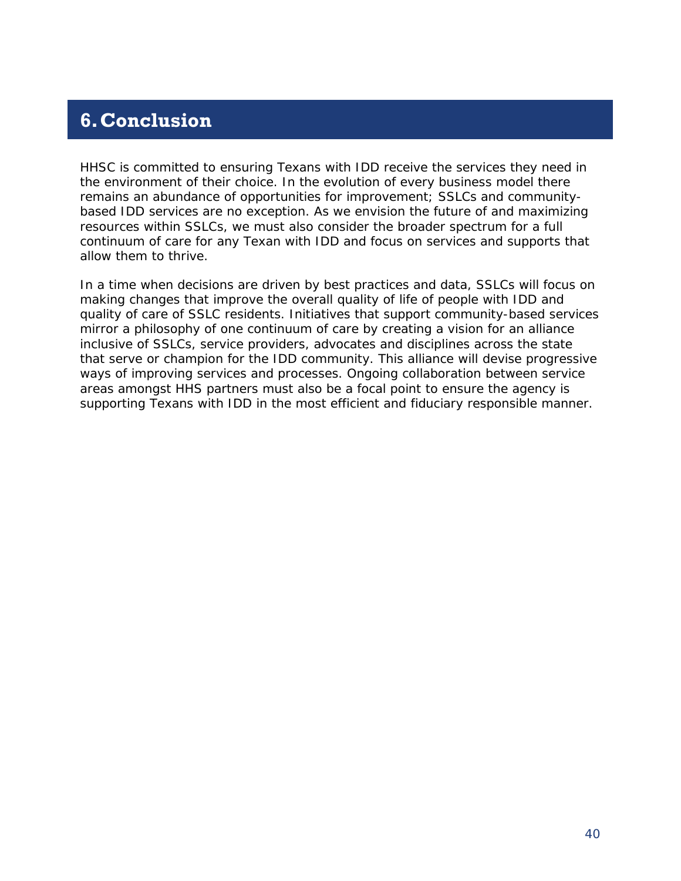# 6. Conclusion

HHSC is committed to ensuring Texans with IDD receive the services they need in the environment of their choice. In the evolution of every business model there remains an abundance of opportunities for improvement; SSLCs and community-based IDD services are no exception. As we envision the future of and maximizing resources within SSLCs, we must also consider the broader spectrum for a full continuum of care for any Texan with IDD and focus on services and supports that allow them to thrive.

In a time when decisions are driven by best practices and data, SSLCs will focus on making changes that improve the overall quality of life of people with IDD and quality of care of SSLC residents. Initiatives that support community-based services mirror a philosophy of one continuum of care by creating a vision for an alliance inclusive of SSLCs, service providers, advocates and disciplines across the state that serve or champion for the IDD community. This alliance will devise progressive ways of improving services and processes. Ongoing collaboration between service areas amongst HHS partners must also be a focal point to ensure the agency is supporting Texans with IDD in the most efficient and fiduciary responsible manner.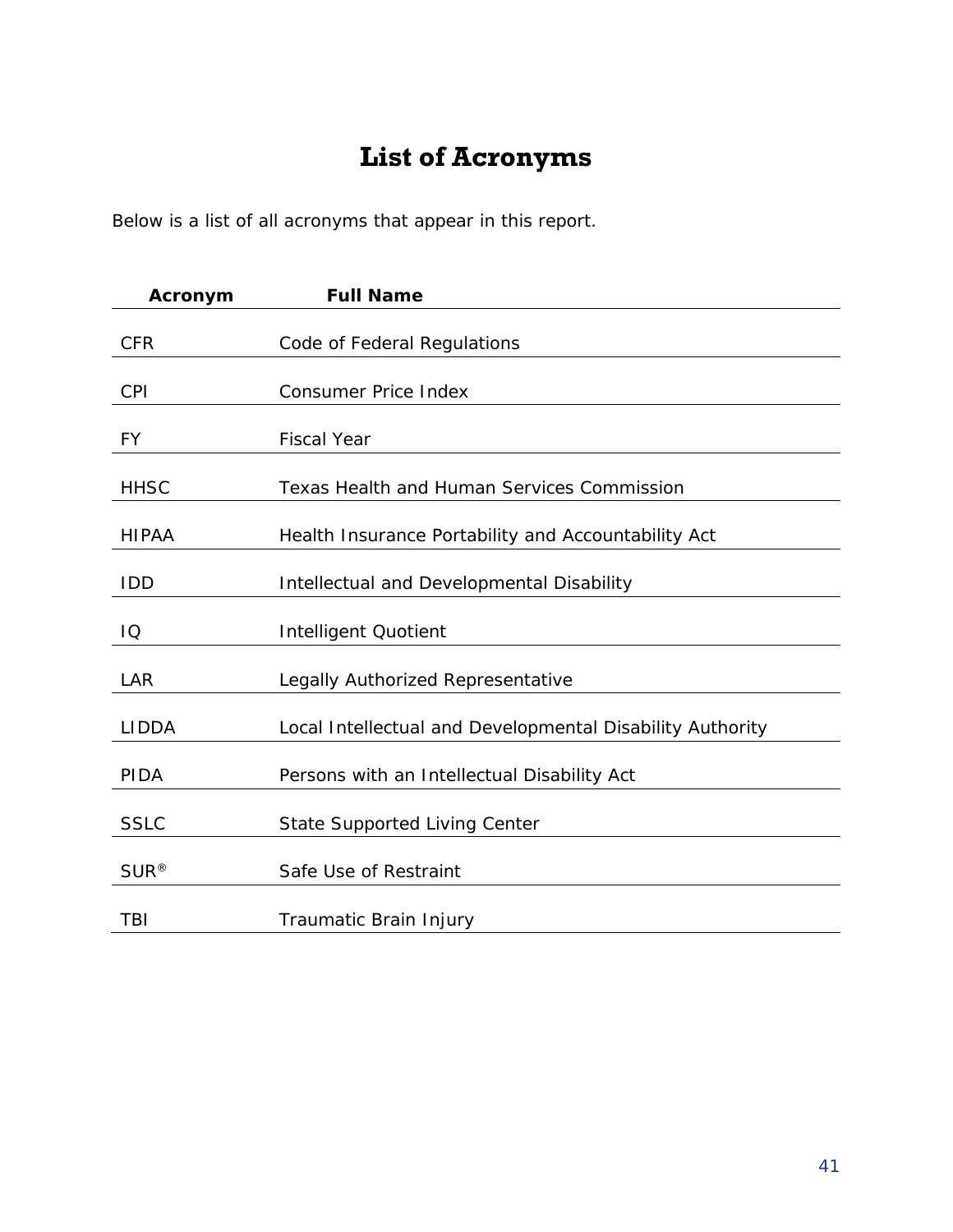# List of Acronyms

Below is a list of all acronyms that appear in this report.

| Acronym | Full Name |
|---|---|
| CFR | Code of Federal Regulations |
| CPI | Consumer Price Index |
| FY | Fiscal Year |
| HHSC | Texas Health and Human Services Commission |
| HIPAA | Health Insurance Portability and Accountability Act |
| IDD | Intellectual and Developmental Disability |
| IQ | Intelligent Quotient |
| LAR | Legally Authorized Representative |
| LIDDA | Local Intellectual and Developmental Disability Authority |
| PIDA | Persons with an Intellectual Disability Act |
| SSLC | State Supported Living Center |
| SUR® | Safe Use of Restraint |
| TBI | Traumatic Brain Injury |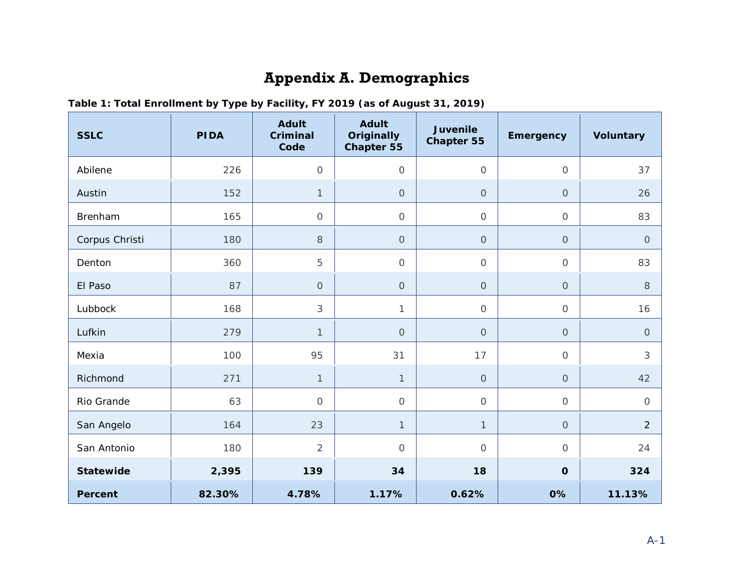# Appendix A. Demographics

**Table 1: Total Enrollment by Type by Facility, FY 2019 (as of August 31, 2019)**

| SSLC | PIDA | Adult Criminal Code | Adult Originally Chapter 55 | Juvenile Chapter 55 | Emergency | Voluntary |
|---|---|---|---|---|---|---|
| Abilene | 226 | 0 | 0 | 0 | 0 | 37 |
| Austin | 152 | 1 | 0 | 0 | 0 | 26 |
| Brenham | 165 | 0 | 0 | 0 | 0 | 83 |
| Corpus Christi | 180 | 8 | 0 | 0 | 0 | 0 |
| Denton | 360 | 5 | 0 | 0 | 0 | 83 |
| El Paso | 87 | 0 | 0 | 0 | 0 | 8 |
| Lubbock | 168 | 3 | 1 | 0 | 0 | 16 |
| Lufkin | 279 | 1 | 0 | 0 | 0 | 0 |
| Mexia | 100 | 95 | 31 | 17 | 0 | 3 |
| Richmond | 271 | 1 | 1 | 0 | 0 | 42 |
| Rio Grande | 63 | 0 | 0 | 0 | 0 | 0 |
| San Angelo | 164 | 23 | 1 | 1 | 0 | 2 |
| San Antonio | 180 | 2 | 0 | 0 | 0 | 24 |
| **Statewide** | **2,395** | **139** | **34** | **18** | **0** | **324** |
| **Percent** | **82.30%** | **4.78%** | **1.17%** | **0.62%** | **0%** | **11.13%** |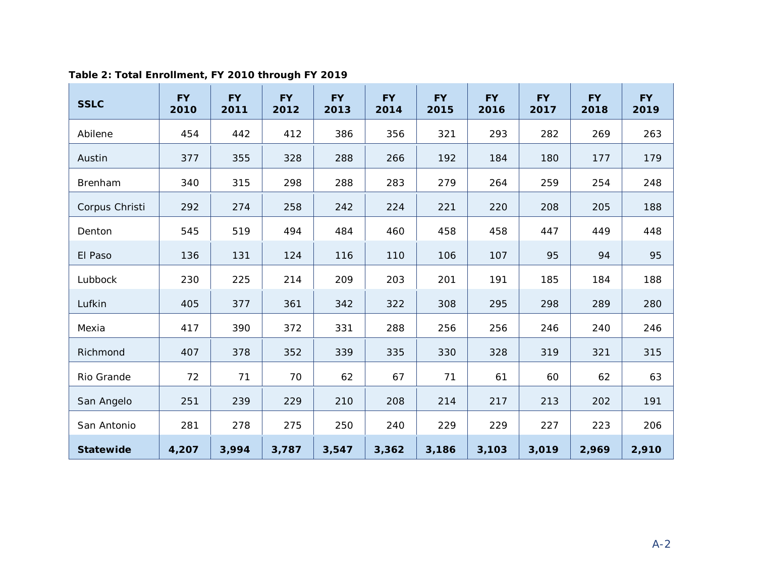**Table 2: Total Enrollment, FY 2010 through FY 2019**

| SSLC | FY 2010 | FY 2011 | FY 2012 | FY 2013 | FY 2014 | FY 2015 | FY 2016 | FY 2017 | FY 2018 | FY 2019 |
|---|---|---|---|---|---|---|---|---|---|---|
| Abilene | 454 | 442 | 412 | 386 | 356 | 321 | 293 | 282 | 269 | 263 |
| Austin | 377 | 355 | 328 | 288 | 266 | 192 | 184 | 180 | 177 | 179 |
| Brenham | 340 | 315 | 298 | 288 | 283 | 279 | 264 | 259 | 254 | 248 |
| Corpus Christi | 292 | 274 | 258 | 242 | 224 | 221 | 220 | 208 | 205 | 188 |
| Denton | 545 | 519 | 494 | 484 | 460 | 458 | 458 | 447 | 449 | 448 |
| El Paso | 136 | 131 | 124 | 116 | 110 | 106 | 107 | 95 | 94 | 95 |
| Lubbock | 230 | 225 | 214 | 209 | 203 | 201 | 191 | 185 | 184 | 188 |
| Lufkin | 405 | 377 | 361 | 342 | 322 | 308 | 295 | 298 | 289 | 280 |
| Mexia | 417 | 390 | 372 | 331 | 288 | 256 | 256 | 246 | 240 | 246 |
| Richmond | 407 | 378 | 352 | 339 | 335 | 330 | 328 | 319 | 321 | 315 |
| Rio Grande | 72 | 71 | 70 | 62 | 67 | 71 | 61 | 60 | 62 | 63 |
| San Angelo | 251 | 239 | 229 | 210 | 208 | 214 | 217 | 213 | 202 | 191 |
| San Antonio | 281 | 278 | 275 | 250 | 240 | 229 | 229 | 227 | 223 | 206 |
| **Statewide** | **4,207** | **3,994** | **3,787** | **3,547** | **3,362** | **3,186** | **3,103** | **3,019** | **2,969** | **2,910** |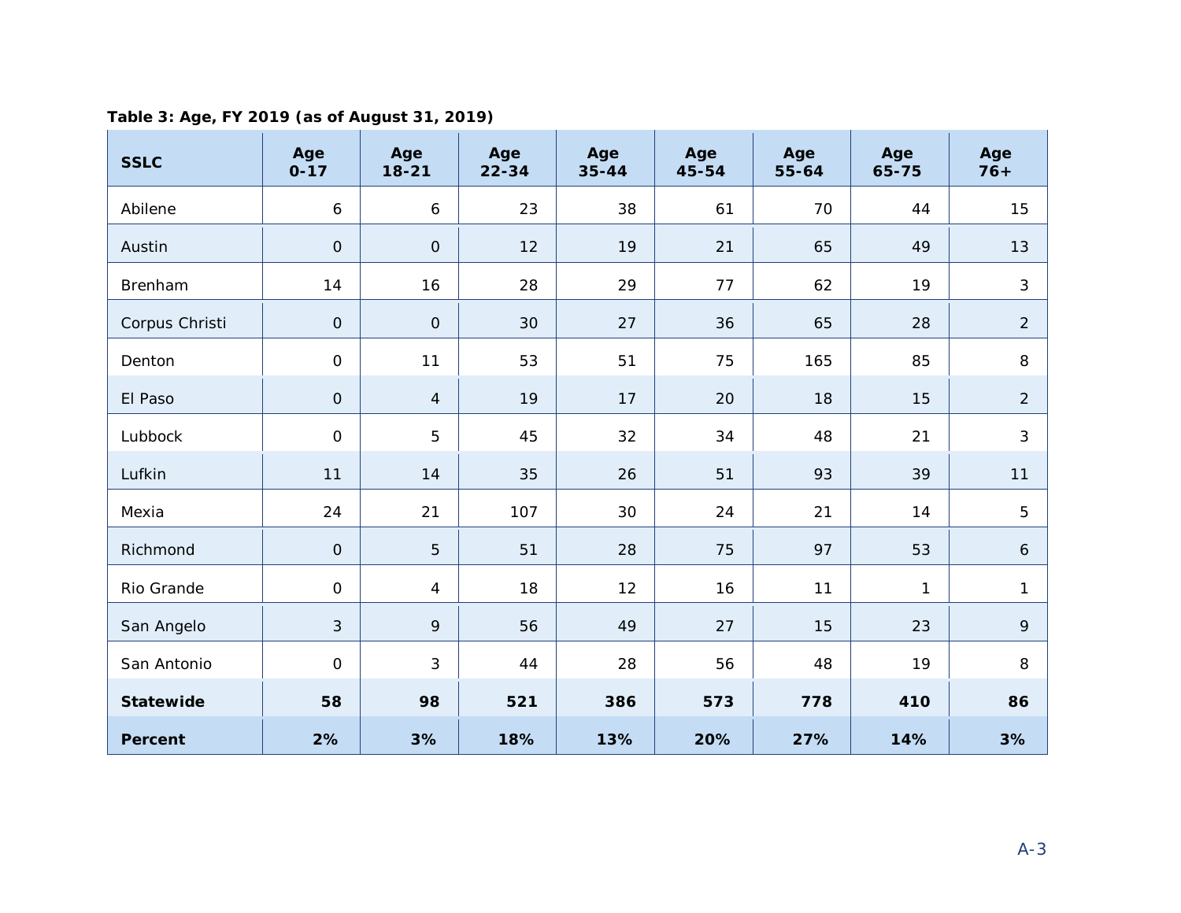**Table 3: Age, FY 2019 (as of August 31, 2019)**

| SSLC | Age 0-17 | Age 18-21 | Age 22-34 | Age 35-44 | Age 45-54 | Age 55-64 | Age 65-75 | Age 76+ |
|---|---|---|---|---|---|---|---|---|
| Abilene | 6 | 6 | 23 | 38 | 61 | 70 | 44 | 15 |
| Austin | 0 | 0 | 12 | 19 | 21 | 65 | 49 | 13 |
| Brenham | 14 | 16 | 28 | 29 | 77 | 62 | 19 | 3 |
| Corpus Christi | 0 | 0 | 30 | 27 | 36 | 65 | 28 | 2 |
| Denton | 0 | 11 | 53 | 51 | 75 | 165 | 85 | 8 |
| El Paso | 0 | 4 | 19 | 17 | 20 | 18 | 15 | 2 |
| Lubbock | 0 | 5 | 45 | 32 | 34 | 48 | 21 | 3 |
| Lufkin | 11 | 14 | 35 | 26 | 51 | 93 | 39 | 11 |
| Mexia | 24 | 21 | 107 | 30 | 24 | 21 | 14 | 5 |
| Richmond | 0 | 5 | 51 | 28 | 75 | 97 | 53 | 6 |
| Rio Grande | 0 | 4 | 18 | 12 | 16 | 11 | 1 | 1 |
| San Angelo | 3 | 9 | 56 | 49 | 27 | 15 | 23 | 9 |
| San Antonio | 0 | 3 | 44 | 28 | 56 | 48 | 19 | 8 |
| **Statewide** | **58** | **98** | **521** | **386** | **573** | **778** | **410** | **86** |
| **Percent** | **2%** | **3%** | **18%** | **13%** | **20%** | **27%** | **14%** | **3%** |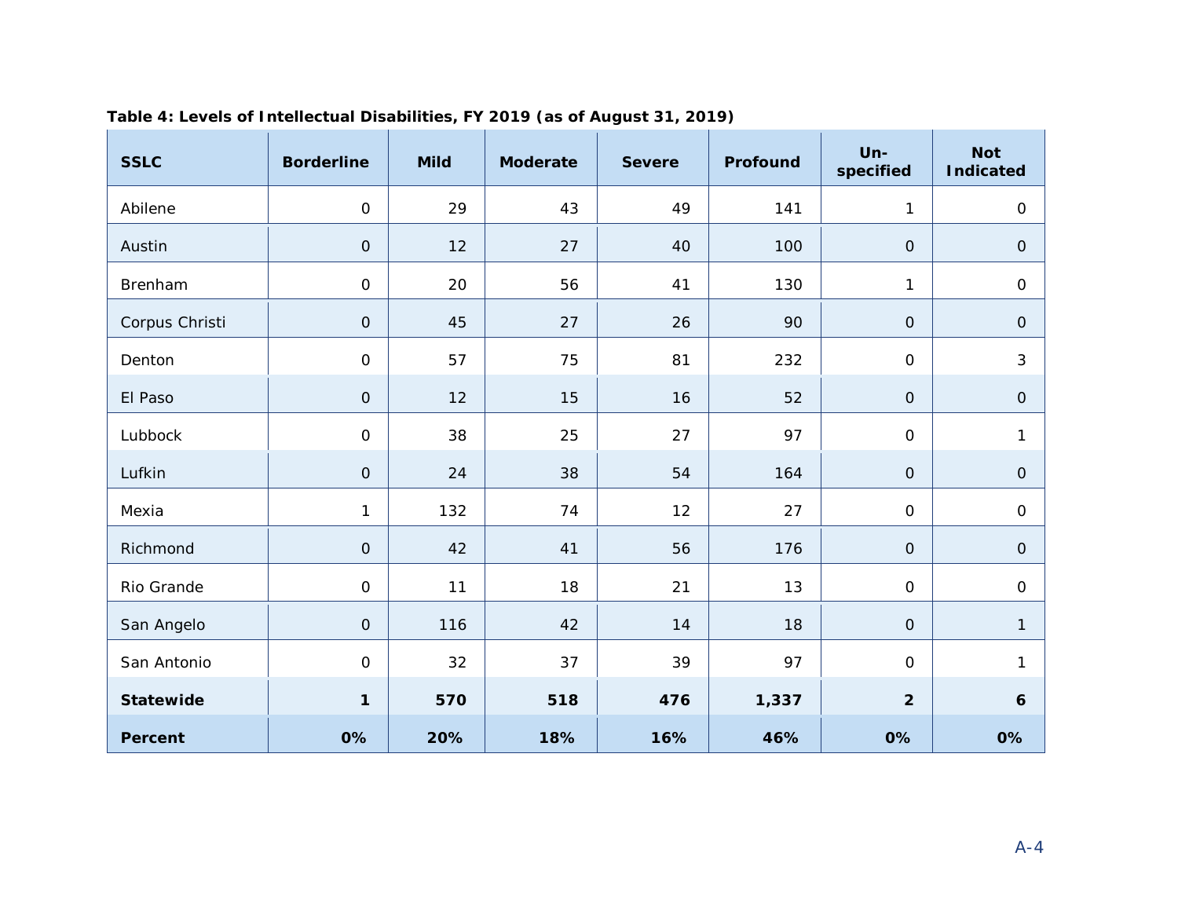**Table 4: Levels of Intellectual Disabilities, FY 2019 (as of August 31, 2019)**

| SSLC | Borderline | Mild | Moderate | Severe | Profound | Un-specified | Not Indicated |
|---|---|---|---|---|---|---|---|
| Abilene | 0 | 29 | 43 | 49 | 141 | 1 | 0 |
| Austin | 0 | 12 | 27 | 40 | 100 | 0 | 0 |
| Brenham | 0 | 20 | 56 | 41 | 130 | 1 | 0 |
| Corpus Christi | 0 | 45 | 27 | 26 | 90 | 0 | 0 |
| Denton | 0 | 57 | 75 | 81 | 232 | 0 | 3 |
| El Paso | 0 | 12 | 15 | 16 | 52 | 0 | 0 |
| Lubbock | 0 | 38 | 25 | 27 | 97 | 0 | 1 |
| Lufkin | 0 | 24 | 38 | 54 | 164 | 0 | 0 |
| Mexia | 1 | 132 | 74 | 12 | 27 | 0 | 0 |
| Richmond | 0 | 42 | 41 | 56 | 176 | 0 | 0 |
| Rio Grande | 0 | 11 | 18 | 21 | 13 | 0 | 0 |
| San Angelo | 0 | 116 | 42 | 14 | 18 | 0 | 1 |
| San Antonio | 0 | 32 | 37 | 39 | 97 | 0 | 1 |
| **Statewide** | **1** | **570** | **518** | **476** | **1,337** | **2** | **6** |
| **Percent** | **0%** | **20%** | **18%** | **16%** | **46%** | **0%** | **0%** |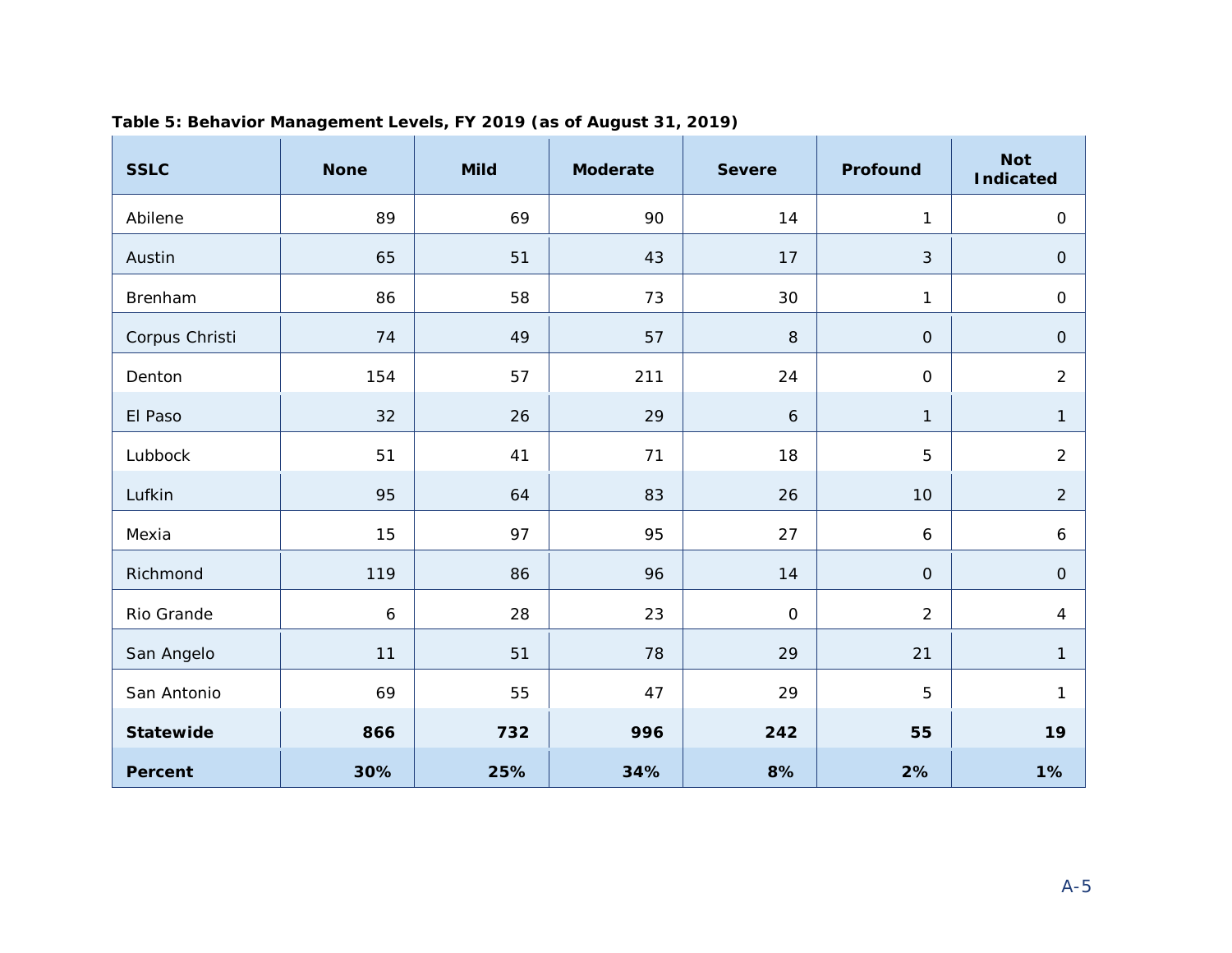**Table 5: Behavior Management Levels, FY 2019 (as of August 31, 2019)**

| SSLC | None | Mild | Moderate | Severe | Profound | Not Indicated |
|---|---|---|---|---|---|---|
| Abilene | 89 | 69 | 90 | 14 | 1 | 0 |
| Austin | 65 | 51 | 43 | 17 | 3 | 0 |
| Brenham | 86 | 58 | 73 | 30 | 1 | 0 |
| Corpus Christi | 74 | 49 | 57 | 8 | 0 | 0 |
| Denton | 154 | 57 | 211 | 24 | 0 | 2 |
| El Paso | 32 | 26 | 29 | 6 | 1 | 1 |
| Lubbock | 51 | 41 | 71 | 18 | 5 | 2 |
| Lufkin | 95 | 64 | 83 | 26 | 10 | 2 |
| Mexia | 15 | 97 | 95 | 27 | 6 | 6 |
| Richmond | 119 | 86 | 96 | 14 | 0 | 0 |
| Rio Grande | 6 | 28 | 23 | 0 | 2 | 4 |
| San Angelo | 11 | 51 | 78 | 29 | 21 | 1 |
| San Antonio | 69 | 55 | 47 | 29 | 5 | 1 |
| **Statewide** | **866** | **732** | **996** | **242** | **55** | **19** |
| **Percent** | **30%** | **25%** | **34%** | **8%** | **2%** | **1%** |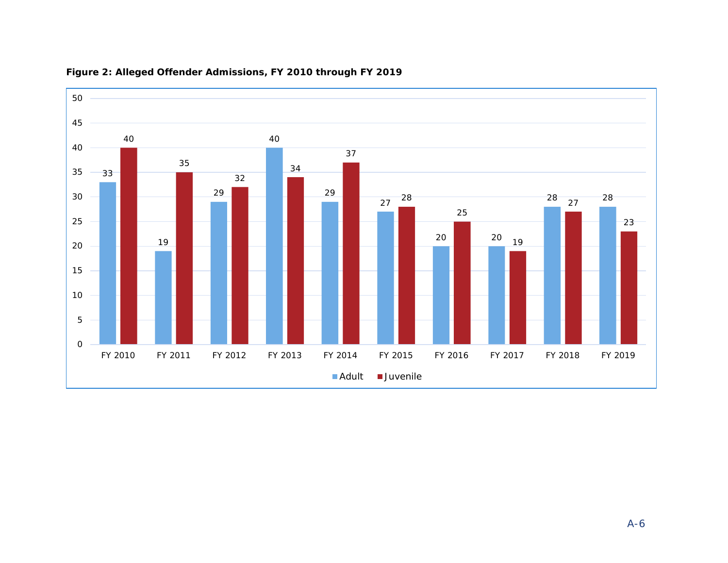**Figure 2: Alleged Offender Admissions, FY 2010 through FY 2019**

| | Adult | Juvenile |
|---|---|---|
| FY 2010 | 33 | 40 |
| FY 2011 | 19 | 35 |
| FY 2012 | 29 | 32 |
| FY 2013 | 40 | 34 |
| FY 2014 | 29 | 37 |
| FY 2015 | 27 | 28 |
| FY 2016 | 20 | 25 |
| FY 2017 | 20 | 19 |
| FY 2018 | 28 | 27 |
| FY 2019 | 28 | 23 |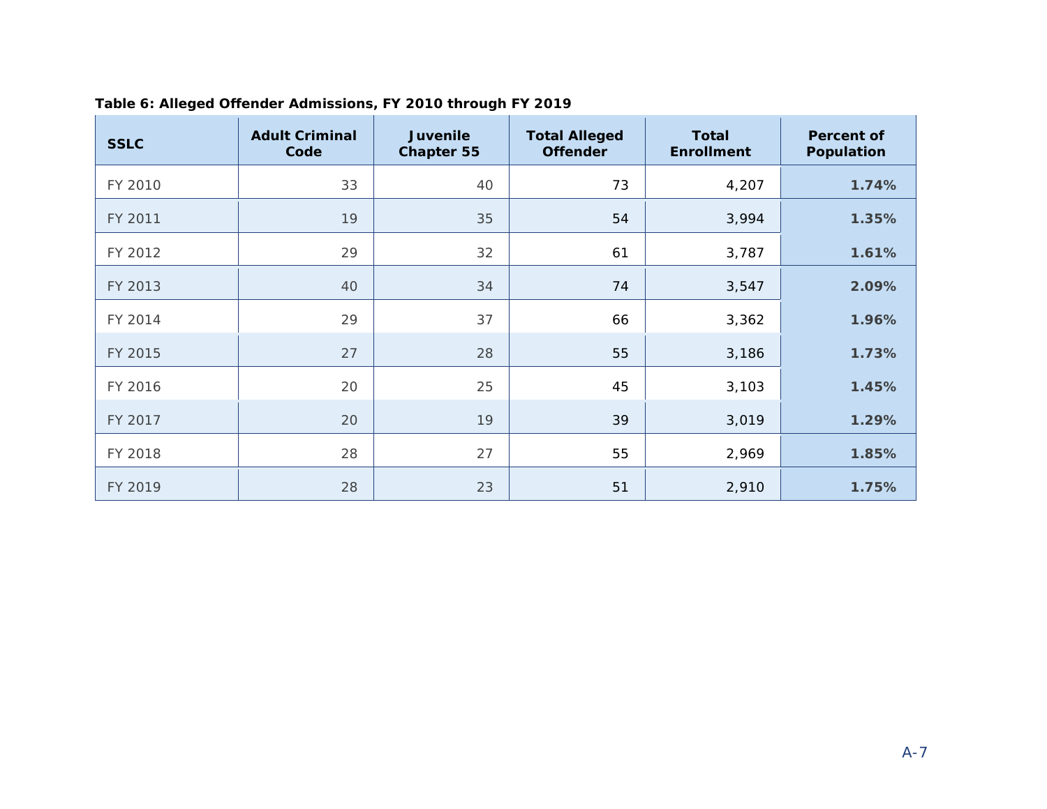**Table 6: Alleged Offender Admissions, FY 2010 through FY 2019**

| SSLC | Adult Criminal Code | Juvenile Chapter 55 | Total Alleged Offender | Total Enrollment | Percent of Population |
|---|---|---|---|---|---|
| FY 2010 | 33 | 40 | 73 | 4,207 | **1.74%** |
| FY 2011 | 19 | 35 | 54 | 3,994 | **1.35%** |
| FY 2012 | 29 | 32 | 61 | 3,787 | **1.61%** |
| FY 2013 | 40 | 34 | 74 | 3,547 | **2.09%** |
| FY 2014 | 29 | 37 | 66 | 3,362 | **1.96%** |
| FY 2015 | 27 | 28 | 55 | 3,186 | **1.73%** |
| FY 2016 | 20 | 25 | 45 | 3,103 | **1.45%** |
| FY 2017 | 20 | 19 | 39 | 3,019 | **1.29%** |
| FY 2018 | 28 | 27 | 55 | 2,969 | **1.85%** |
| FY 2019 | 28 | 23 | 51 | 2,910 | **1.75%** |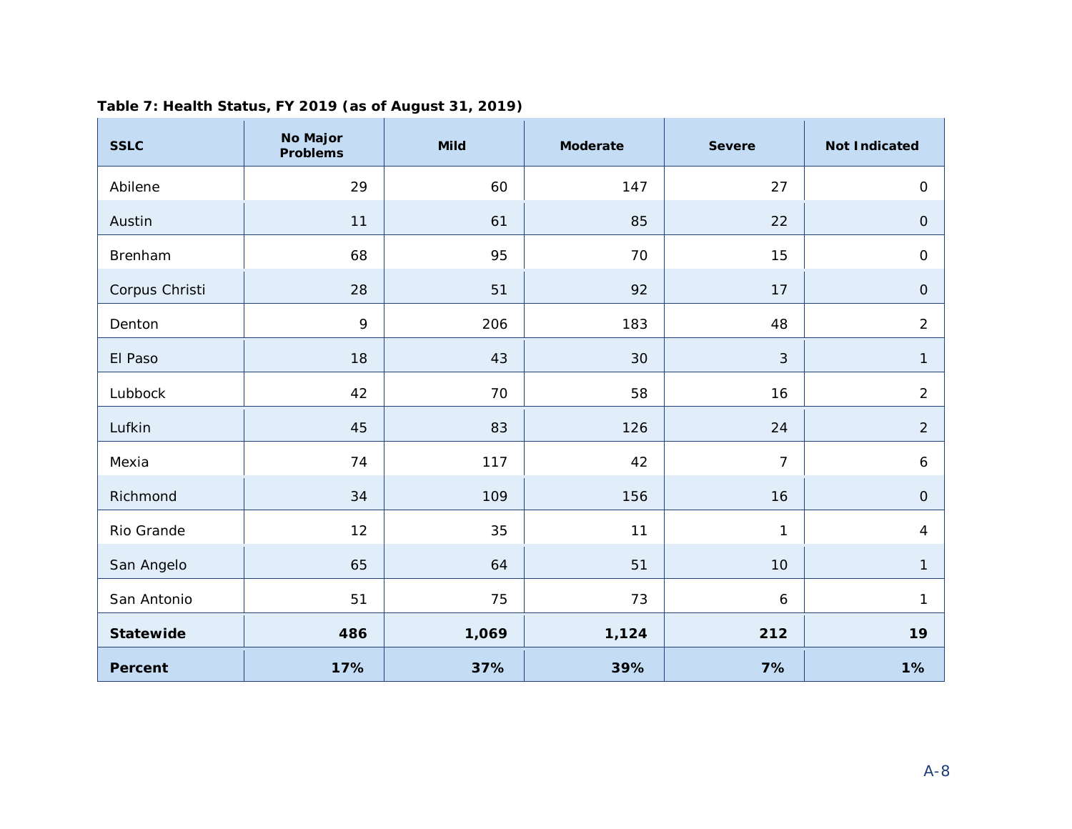**Table 7: Health Status, FY 2019 (as of August 31, 2019)**

| SSLC | No Major Problems | Mild | Moderate | Severe | Not Indicated |
|---|---|---|---|---|---|
| Abilene | 29 | 60 | 147 | 27 | 0 |
| Austin | 11 | 61 | 85 | 22 | 0 |
| Brenham | 68 | 95 | 70 | 15 | 0 |
| Corpus Christi | 28 | 51 | 92 | 17 | 0 |
| Denton | 9 | 206 | 183 | 48 | 2 |
| El Paso | 18 | 43 | 30 | 3 | 1 |
| Lubbock | 42 | 70 | 58 | 16 | 2 |
| Lufkin | 45 | 83 | 126 | 24 | 2 |
| Mexia | 74 | 117 | 42 | 7 | 6 |
| Richmond | 34 | 109 | 156 | 16 | 0 |
| Rio Grande | 12 | 35 | 11 | 1 | 4 |
| San Angelo | 65 | 64 | 51 | 10 | 1 |
| San Antonio | 51 | 75 | 73 | 6 | 1 |
| **Statewide** | **486** | **1,069** | **1,124** | **212** | **19** |
| **Percent** | **17%** | **37%** | **39%** | **7%** | **1%** |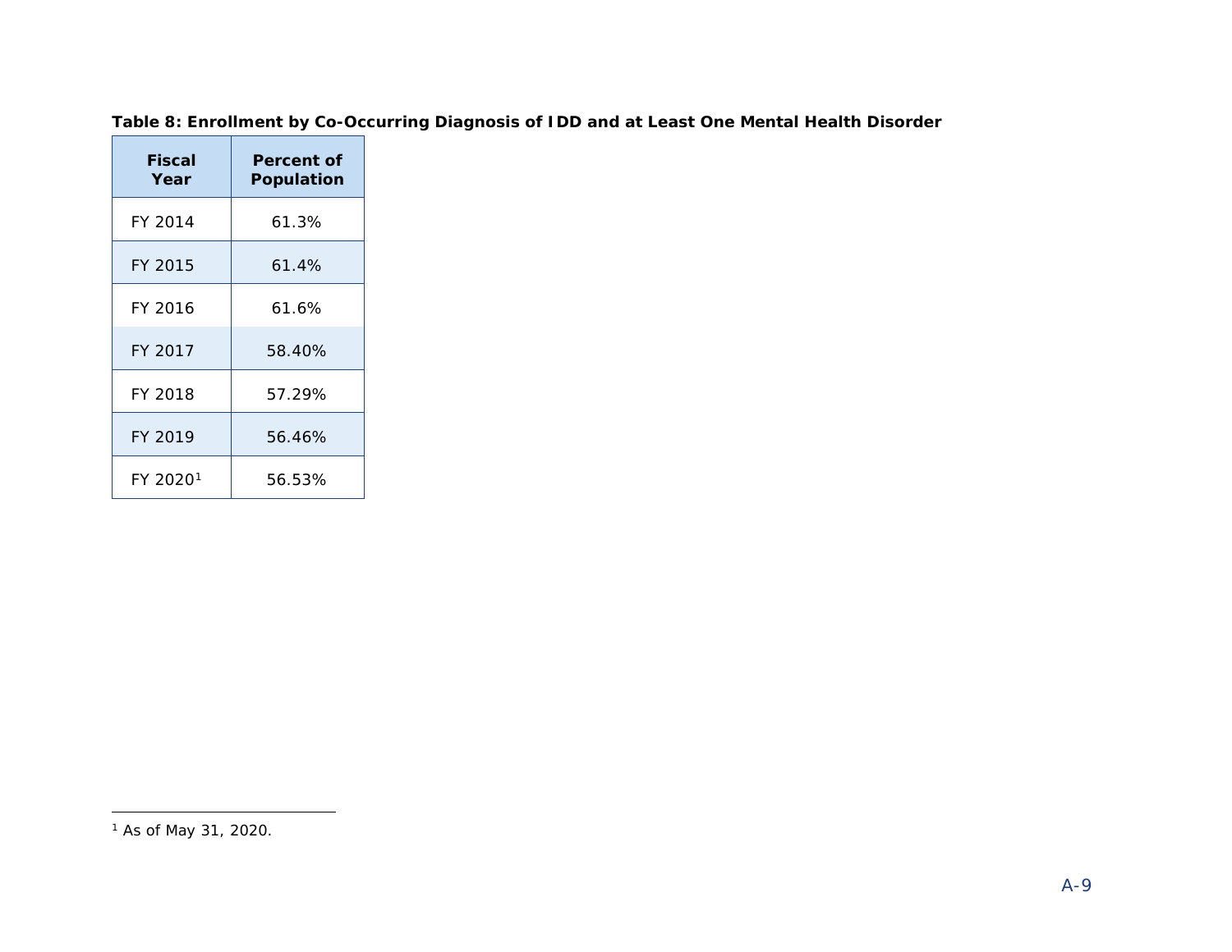**Table 8: Enrollment by Co-Occurring Diagnosis of IDD and at Least One Mental Health Disorder**

| Fiscal Year | Percent of Population |
|---|---|
| FY 2014 | 61.3% |
| FY 2015 | 61.4% |
| FY 2016 | 61.6% |
| FY 2017 | 58.40% |
| FY 2018 | 57.29% |
| FY 2019 | 56.46% |
| FY 2020[1] | 56.53% |

[1] As of May 31, 2020.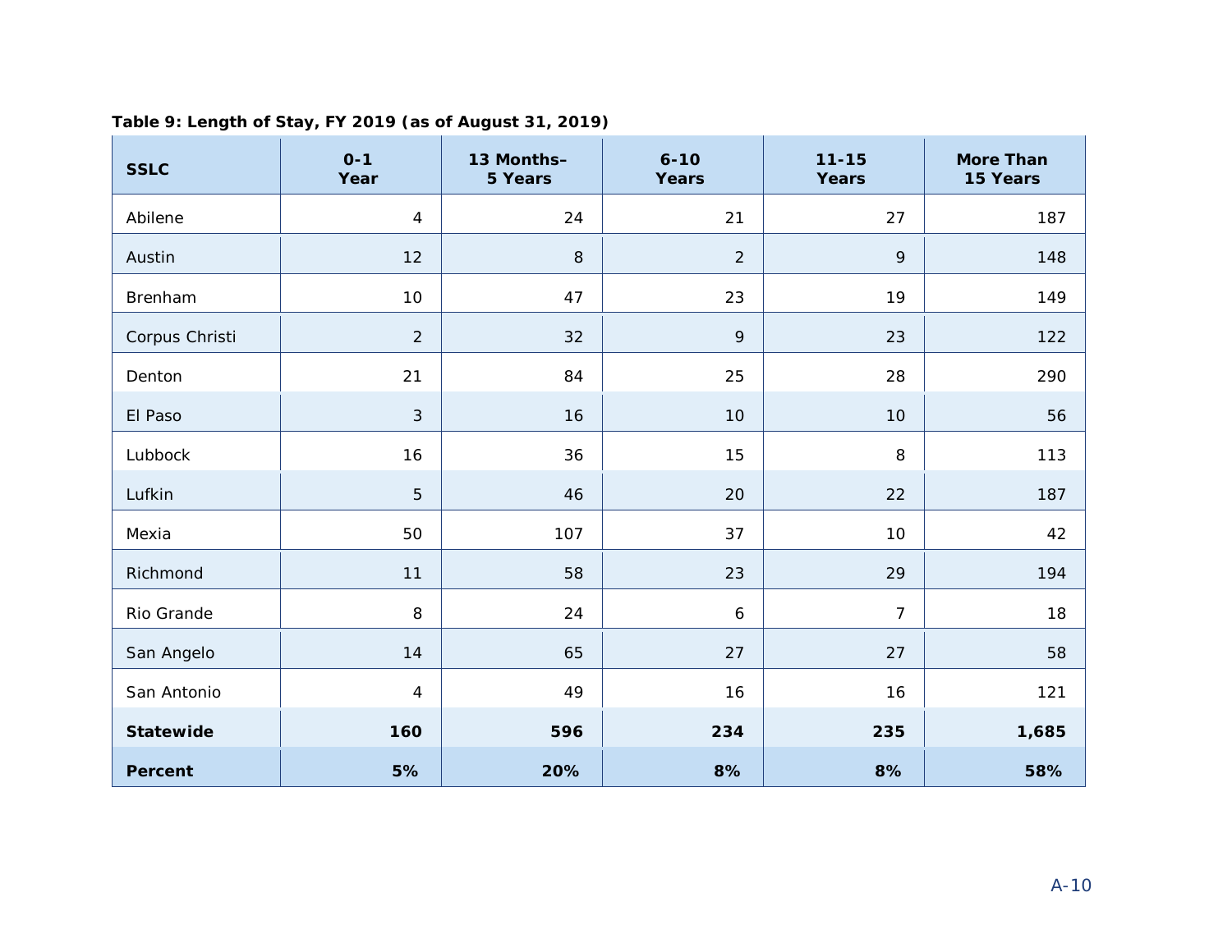**Table 9: Length of Stay, FY 2019 (as of August 31, 2019)**

| SSLC | 0-1 Year | 13 Months–5 Years | 6-10 Years | 11-15 Years | More Than 15 Years |
|---|---|---|---|---|---|
| Abilene | 4 | 24 | 21 | 27 | 187 |
| Austin | 12 | 8 | 2 | 9 | 148 |
| Brenham | 10 | 47 | 23 | 19 | 149 |
| Corpus Christi | 2 | 32 | 9 | 23 | 122 |
| Denton | 21 | 84 | 25 | 28 | 290 |
| El Paso | 3 | 16 | 10 | 10 | 56 |
| Lubbock | 16 | 36 | 15 | 8 | 113 |
| Lufkin | 5 | 46 | 20 | 22 | 187 |
| Mexia | 50 | 107 | 37 | 10 | 42 |
| Richmond | 11 | 58 | 23 | 29 | 194 |
| Rio Grande | 8 | 24 | 6 | 7 | 18 |
| San Angelo | 14 | 65 | 27 | 27 | 58 |
| San Antonio | 4 | 49 | 16 | 16 | 121 |
| **Statewide** | **160** | **596** | **234** | **235** | **1,685** |
| **Percent** | **5%** | **20%** | **8%** | **8%** | **58%** |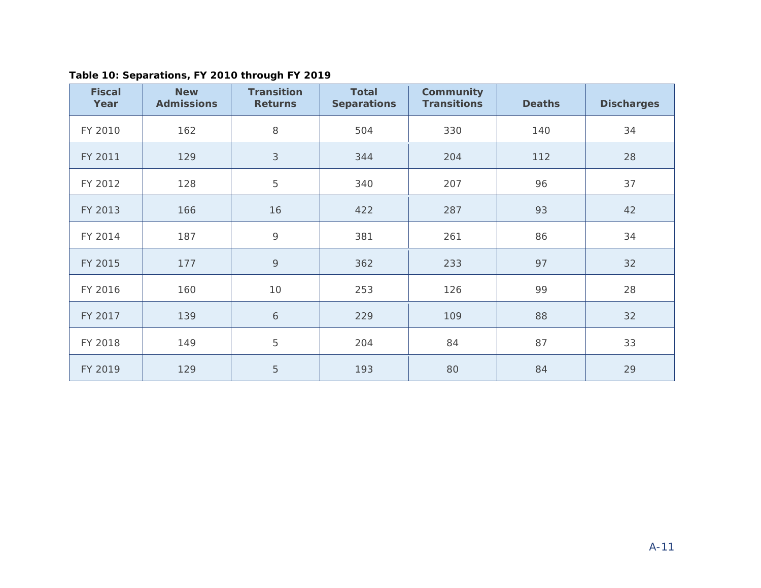**Table 10: Separations, FY 2010 through FY 2019**

| Fiscal Year | New Admissions | Transition Returns | Total Separations | Community Transitions | Deaths | Discharges |
|---|---|---|---|---|---|---|
| FY 2010 | 162 | 8 | 504 | 330 | 140 | 34 |
| FY 2011 | 129 | 3 | 344 | 204 | 112 | 28 |
| FY 2012 | 128 | 5 | 340 | 207 | 96 | 37 |
| FY 2013 | 166 | 16 | 422 | 287 | 93 | 42 |
| FY 2014 | 187 | 9 | 381 | 261 | 86 | 34 |
| FY 2015 | 177 | 9 | 362 | 233 | 97 | 32 |
| FY 2016 | 160 | 10 | 253 | 126 | 99 | 28 |
| FY 2017 | 139 | 6 | 229 | 109 | 88 | 32 |
| FY 2018 | 149 | 5 | 204 | 84 | 87 | 33 |
| FY 2019 | 129 | 5 | 193 | 80 | 84 | 29 |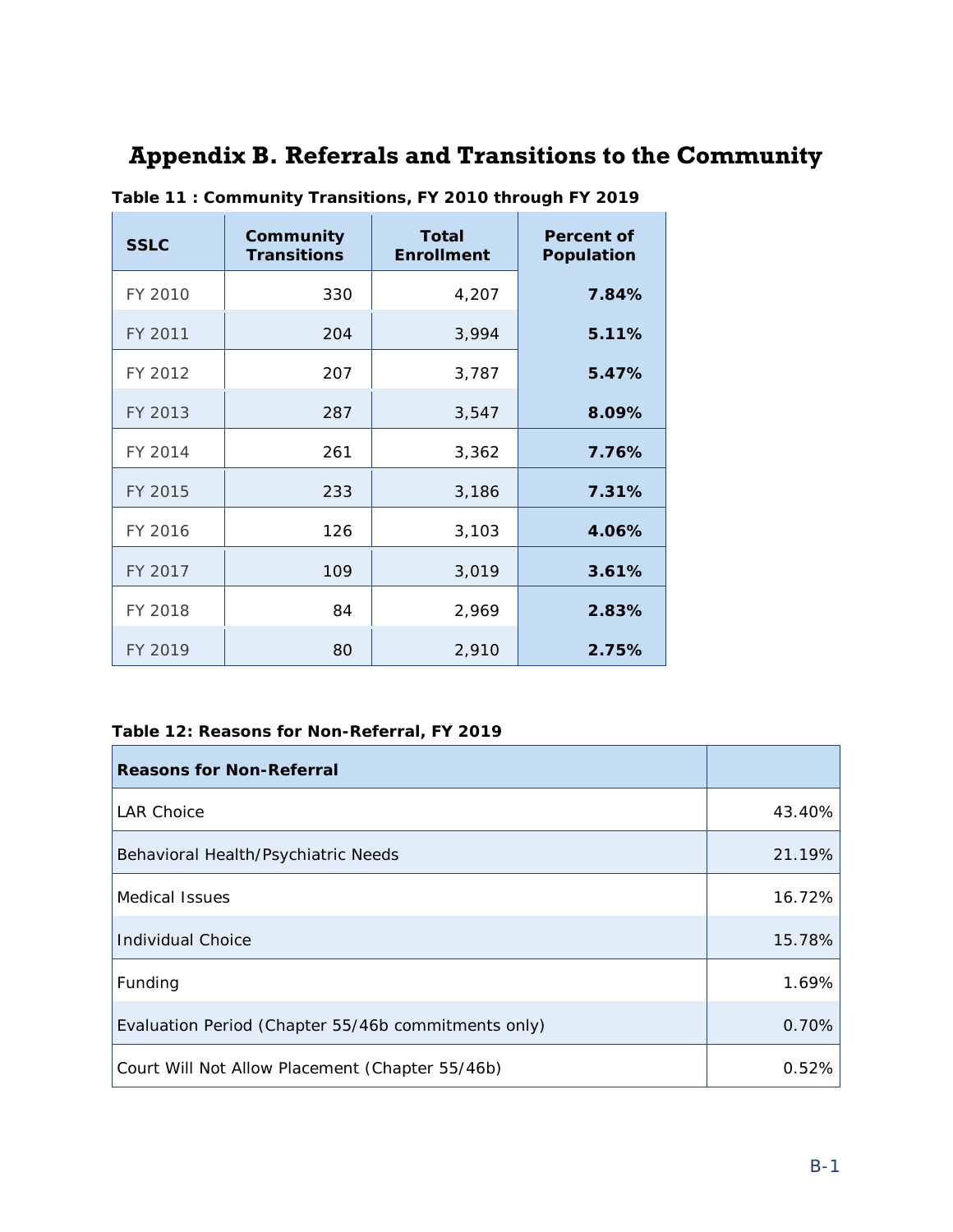# Appendix B. Referrals and Transitions to the Community

**Table 11 : Community Transitions, FY 2010 through FY 2019**

| SSLC | Community Transitions | Total Enrollment | Percent of Population |
|---|---|---|---|
| FY 2010 | 330 | 4,207 | **7.84%** |
| FY 2011 | 204 | 3,994 | **5.11%** |
| FY 2012 | 207 | 3,787 | **5.47%** |
| FY 2013 | 287 | 3,547 | **8.09%** |
| FY 2014 | 261 | 3,362 | **7.76%** |
| FY 2015 | 233 | 3,186 | **7.31%** |
| FY 2016 | 126 | 3,103 | **4.06%** |
| FY 2017 | 109 | 3,019 | **3.61%** |
| FY 2018 | 84 | 2,969 | **2.83%** |
| FY 2019 | 80 | 2,910 | **2.75%** |

**Table 12: Reasons for Non-Referral, FY 2019**

| Reasons for Non-Referral | |
|---|---|
| LAR Choice | 43.40% |
| Behavioral Health/Psychiatric Needs | 21.19% |
| Medical Issues | 16.72% |
| Individual Choice | 15.78% |
| Funding | 1.69% |
| Evaluation Period (Chapter 55/46b commitments only) | 0.70% |
| Court Will Not Allow Placement (Chapter 55/46b) | 0.52% |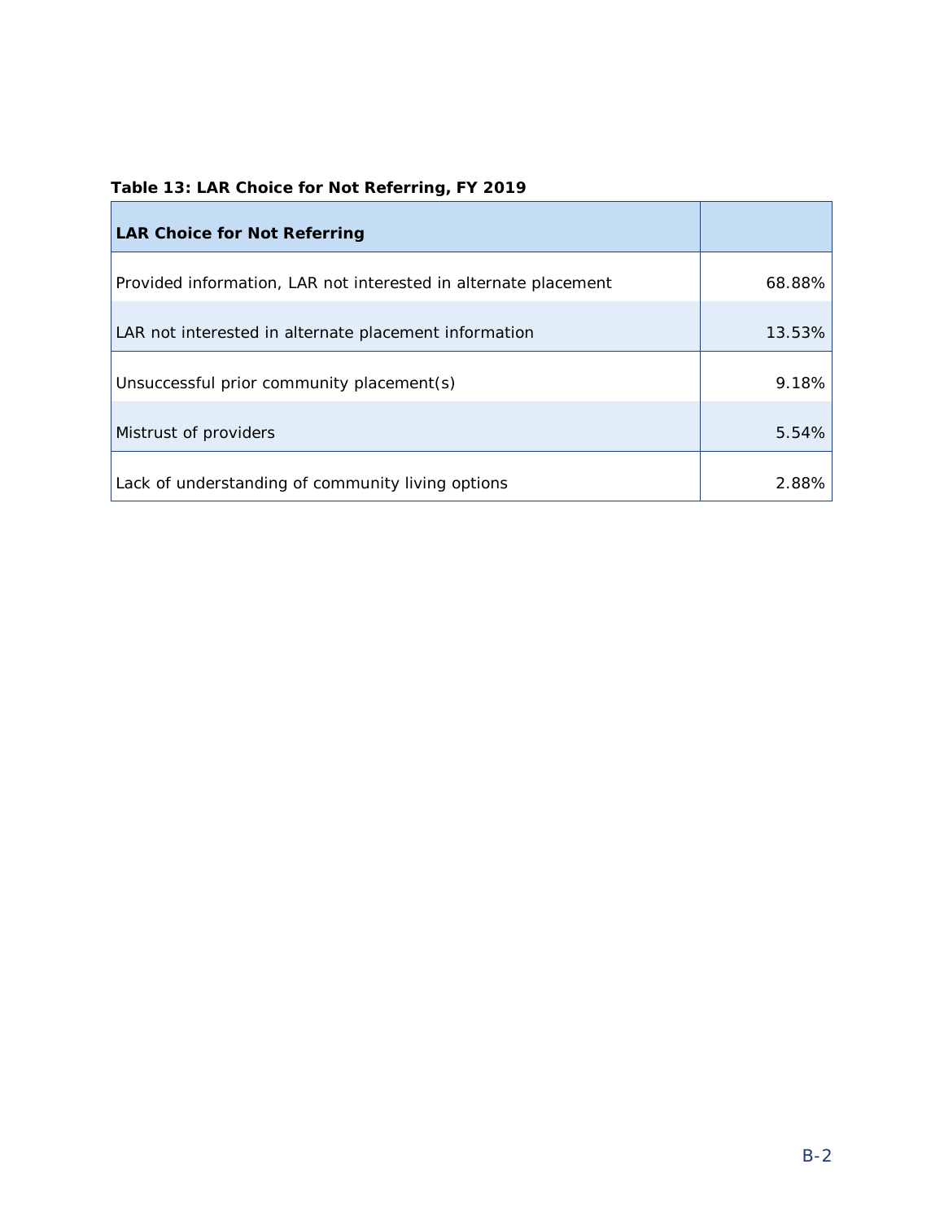**Table 13: LAR Choice for Not Referring, FY 2019**

| LAR Choice for Not Referring | |
|---|---|
| Provided information, LAR not interested in alternate placement | 68.88% |
| LAR not interested in alternate placement information | 13.53% |
| Unsuccessful prior community placement(s) | 9.18% |
| Mistrust of providers | 5.54% |
| Lack of understanding of community living options | 2.88% |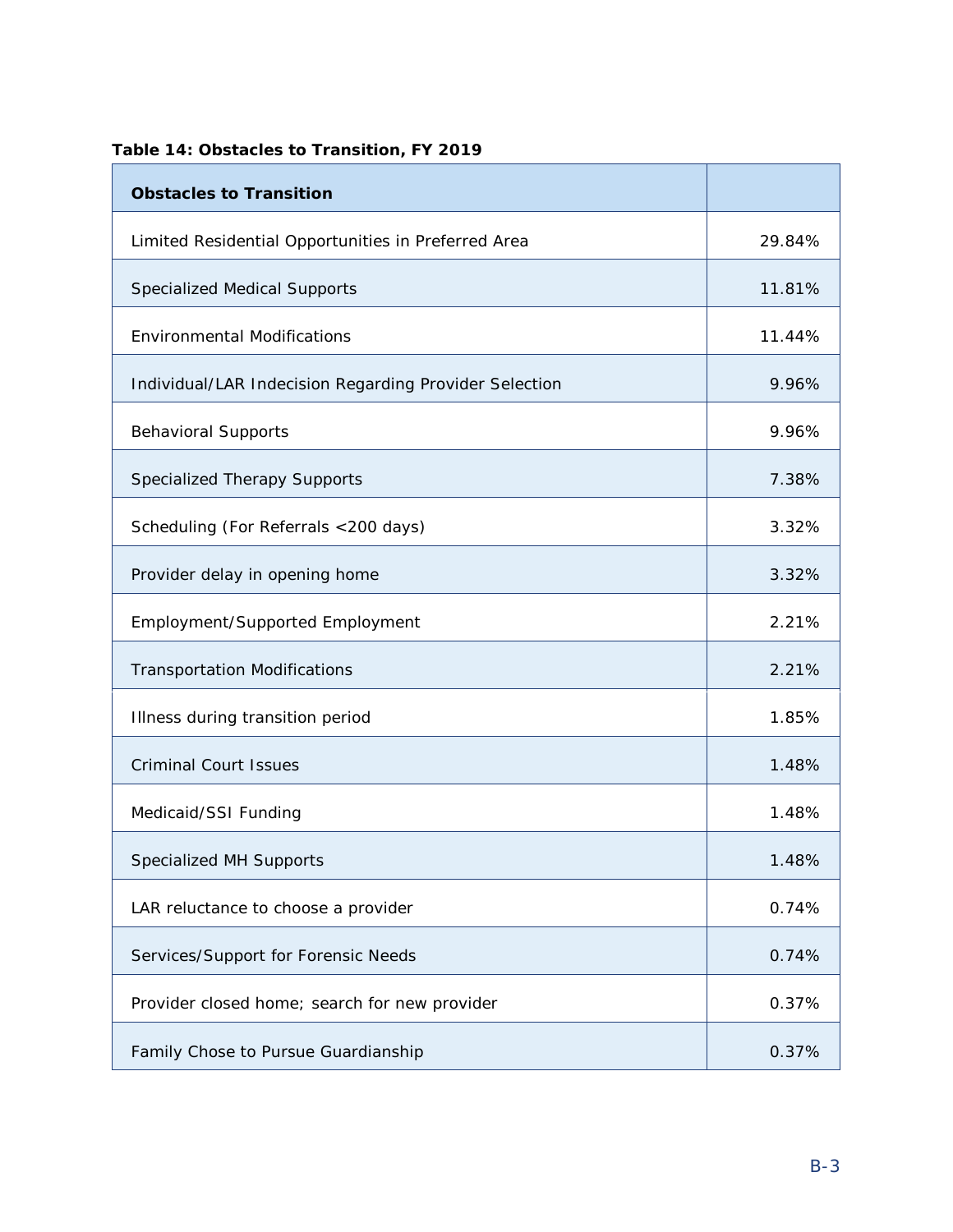**Table 14: Obstacles to Transition, FY 2019**

| Obstacles to Transition | |
|---|---|
| Limited Residential Opportunities in Preferred Area | 29.84% |
| Specialized Medical Supports | 11.81% |
| Environmental Modifications | 11.44% |
| Individual/LAR Indecision Regarding Provider Selection | 9.96% |
| Behavioral Supports | 9.96% |
| Specialized Therapy Supports | 7.38% |
| Scheduling (For Referrals <200 days) | 3.32% |
| Provider delay in opening home | 3.32% |
| Employment/Supported Employment | 2.21% |
| Transportation Modifications | 2.21% |
| Illness during transition period | 1.85% |
| Criminal Court Issues | 1.48% |
| Medicaid/SSI Funding | 1.48% |
| Specialized MH Supports | 1.48% |
| LAR reluctance to choose a provider | 0.74% |
| Services/Support for Forensic Needs | 0.74% |
| Provider closed home; search for new provider | 0.37% |
| Family Chose to Pursue Guardianship | 0.37% |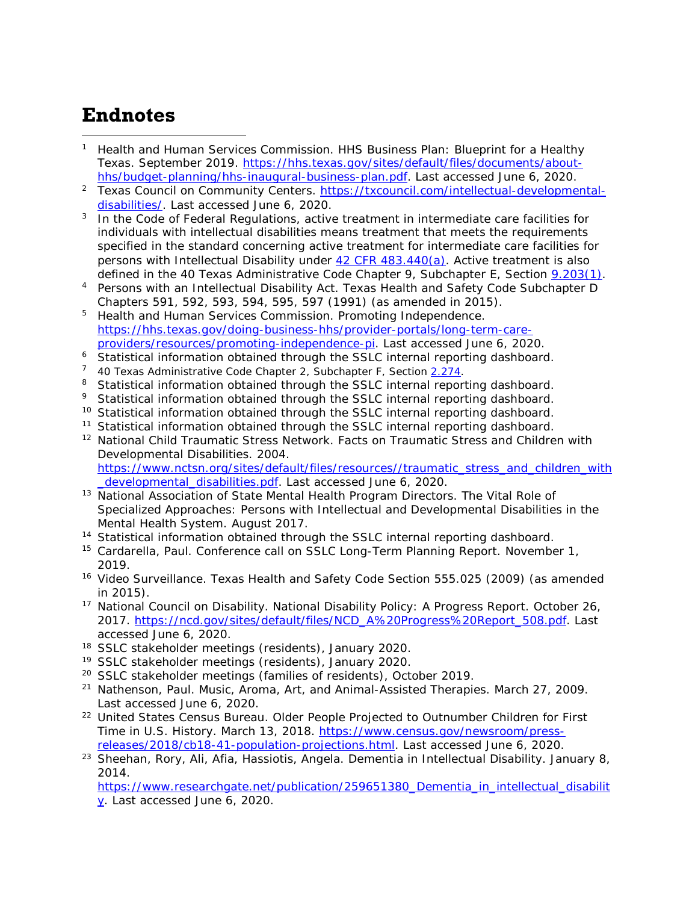# Endnotes

[1] Health and Human Services Commission. HHS Business Plan: Blueprint for a Healthy Texas. September 2019. https://hhs.texas.gov/sites/default/files/documents/about-hhs/budget-planning/hhs-inaugural-business-plan.pdf. Last accessed June 6, 2020.

[2] Texas Council on Community Centers. https://txcouncil.com/intellectual-developmental-disabilities/. Last accessed June 6, 2020.

[3] In the Code of Federal Regulations, active treatment in intermediate care facilities for individuals with intellectual disabilities means treatment that meets the requirements specified in the standard concerning active treatment for intermediate care facilities for persons with Intellectual Disability under 42 CFR 483.440(a). Active treatment is also defined in the 40 Texas Administrative Code Chapter 9, Subchapter E, Section 9.203(1).

[4] Persons with an Intellectual Disability Act. Texas Health and Safety Code Subchapter D Chapters 591, 592, 593, 594, 595, 597 (1991) (as amended in 2015).

[5] Health and Human Services Commission. Promoting Independence. https://hhs.texas.gov/doing-business-hhs/provider-portals/long-term-care-providers/resources/promoting-independence-pi. Last accessed June 6, 2020.

[6] Statistical information obtained through the SSLC internal reporting dashboard.

[7] 40 Texas Administrative Code Chapter 2, Subchapter F, Section 2.274.

[8] Statistical information obtained through the SSLC internal reporting dashboard.

[9] Statistical information obtained through the SSLC internal reporting dashboard.

[10] Statistical information obtained through the SSLC internal reporting dashboard.

[11] Statistical information obtained through the SSLC internal reporting dashboard.

[12] National Child Traumatic Stress Network. Facts on Traumatic Stress and Children with Developmental Disabilities. 2004. https://www.nctsn.org/sites/default/files/resources//traumatic_stress_and_children_with_developmental_disabilities.pdf. Last accessed June 6, 2020.

[13] National Association of State Mental Health Program Directors. The Vital Role of Specialized Approaches: Persons with Intellectual and Developmental Disabilities in the Mental Health System. August 2017.

[14] Statistical information obtained through the SSLC internal reporting dashboard.

[15] Cardarella, Paul. Conference call on SSLC Long-Term Planning Report. November 1, 2019.

[16] Video Surveillance. Texas Health and Safety Code Section 555.025 (2009) (as amended in 2015).

[17] National Council on Disability. National Disability Policy: A Progress Report. October 26, 2017. https://ncd.gov/sites/default/files/NCD_A%20Progress%20Report_508.pdf. Last accessed June 6, 2020.

[18] SSLC stakeholder meetings (residents), January 2020.

[19] SSLC stakeholder meetings (residents), January 2020.

[20] SSLC stakeholder meetings (families of residents), October 2019.

[21] Nathenson, Paul. Music, Aroma, Art, and Animal-Assisted Therapies. March 27, 2009. Last accessed June 6, 2020.

[22] United States Census Bureau. Older People Projected to Outnumber Children for First Time in U.S. History. March 13, 2018. https://www.census.gov/newsroom/press-releases/2018/cb18-41-population-projections.html. Last accessed June 6, 2020.

[23] Sheehan, Rory, Ali, Afia, Hassiotis, Angela. Dementia in Intellectual Disability. January 8, 2014. https://www.researchgate.net/publication/259651380_Dementia_in_intellectual_disability. Last accessed June 6, 2020.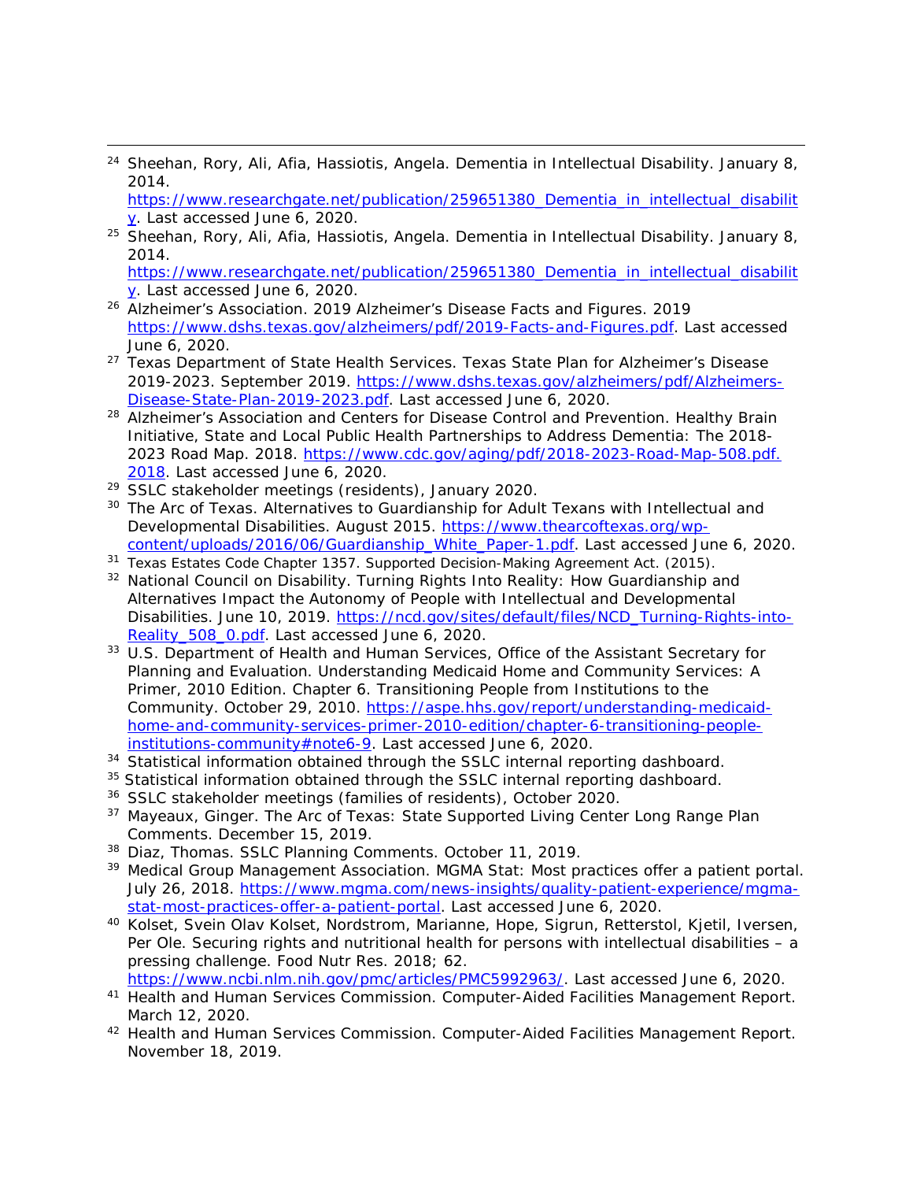[24] Sheehan, Rory, Ali, Afia, Hassiotis, Angela. Dementia in Intellectual Disability. January 8, 2014. https://www.researchgate.net/publication/259651380_Dementia_in_intellectual_disability. Last accessed June 6, 2020.

[25] Sheehan, Rory, Ali, Afia, Hassiotis, Angela. Dementia in Intellectual Disability. January 8, 2014. https://www.researchgate.net/publication/259651380_Dementia_in_intellectual_disability. Last accessed June 6, 2020.

[26] Alzheimer's Association. 2019 Alzheimer's Disease Facts and Figures. 2019 https://www.dshs.texas.gov/alzheimers/pdf/2019-Facts-and-Figures.pdf. Last accessed June 6, 2020.

[27] Texas Department of State Health Services. Texas State Plan for Alzheimer's Disease 2019-2023. September 2019. https://www.dshs.texas.gov/alzheimers/pdf/Alzheimers-Disease-State-Plan-2019-2023.pdf. Last accessed June 6, 2020.

[28] Alzheimer's Association and Centers for Disease Control and Prevention. Healthy Brain Initiative, State and Local Public Health Partnerships to Address Dementia: The 2018-2023 Road Map. 2018. https://www.cdc.gov/aging/pdf/2018-2023-Road-Map-508.pdf. 2018. Last accessed June 6, 2020.

[29] SSLC stakeholder meetings (residents), January 2020.

[30] The Arc of Texas. Alternatives to Guardianship for Adult Texans with Intellectual and Developmental Disabilities. August 2015. https://www.thearcoftexas.org/wp-content/uploads/2016/06/Guardianship_White_Paper-1.pdf. Last accessed June 6, 2020.

[31] Texas Estates Code Chapter 1357. Supported Decision-Making Agreement Act. (2015).

[32] National Council on Disability. Turning Rights Into Reality: How Guardianship and Alternatives Impact the Autonomy of People with Intellectual and Developmental Disabilities. June 10, 2019. https://ncd.gov/sites/default/files/NCD_Turning-Rights-into-Reality_508_0.pdf. Last accessed June 6, 2020.

[33] U.S. Department of Health and Human Services, Office of the Assistant Secretary for Planning and Evaluation. Understanding Medicaid Home and Community Services: A Primer, 2010 Edition. Chapter 6. Transitioning People from Institutions to the Community. October 29, 2010. https://aspe.hhs.gov/report/understanding-medicaid-home-and-community-services-primer-2010-edition/chapter-6-transitioning-people-institutions-community#note6-9. Last accessed June 6, 2020.

[34] Statistical information obtained through the SSLC internal reporting dashboard.

[35] Statistical information obtained through the SSLC internal reporting dashboard.

[36] SSLC stakeholder meetings (families of residents), October 2020.

[37] Mayeaux, Ginger. The Arc of Texas: State Supported Living Center Long Range Plan Comments. December 15, 2019.

[38] Diaz, Thomas. SSLC Planning Comments. October 11, 2019.

[39] Medical Group Management Association. MGMA Stat: Most practices offer a patient portal. July 26, 2018. https://www.mgma.com/news-insights/quality-patient-experience/mgma-stat-most-practices-offer-a-patient-portal. Last accessed June 6, 2020.

[40] Kolset, Svein Olav Kolset, Nordstrom, Marianne, Hope, Sigrun, Retterstol, Kjetil, Iversen, Per Ole. Securing rights and nutritional health for persons with intellectual disabilities – a pressing challenge. Food Nutr Res. 2018; 62. https://www.ncbi.nlm.nih.gov/pmc/articles/PMC5992963/. Last accessed June 6, 2020.

[41] Health and Human Services Commission. Computer-Aided Facilities Management Report. March 12, 2020.

[42] Health and Human Services Commission. Computer-Aided Facilities Management Report. November 18, 2019.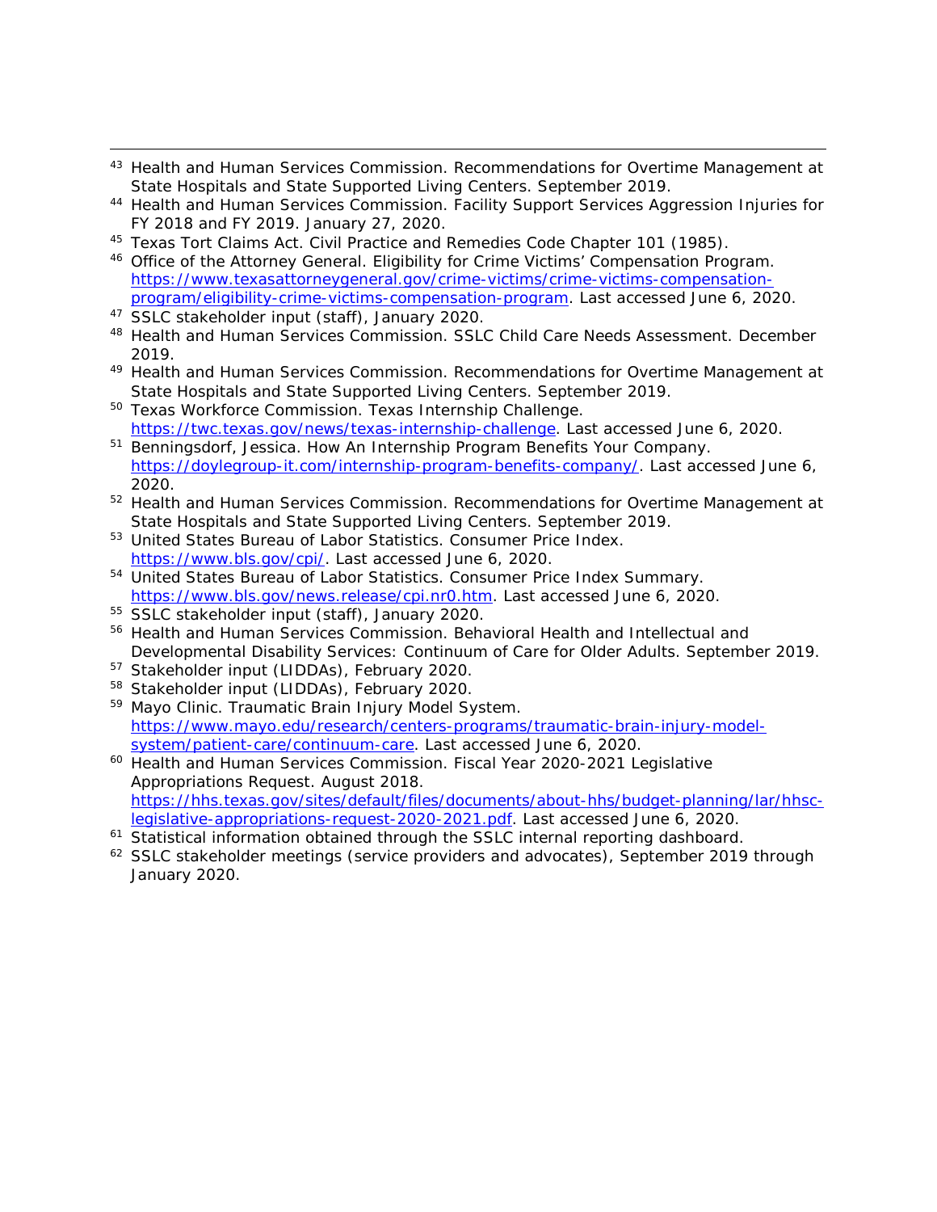[43] Health and Human Services Commission. Recommendations for Overtime Management at State Hospitals and State Supported Living Centers. September 2019.

[44] Health and Human Services Commission. Facility Support Services Aggression Injuries for FY 2018 and FY 2019. January 27, 2020.

[45] Texas Tort Claims Act. Civil Practice and Remedies Code Chapter 101 (1985).

[46] Office of the Attorney General. Eligibility for Crime Victims' Compensation Program. https://www.texasattorneygeneral.gov/crime-victims/crime-victims-compensation-program/eligibility-crime-victims-compensation-program. Last accessed June 6, 2020.

[47] SSLC stakeholder input (staff), January 2020.

[48] Health and Human Services Commission. SSLC Child Care Needs Assessment. December 2019.

[49] Health and Human Services Commission. Recommendations for Overtime Management at State Hospitals and State Supported Living Centers. September 2019.

[50] Texas Workforce Commission. Texas Internship Challenge. https://twc.texas.gov/news/texas-internship-challenge. Last accessed June 6, 2020.

[51] Benningsdorf, Jessica. How An Internship Program Benefits Your Company. https://doylegroup-it.com/internship-program-benefits-company/. Last accessed June 6, 2020.

[52] Health and Human Services Commission. Recommendations for Overtime Management at State Hospitals and State Supported Living Centers. September 2019.

[53] United States Bureau of Labor Statistics. Consumer Price Index. https://www.bls.gov/cpi/. Last accessed June 6, 2020.

[54] United States Bureau of Labor Statistics. Consumer Price Index Summary. https://www.bls.gov/news.release/cpi.nr0.htm. Last accessed June 6, 2020.

[55] SSLC stakeholder input (staff), January 2020.

[56] Health and Human Services Commission. Behavioral Health and Intellectual and Developmental Disability Services: Continuum of Care for Older Adults. September 2019.

[57] Stakeholder input (LIDDAs), February 2020.

[58] Stakeholder input (LIDDAs), February 2020.

[59] Mayo Clinic. Traumatic Brain Injury Model System. https://www.mayo.edu/research/centers-programs/traumatic-brain-injury-model-system/patient-care/continuum-care. Last accessed June 6, 2020.

[60] Health and Human Services Commission. Fiscal Year 2020-2021 Legislative Appropriations Request. August 2018. https://hhs.texas.gov/sites/default/files/documents/about-hhs/budget-planning/lar/hhsc-legislative-appropriations-request-2020-2021.pdf. Last accessed June 6, 2020.

[61] Statistical information obtained through the SSLC internal reporting dashboard.

[62] SSLC stakeholder meetings (service providers and advocates), September 2019 through January 2020.